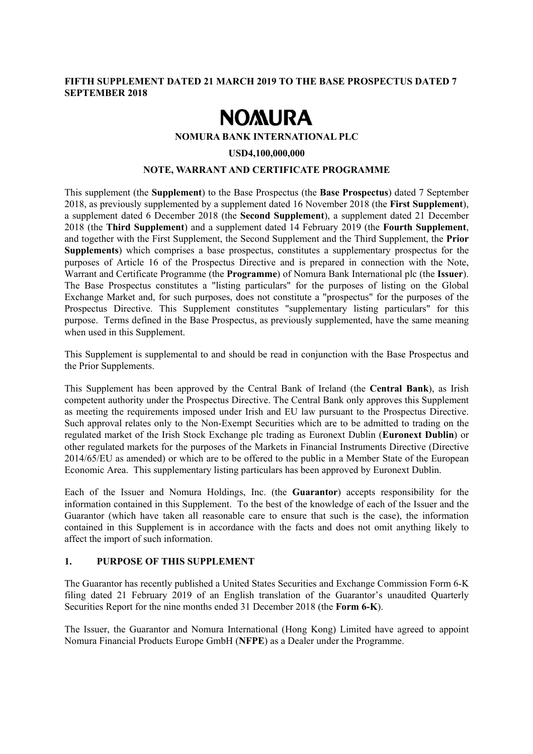**FIFTH SUPPLEMENT DATED 21 MARCH 2019 TO THE BASE PROSPECTUS DATED 7 SEPTEMBER 2018**

# NOMURA

**NOMURA BANK INTERNATIONAL PLC**

**USD4,100,000,000**

**NOTE, WARRANT AND CERTIFICATE PROGRAMME**

This supplement (the **Supplement**) to the Base Prospectus (the **Base Prospectus**) dated 7 September 2018, as previously supplemented by a supplement dated 16 November 2018 (the **First Supplement**), a supplement dated 6 December 2018 (the **Second Supplement**), a supplement dated 21 December 2018 (the **Third Supplement**) and a supplement dated 14 February 2019 (the **Fourth Supplement**, and together with the First Supplement, the Second Supplement and the Third Supplement, the **Prior Supplements**) which comprises a base prospectus, constitutes a supplementary prospectus for the purposes of Article 16 of the Prospectus Directive and is prepared in connection with the Note, Warrant and Certificate Programme (the **Programme**) of Nomura Bank International plc (the **Issuer**). The Base Prospectus constitutes a "listing particulars" for the purposes of listing on the Global Exchange Market and, for such purposes, does not constitute a "prospectus" for the purposes of the Prospectus Directive. This Supplement constitutes "supplementary listing particulars" for this purpose. Terms defined in the Base Prospectus, as previously supplemented, have the same meaning when used in this Supplement.

This Supplement is supplemental to and should be read in conjunction with the Base Prospectus and the Prior Supplements.

This Supplement has been approved by the Central Bank of Ireland (the **Central Bank**), as Irish competent authority under the Prospectus Directive. The Central Bank only approves this Supplement as meeting the requirements imposed under Irish and EU law pursuant to the Prospectus Directive. Such approval relates only to the Non-Exempt Securities which are to be admitted to trading on the regulated market of the Irish Stock Exchange plc trading as Euronext Dublin (**Euronext Dublin**) or other regulated markets for the purposes of the Markets in Financial Instruments Directive (Directive 2014/65/EU as amended) or which are to be offered to the public in a Member State of the European Economic Area. This supplementary listing particulars has been approved by Euronext Dublin.

Each of the Issuer and Nomura Holdings, Inc. (the **Guarantor**) accepts responsibility for the information contained in this Supplement. To the best of the knowledge of each of the Issuer and the Guarantor (which have taken all reasonable care to ensure that such is the case), the information contained in this Supplement is in accordance with the facts and does not omit anything likely to affect the import of such information.

## 1. PURPOSE OF THIS SUPPLEMENT

The Guarantor has recently published a United States Securities and Exchange Commission Form 6-K filing dated 21 February 2019 of an English translation of the Guarantor's unaudited Quarterly Securities Report for the nine months ended 31 December 2018 (the **Form 6-K**).

The Issuer, the Guarantor and Nomura International (Hong Kong) Limited have agreed to appoint Nomura Financial Products Europe GmbH (**NFPE**) as a Dealer under the Programme.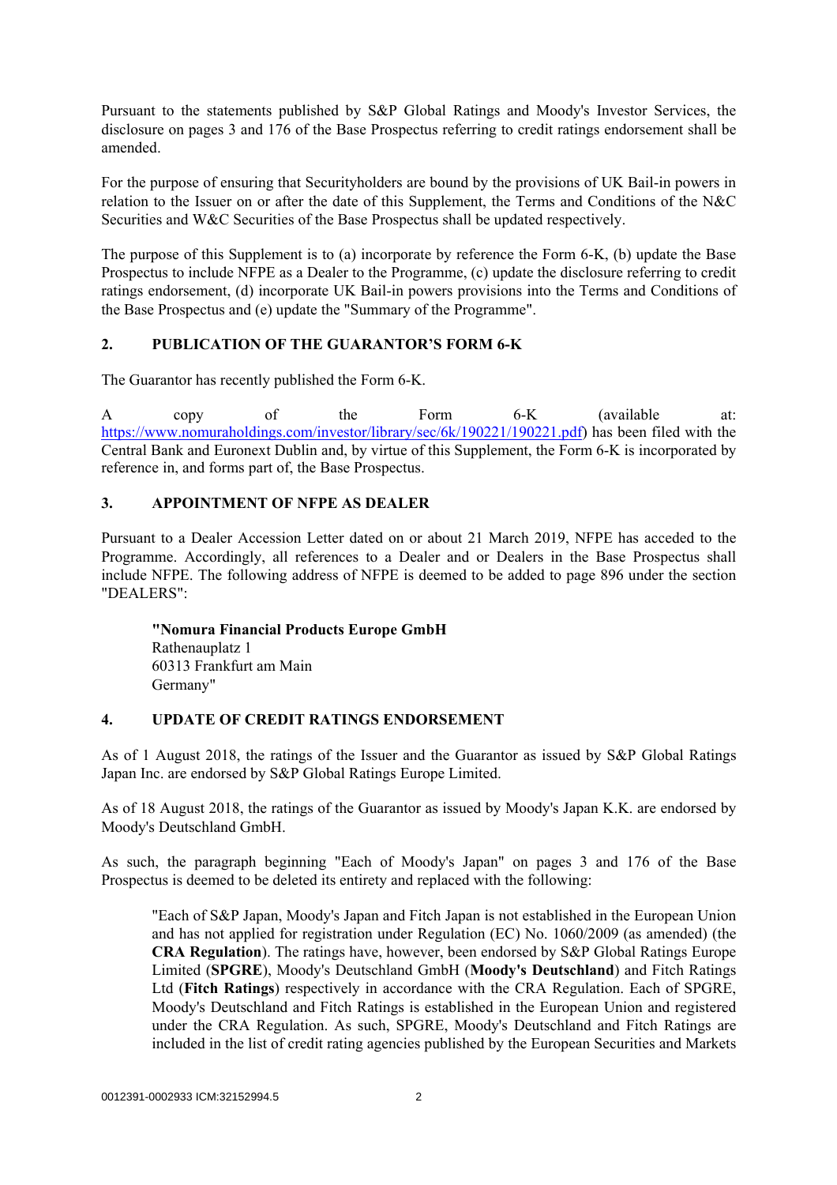Pursuant to the statements published by S&P Global Ratings and Moody's Investor Services, the disclosure on pages 3 and 176 of the Base Prospectus referring to credit ratings endorsement shall be amended.

For the purpose of ensuring that Securityholders are bound by the provisions of UK Bail-in powers in relation to the Issuer on or after the date of this Supplement, the Terms and Conditions of the N&C Securities and W&C Securities of the Base Prospectus shall be updated respectively.

The purpose of this Supplement is to (a) incorporate by reference the Form 6-K, (b) update the Base Prospectus to include NFPE as a Dealer to the Programme, (c) update the disclosure referring to credit ratings endorsement, (d) incorporate UK Bail-in powers provisions into the Terms and Conditions of the Base Prospectus and (e) update the "Summary of the Programme".

## 2. PUBLICATION OF THE GUARANTOR'S FORM 6-K

The Guarantor has recently published the Form 6-K.

A copy of the Form 6-K (available at: https://www.nomuraholdings.com/investor/library/sec/6k/190221/190221.pdf) has been filed with the Central Bank and Euronext Dublin and, by virtue of this Supplement, the Form 6-K is incorporated by reference in, and forms part of, the Base Prospectus.

## 3. APPOINTMENT OF NFPE AS DEALER

Pursuant to a Dealer Accession Letter dated on or about 21 March 2019, NFPE has acceded to the Programme. Accordingly, all references to a Dealer and or Dealers in the Base Prospectus shall include NFPE. The following address of NFPE is deemed to be added to page 896 under the section "DEALERS":

> **"Nomura Financial Products Europe GmbH**
> Rathenauplatz 1
> 60313 Frankfurt am Main
> Germany"

## 4. UPDATE OF CREDIT RATINGS ENDORSEMENT

As of 1 August 2018, the ratings of the Issuer and the Guarantor as issued by S&P Global Ratings Japan Inc. are endorsed by S&P Global Ratings Europe Limited.

As of 18 August 2018, the ratings of the Guarantor as issued by Moody's Japan K.K. are endorsed by Moody's Deutschland GmbH.

As such, the paragraph beginning "Each of Moody's Japan" on pages 3 and 176 of the Base Prospectus is deemed to be deleted its entirety and replaced with the following:

> "Each of S&P Japan, Moody's Japan and Fitch Japan is not established in the European Union and has not applied for registration under Regulation (EC) No. 1060/2009 (as amended) (the **CRA Regulation**). The ratings have, however, been endorsed by S&P Global Ratings Europe Limited (**SPGRE**), Moody's Deutschland GmbH (**Moody's Deutschland**) and Fitch Ratings Ltd (**Fitch Ratings**) respectively in accordance with the CRA Regulation. Each of SPGRE, Moody's Deutschland and Fitch Ratings is established in the European Union and registered under the CRA Regulation. As such, SPGRE, Moody's Deutschland and Fitch Ratings are included in the list of credit rating agencies published by the European Securities and Markets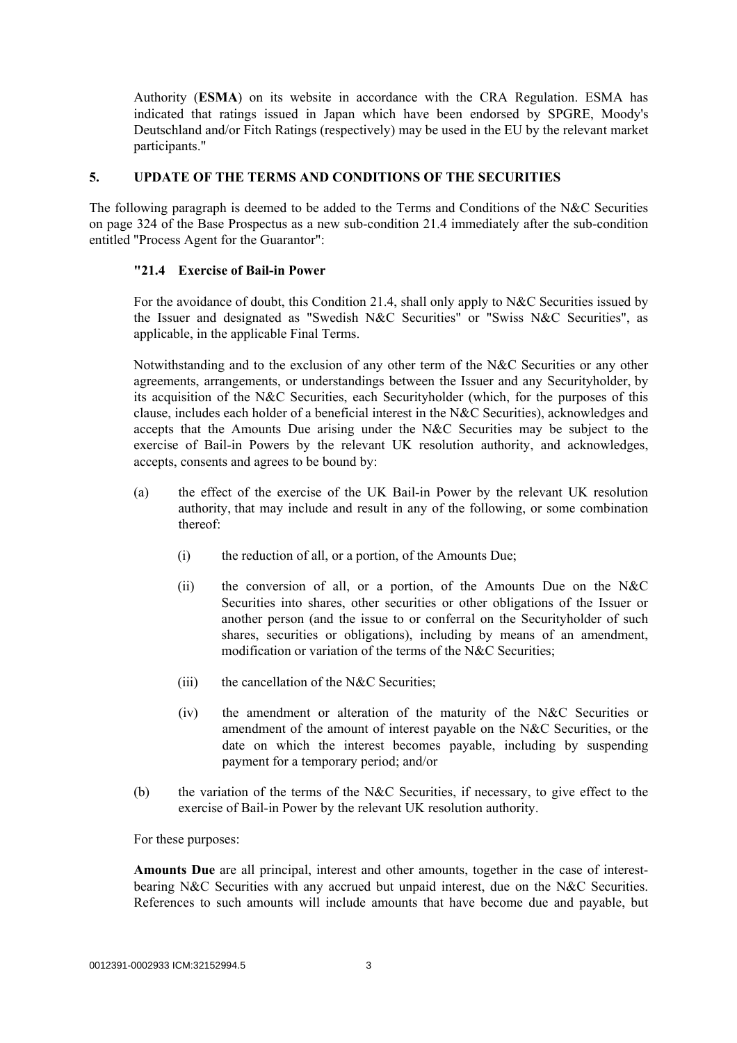Authority (**ESMA**) on its website in accordance with the CRA Regulation. ESMA has indicated that ratings issued in Japan which have been endorsed by SPGRE, Moody's Deutschland and/or Fitch Ratings (respectively) may be used in the EU by the relevant market participants."

## 5. UPDATE OF THE TERMS AND CONDITIONS OF THE SECURITIES

The following paragraph is deemed to be added to the Terms and Conditions of the N&C Securities on page 324 of the Base Prospectus as a new sub-condition 21.4 immediately after the sub-condition entitled "Process Agent for the Guarantor":

**"21.4 Exercise of Bail-in Power**

For the avoidance of doubt, this Condition 21.4, shall only apply to N&C Securities issued by the Issuer and designated as "Swedish N&C Securities" or "Swiss N&C Securities", as applicable, in the applicable Final Terms.

Notwithstanding and to the exclusion of any other term of the N&C Securities or any other agreements, arrangements, or understandings between the Issuer and any Securityholder, by its acquisition of the N&C Securities, each Securityholder (which, for the purposes of this clause, includes each holder of a beneficial interest in the N&C Securities), acknowledges and accepts that the Amounts Due arising under the N&C Securities may be subject to the exercise of Bail-in Powers by the relevant UK resolution authority, and acknowledges, accepts, consents and agrees to be bound by:

(a) the effect of the exercise of the UK Bail-in Power by the relevant UK resolution authority, that may include and result in any of the following, or some combination thereof:

   (i) the reduction of all, or a portion, of the Amounts Due;

   (ii) the conversion of all, or a portion, of the Amounts Due on the N&C Securities into shares, other securities or other obligations of the Issuer or another person (and the issue to or conferral on the Securityholder of such shares, securities or obligations), including by means of an amendment, modification or variation of the terms of the N&C Securities;

   (iii) the cancellation of the N&C Securities;

   (iv) the amendment or alteration of the maturity of the N&C Securities or amendment of the amount of interest payable on the N&C Securities, or the date on which the interest becomes payable, including by suspending payment for a temporary period; and/or

(b) the variation of the terms of the N&C Securities, if necessary, to give effect to the exercise of Bail-in Power by the relevant UK resolution authority.

For these purposes:

**Amounts Due** are all principal, interest and other amounts, together in the case of interest-bearing N&C Securities with any accrued but unpaid interest, due on the N&C Securities. References to such amounts will include amounts that have become due and payable, but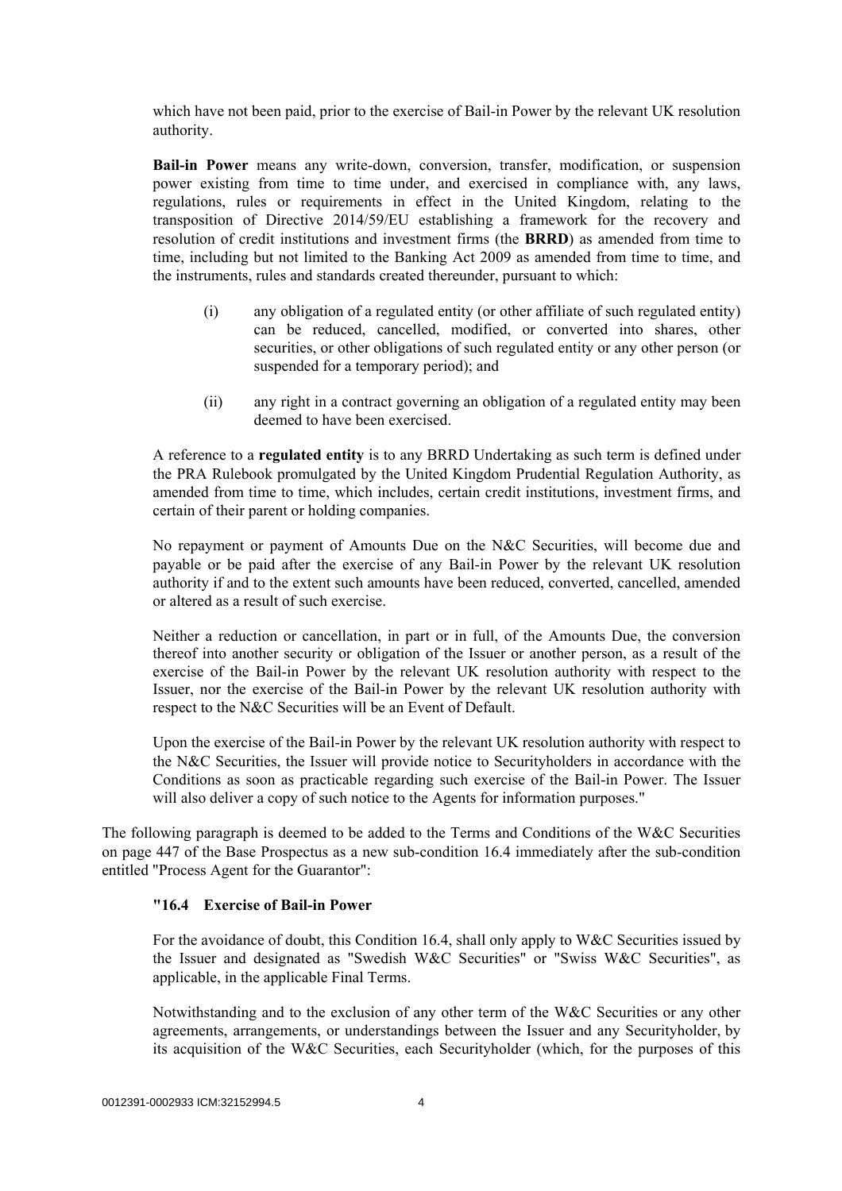which have not been paid, prior to the exercise of Bail-in Power by the relevant UK resolution authority.

**Bail-in Power** means any write-down, conversion, transfer, modification, or suspension power existing from time to time under, and exercised in compliance with, any laws, regulations, rules or requirements in effect in the United Kingdom, relating to the transposition of Directive 2014/59/EU establishing a framework for the recovery and resolution of credit institutions and investment firms (the **BRRD**) as amended from time to time, including but not limited to the Banking Act 2009 as amended from time to time, and the instruments, rules and standards created thereunder, pursuant to which:

(i) any obligation of a regulated entity (or other affiliate of such regulated entity) can be reduced, cancelled, modified, or converted into shares, other securities, or other obligations of such regulated entity or any other person (or suspended for a temporary period); and

(ii) any right in a contract governing an obligation of a regulated entity may been deemed to have been exercised.

A reference to a **regulated entity** is to any BRRD Undertaking as such term is defined under the PRA Rulebook promulgated by the United Kingdom Prudential Regulation Authority, as amended from time to time, which includes, certain credit institutions, investment firms, and certain of their parent or holding companies.

No repayment or payment of Amounts Due on the N&C Securities, will become due and payable or be paid after the exercise of any Bail-in Power by the relevant UK resolution authority if and to the extent such amounts have been reduced, converted, cancelled, amended or altered as a result of such exercise.

Neither a reduction or cancellation, in part or in full, of the Amounts Due, the conversion thereof into another security or obligation of the Issuer or another person, as a result of the exercise of the Bail-in Power by the relevant UK resolution authority with respect to the Issuer, nor the exercise of the Bail-in Power by the relevant UK resolution authority with respect to the N&C Securities will be an Event of Default.

Upon the exercise of the Bail-in Power by the relevant UK resolution authority with respect to the N&C Securities, the Issuer will provide notice to Securityholders in accordance with the Conditions as soon as practicable regarding such exercise of the Bail-in Power. The Issuer will also deliver a copy of such notice to the Agents for information purposes."

The following paragraph is deemed to be added to the Terms and Conditions of the W&C Securities on page 447 of the Base Prospectus as a new sub-condition 16.4 immediately after the sub-condition entitled "Process Agent for the Guarantor":

**"16.4 Exercise of Bail-in Power**

For the avoidance of doubt, this Condition 16.4, shall only apply to W&C Securities issued by the Issuer and designated as "Swedish W&C Securities" or "Swiss W&C Securities", as applicable, in the applicable Final Terms.

Notwithstanding and to the exclusion of any other term of the W&C Securities or any other agreements, arrangements, or understandings between the Issuer and any Securityholder, by its acquisition of the W&C Securities, each Securityholder (which, for the purposes of this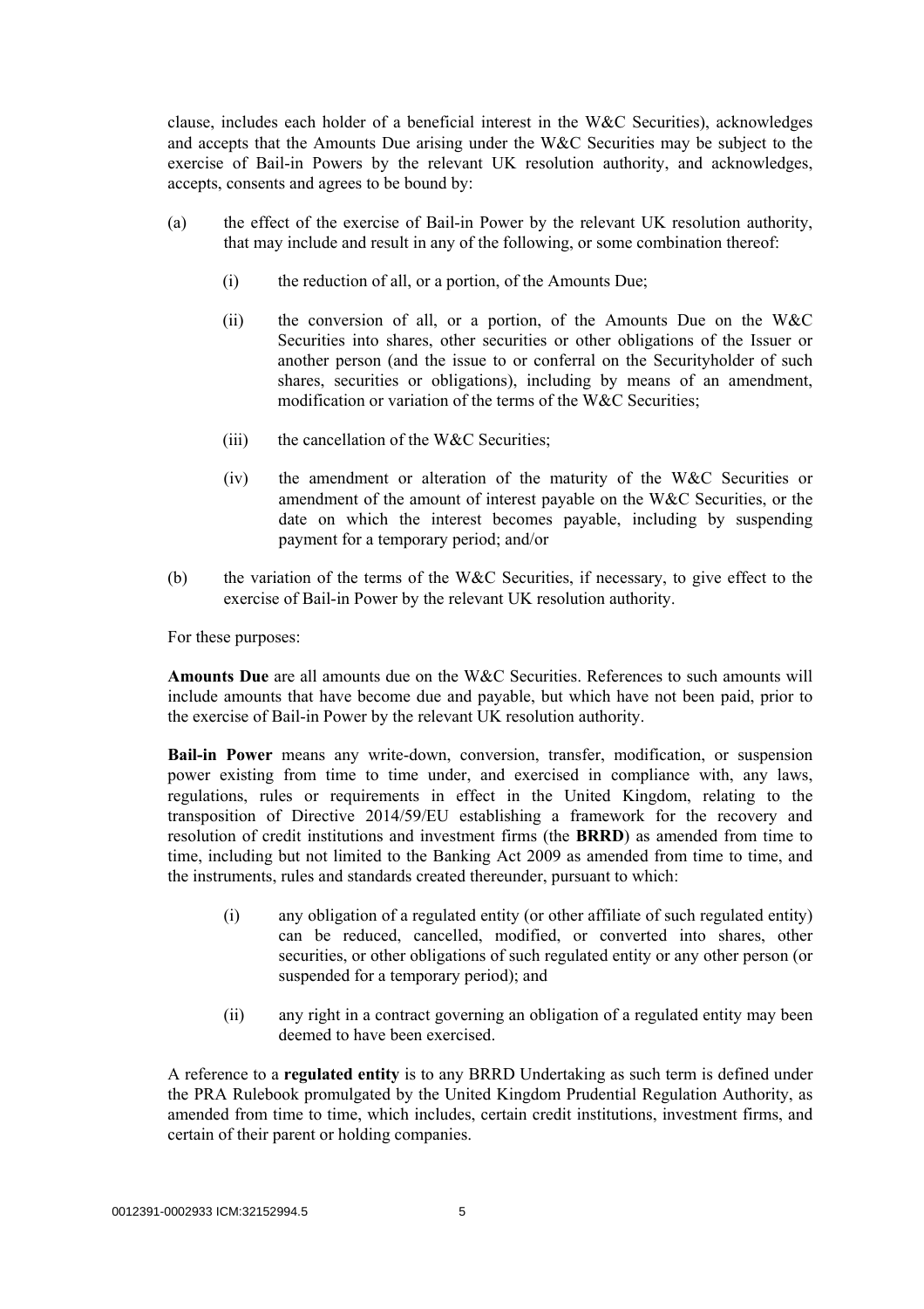clause, includes each holder of a beneficial interest in the W&C Securities), acknowledges and accepts that the Amounts Due arising under the W&C Securities may be subject to the exercise of Bail-in Powers by the relevant UK resolution authority, and acknowledges, accepts, consents and agrees to be bound by:

(a) the effect of the exercise of Bail-in Power by the relevant UK resolution authority, that may include and result in any of the following, or some combination thereof:

   (i) the reduction of all, or a portion, of the Amounts Due;

   (ii) the conversion of all, or a portion, of the Amounts Due on the W&C Securities into shares, other securities or other obligations of the Issuer or another person (and the issue to or conferral on the Securityholder of such shares, securities or obligations), including by means of an amendment, modification or variation of the terms of the W&C Securities;

   (iii) the cancellation of the W&C Securities;

   (iv) the amendment or alteration of the maturity of the W&C Securities or amendment of the amount of interest payable on the W&C Securities, or the date on which the interest becomes payable, including by suspending payment for a temporary period; and/or

(b) the variation of the terms of the W&C Securities, if necessary, to give effect to the exercise of Bail-in Power by the relevant UK resolution authority.

For these purposes:

**Amounts Due** are all amounts due on the W&C Securities. References to such amounts will include amounts that have become due and payable, but which have not been paid, prior to the exercise of Bail-in Power by the relevant UK resolution authority.

**Bail-in Power** means any write-down, conversion, transfer, modification, or suspension power existing from time to time under, and exercised in compliance with, any laws, regulations, rules or requirements in effect in the United Kingdom, relating to the transposition of Directive 2014/59/EU establishing a framework for the recovery and resolution of credit institutions and investment firms (the **BRRD**) as amended from time to time, including but not limited to the Banking Act 2009 as amended from time to time, and the instruments, rules and standards created thereunder, pursuant to which:

   (i) any obligation of a regulated entity (or other affiliate of such regulated entity) can be reduced, cancelled, modified, or converted into shares, other securities, or other obligations of such regulated entity or any other person (or suspended for a temporary period); and

   (ii) any right in a contract governing an obligation of a regulated entity may been deemed to have been exercised.

A reference to a **regulated entity** is to any BRRD Undertaking as such term is defined under the PRA Rulebook promulgated by the United Kingdom Prudential Regulation Authority, as amended from time to time, which includes, certain credit institutions, investment firms, and certain of their parent or holding companies.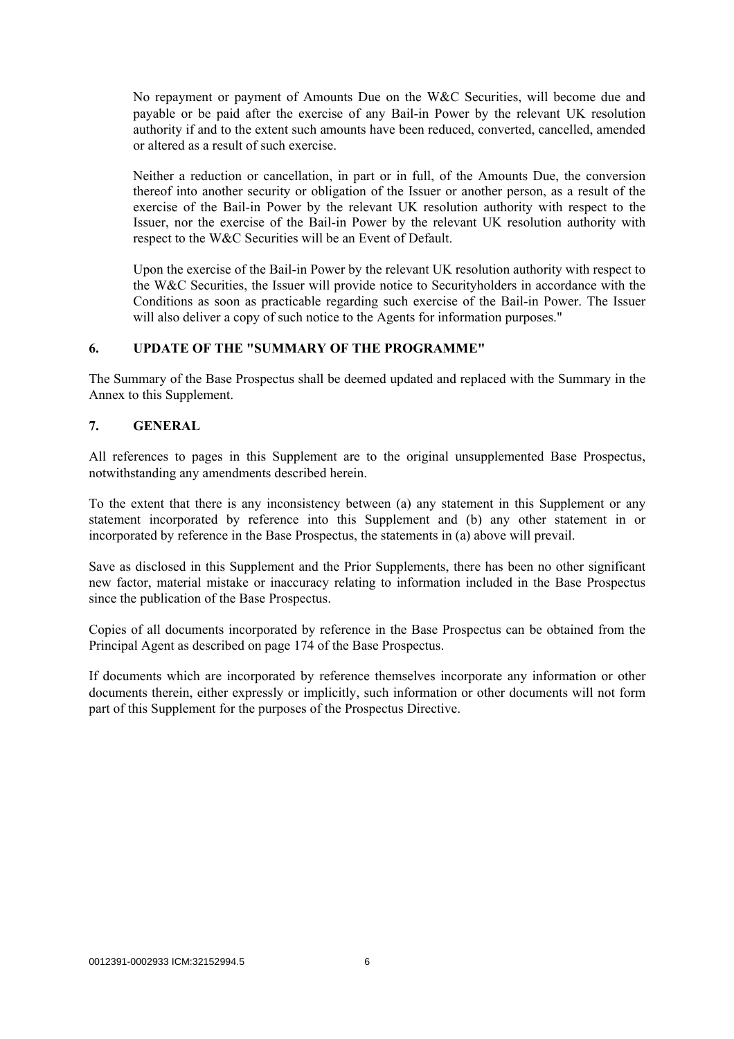No repayment or payment of Amounts Due on the W&C Securities, will become due and payable or be paid after the exercise of any Bail-in Power by the relevant UK resolution authority if and to the extent such amounts have been reduced, converted, cancelled, amended or altered as a result of such exercise.

Neither a reduction or cancellation, in part or in full, of the Amounts Due, the conversion thereof into another security or obligation of the Issuer or another person, as a result of the exercise of the Bail-in Power by the relevant UK resolution authority with respect to the Issuer, nor the exercise of the Bail-in Power by the relevant UK resolution authority with respect to the W&C Securities will be an Event of Default.

Upon the exercise of the Bail-in Power by the relevant UK resolution authority with respect to the W&C Securities, the Issuer will provide notice to Securityholders in accordance with the Conditions as soon as practicable regarding such exercise of the Bail-in Power. The Issuer will also deliver a copy of such notice to the Agents for information purposes."

## 6. UPDATE OF THE "SUMMARY OF THE PROGRAMME"

The Summary of the Base Prospectus shall be deemed updated and replaced with the Summary in the Annex to this Supplement.

## 7. GENERAL

All references to pages in this Supplement are to the original unsupplemented Base Prospectus, notwithstanding any amendments described herein.

To the extent that there is any inconsistency between (a) any statement in this Supplement or any statement incorporated by reference into this Supplement and (b) any other statement in or incorporated by reference in the Base Prospectus, the statements in (a) above will prevail.

Save as disclosed in this Supplement and the Prior Supplements, there has been no other significant new factor, material mistake or inaccuracy relating to information included in the Base Prospectus since the publication of the Base Prospectus.

Copies of all documents incorporated by reference in the Base Prospectus can be obtained from the Principal Agent as described on page 174 of the Base Prospectus.

If documents which are incorporated by reference themselves incorporate any information or other documents therein, either expressly or implicitly, such information or other documents will not form part of this Supplement for the purposes of the Prospectus Directive.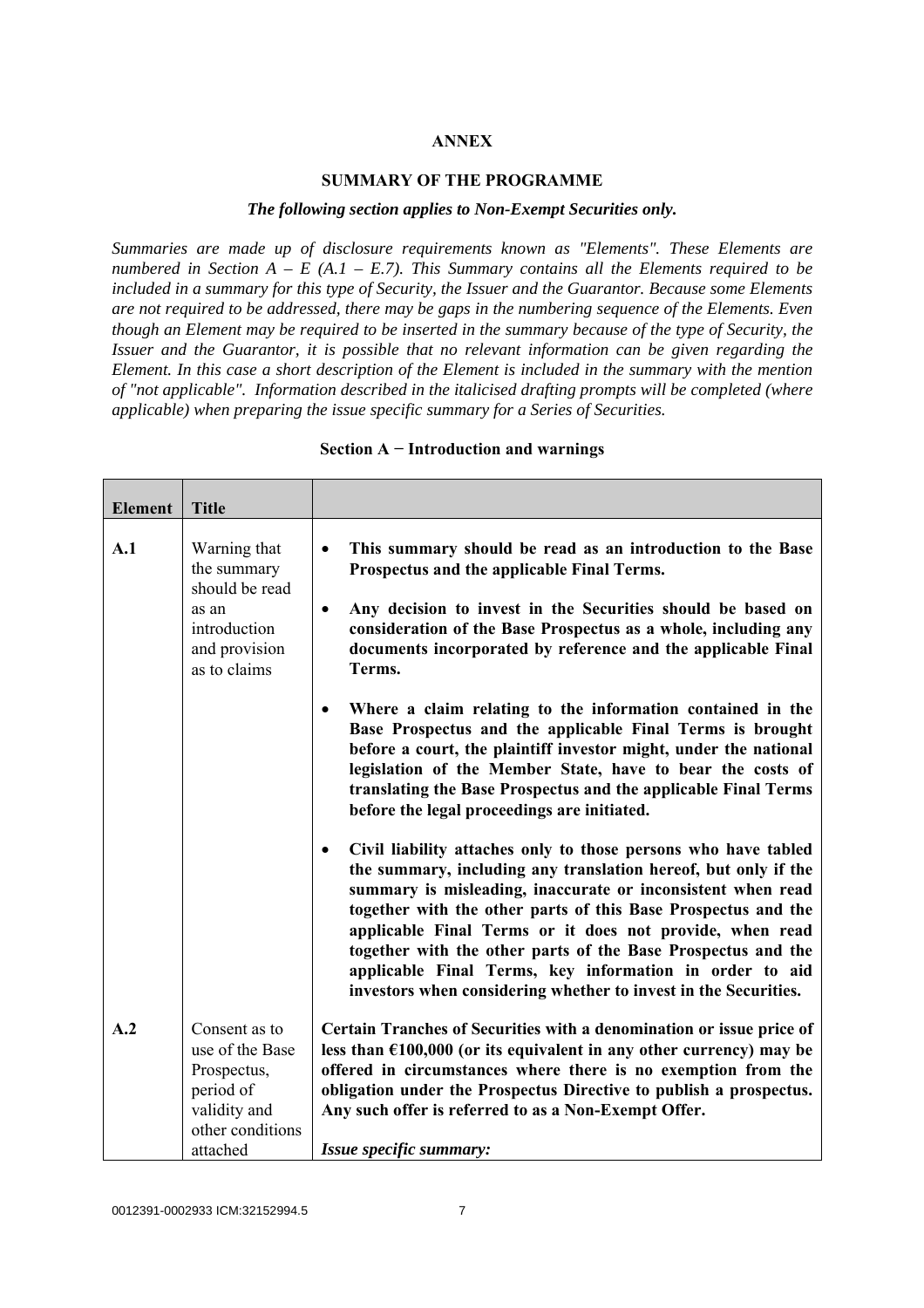# ANNEX

## SUMMARY OF THE PROGRAMME

***The following section applies to Non-Exempt Securities only.***

*Summaries are made up of disclosure requirements known as "Elements". These Elements are numbered in Section A – E (A.1 – E.7). This Summary contains all the Elements required to be included in a summary for this type of Security, the Issuer and the Guarantor. Because some Elements are not required to be addressed, there may be gaps in the numbering sequence of the Elements. Even though an Element may be required to be inserted in the summary because of the type of Security, the Issuer and the Guarantor, it is possible that no relevant information can be given regarding the Element. In this case a short description of the Element is included in the summary with the mention of "not applicable". Information described in the italicised drafting prompts will be completed (where applicable) when preparing the issue specific summary for a Series of Securities.*

### Section A − Introduction and warnings

| Element | Title | |
|---|---|---|
| **A.1** | Warning that the summary should be read as an introduction and provision as to claims | • **This summary should be read as an introduction to the Base Prospectus and the applicable Final Terms.**<br><br>• **Any decision to invest in the Securities should be based on consideration of the Base Prospectus as a whole, including any documents incorporated by reference and the applicable Final Terms.**<br><br>• **Where a claim relating to the information contained in the Base Prospectus and the applicable Final Terms is brought before a court, the plaintiff investor might, under the national legislation of the Member State, have to bear the costs of translating the Base Prospectus and the applicable Final Terms before the legal proceedings are initiated.**<br><br>• **Civil liability attaches only to those persons who have tabled the summary, including any translation hereof, but only if the summary is misleading, inaccurate or inconsistent when read together with the other parts of this Base Prospectus and the applicable Final Terms or it does not provide, when read together with the other parts of the Base Prospectus and the applicable Final Terms, key information in order to aid investors when considering whether to invest in the Securities.** |
| **A.2** | Consent as to use of the Base Prospectus, period of validity and other conditions attached | **Certain Tranches of Securities with a denomination or issue price of less than €100,000 (or its equivalent in any other currency) may be offered in circumstances where there is no exemption from the obligation under the Prospectus Directive to publish a prospectus. Any such offer is referred to as a Non-Exempt Offer.**<br><br>***Issue specific summary:*** |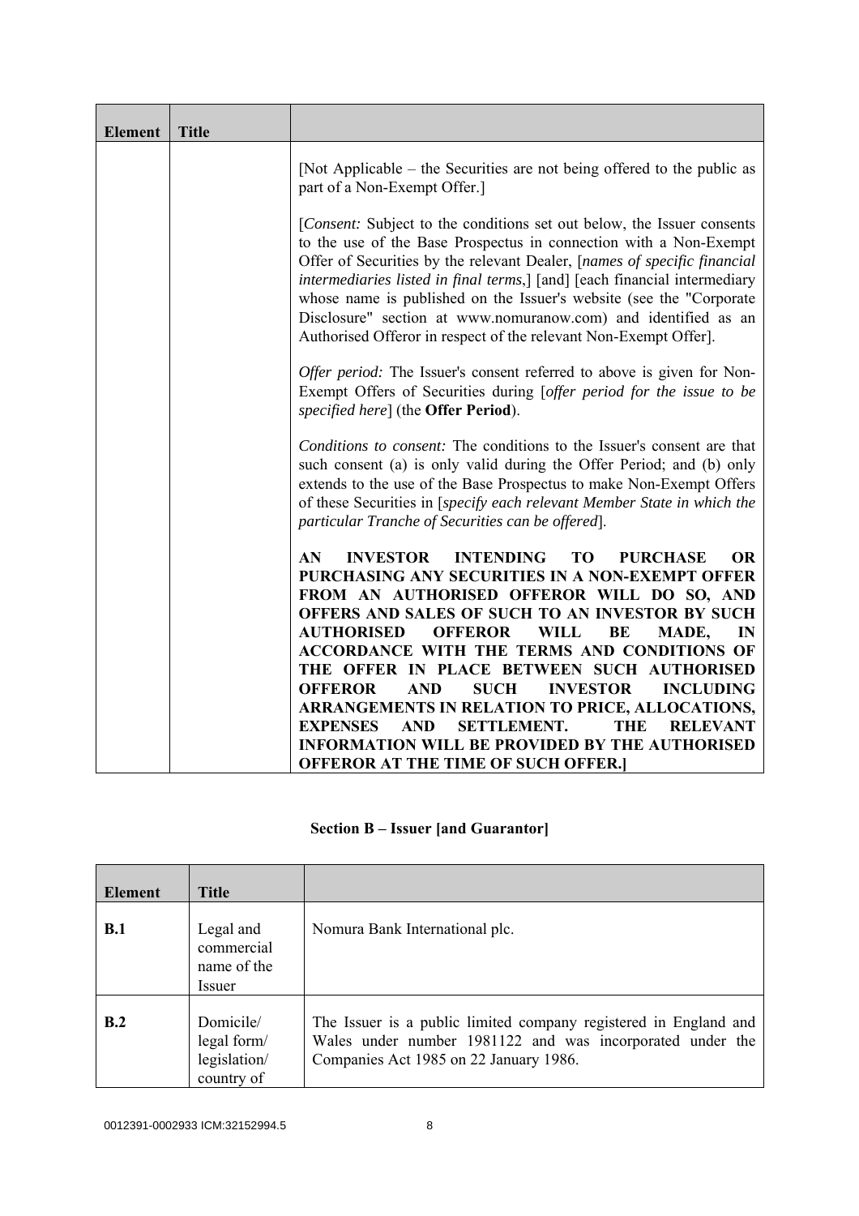| Element | Title | |
|---|---|---|
| | | [Not Applicable – the Securities are not being offered to the public as part of a Non-Exempt Offer.]<br><br>[*Consent:* Subject to the conditions set out below, the Issuer consents to the use of the Base Prospectus in connection with a Non-Exempt Offer of Securities by the relevant Dealer, [*names of specific financial intermediaries listed in final terms*,] [and] [each financial intermediary whose name is published on the Issuer's website (see the "Corporate Disclosure" section at www.nomuranow.com) and identified as an Authorised Offeror in respect of the relevant Non-Exempt Offer].<br><br>*Offer period:* The Issuer's consent referred to above is given for Non-Exempt Offers of Securities during [*offer period for the issue to be specified here*] (the **Offer Period**).<br><br>*Conditions to consent:* The conditions to the Issuer's consent are that such consent (a) is only valid during the Offer Period; and (b) only extends to the use of the Base Prospectus to make Non-Exempt Offers of these Securities in [*specify each relevant Member State in which the particular Tranche of Securities can be offered*].<br><br>**AN INVESTOR INTENDING TO PURCHASE OR PURCHASING ANY SECURITIES IN A NON-EXEMPT OFFER FROM AN AUTHORISED OFFEROR WILL DO SO, AND OFFERS AND SALES OF SUCH TO AN INVESTOR BY SUCH AUTHORISED OFFEROR WILL BE MADE, IN ACCORDANCE WITH THE TERMS AND CONDITIONS OF THE OFFER IN PLACE BETWEEN SUCH AUTHORISED OFFEROR AND SUCH INVESTOR INCLUDING ARRANGEMENTS IN RELATION TO PRICE, ALLOCATIONS, EXPENSES AND SETTLEMENT. THE RELEVANT INFORMATION WILL BE PROVIDED BY THE AUTHORISED OFFEROR AT THE TIME OF SUCH OFFER.]** |

## Section B – Issuer [and Guarantor]

| Element | Title | |
|---|---|---|
| **B.1** | Legal and commercial name of the Issuer | Nomura Bank International plc. |
| **B.2** | Domicile/ legal form/ legislation/ country of | The Issuer is a public limited company registered in England and Wales under number 1981122 and was incorporated under the Companies Act 1985 on 22 January 1986. |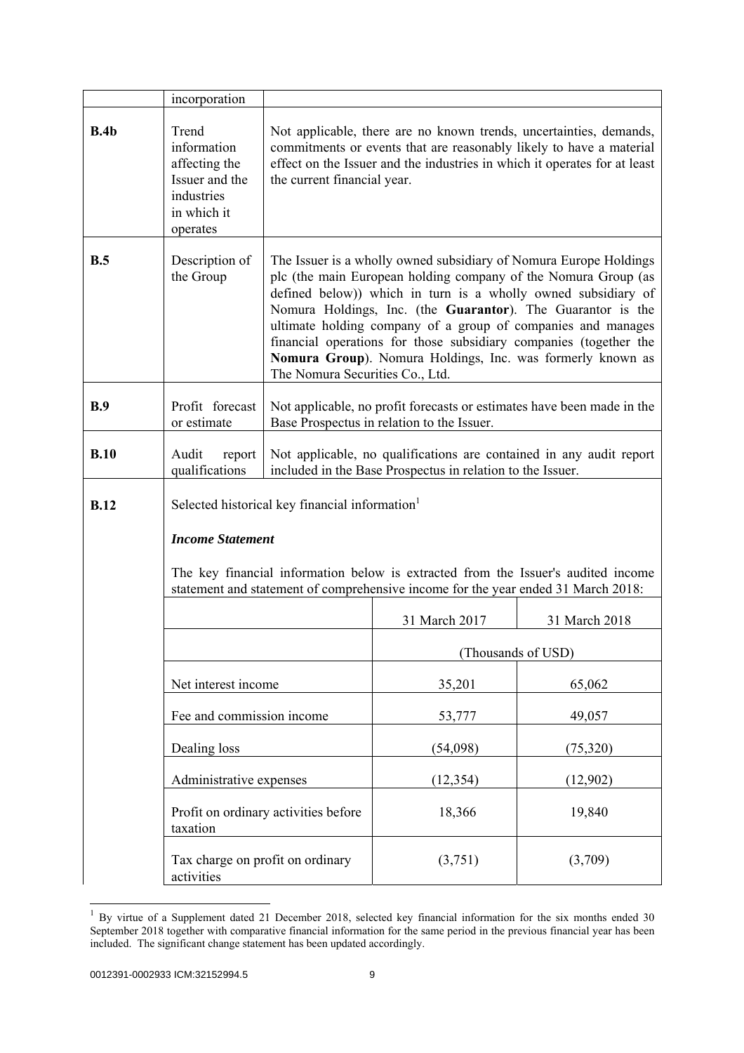| | incorporation | |
|---|---|---|
| **B.4b** | Trend information affecting the Issuer and the industries in which it operates | Not applicable, there are no known trends, uncertainties, demands, commitments or events that are reasonably likely to have a material effect on the Issuer and the industries in which it operates for at least the current financial year. |
| **B.5** | Description of the Group | The Issuer is a wholly owned subsidiary of Nomura Europe Holdings plc (the main European holding company of the Nomura Group (as defined below)) which in turn is a wholly owned subsidiary of Nomura Holdings, Inc. (the **Guarantor**). The Guarantor is the ultimate holding company of a group of companies and manages financial operations for those subsidiary companies (together the **Nomura Group**). Nomura Holdings, Inc. was formerly known as The Nomura Securities Co., Ltd. |
| **B.9** | Profit forecast or estimate | Not applicable, no profit forecasts or estimates have been made in the Base Prospectus in relation to the Issuer. |
| **B.10** | Audit report qualifications | Not applicable, no qualifications are contained in any audit report included in the Base Prospectus in relation to the Issuer. |

**B.12**

Selected historical key financial information[1]

***Income Statement***

The key financial information below is extracted from the Issuer's audited income statement and statement of comprehensive income for the year ended 31 March 2018:

| | 31 March 2017 | 31 March 2018 |
|---|---|---|
| | (Thousands of USD) | |
| Net interest income | 35,201 | 65,062 |
| Fee and commission income | 53,777 | 49,057 |
| Dealing loss | (54,098) | (75,320) |
| Administrative expenses | (12,354) | (12,902) |
| Profit on ordinary activities before taxation | 18,366 | 19,840 |
| Tax charge on profit on ordinary activities | (3,751) | (3,709) |

[1] By virtue of a Supplement dated 21 December 2018, selected key financial information for the six months ended 30 September 2018 together with comparative financial information for the same period in the previous financial year has been included. The significant change statement has been updated accordingly.

0012391-0002933 ICM:32152994.5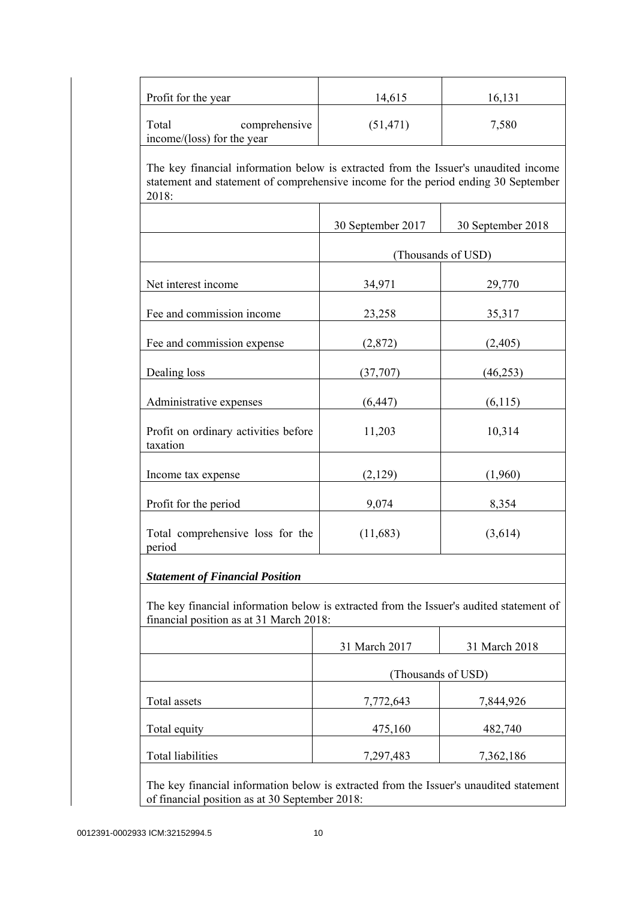| | | |
|---|---|---|
| Profit for the year | 14,615 | 16,131 |
| Total comprehensive income/(loss) for the year | (51,471) | 7,580 |

The key financial information below is extracted from the Issuer's unaudited income statement and statement of comprehensive income for the period ending 30 September 2018:

| | 30 September 2017 | 30 September 2018 |
|---|---|---|
| | (Thousands of USD) | |
| Net interest income | 34,971 | 29,770 |
| Fee and commission income | 23,258 | 35,317 |
| Fee and commission expense | (2,872) | (2,405) |
| Dealing loss | (37,707) | (46,253) |
| Administrative expenses | (6,447) | (6,115) |
| Profit on ordinary activities before taxation | 11,203 | 10,314 |
| Income tax expense | (2,129) | (1,960) |
| Profit for the period | 9,074 | 8,354 |
| Total comprehensive loss for the period | (11,683) | (3,614) |

***Statement of Financial Position***

The key financial information below is extracted from the Issuer's audited statement of financial position as at 31 March 2018:

| | 31 March 2017 | 31 March 2018 |
|---|---|---|
| | (Thousands of USD) | |
| Total assets | 7,772,643 | 7,844,926 |
| Total equity | 475,160 | 482,740 |
| Total liabilities | 7,297,483 | 7,362,186 |

The key financial information below is extracted from the Issuer's unaudited statement of financial position as at 30 September 2018: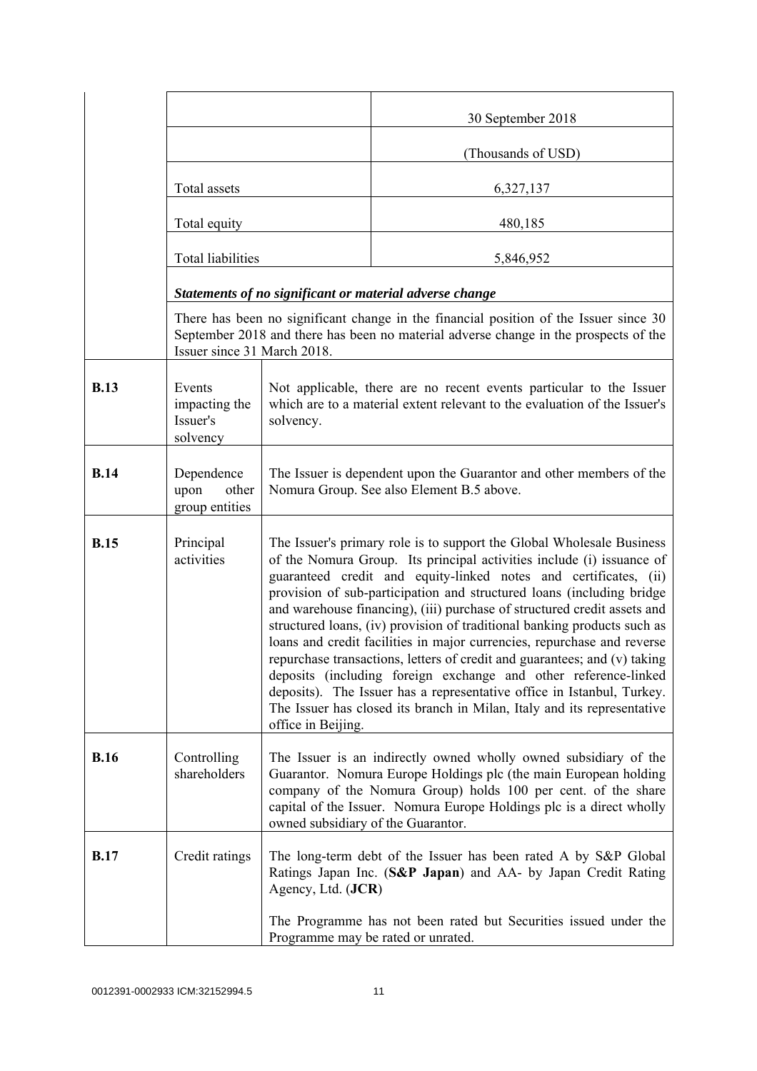| | | |
|---|---|---|
| | | 30 September 2018 |
| | | (Thousands of USD) |
| | Total assets | 6,327,137 |
| | Total equity | 480,185 |
| | Total liabilities | 5,846,952 |
| | ***Statements of no significant or material adverse change*** | |
| | There has been no significant change in the financial position of the Issuer since 30 September 2018 and there has been no material adverse change in the prospects of the Issuer since 31 March 2018. | |
| **B.13** | Events impacting the Issuer's solvency | Not applicable, there are no recent events particular to the Issuer which are to a material extent relevant to the evaluation of the Issuer's solvency. |
| **B.14** | Dependence upon other group entities | The Issuer is dependent upon the Guarantor and other members of the Nomura Group. See also Element B.5 above. |
| **B.15** | Principal activities | The Issuer's primary role is to support the Global Wholesale Business of the Nomura Group. Its principal activities include (i) issuance of guaranteed credit and equity-linked notes and certificates, (ii) provision of sub-participation and structured loans (including bridge and warehouse financing), (iii) purchase of structured credit assets and structured loans, (iv) provision of traditional banking products such as loans and credit facilities in major currencies, repurchase and reverse repurchase transactions, letters of credit and guarantees; and (v) taking deposits (including foreign exchange and other reference-linked deposits). The Issuer has a representative office in Istanbul, Turkey. The Issuer has closed its branch in Milan, Italy and its representative office in Beijing. |
| **B.16** | Controlling shareholders | The Issuer is an indirectly owned wholly owned subsidiary of the Guarantor. Nomura Europe Holdings plc (the main European holding company of the Nomura Group) holds 100 per cent. of the share capital of the Issuer. Nomura Europe Holdings plc is a direct wholly owned subsidiary of the Guarantor. |
| **B.17** | Credit ratings | The long-term debt of the Issuer has been rated A by S&P Global Ratings Japan Inc. (**S&P Japan**) and AA- by Japan Credit Rating Agency, Ltd. (**JCR**)<br><br>The Programme has not been rated but Securities issued under the Programme may be rated or unrated. |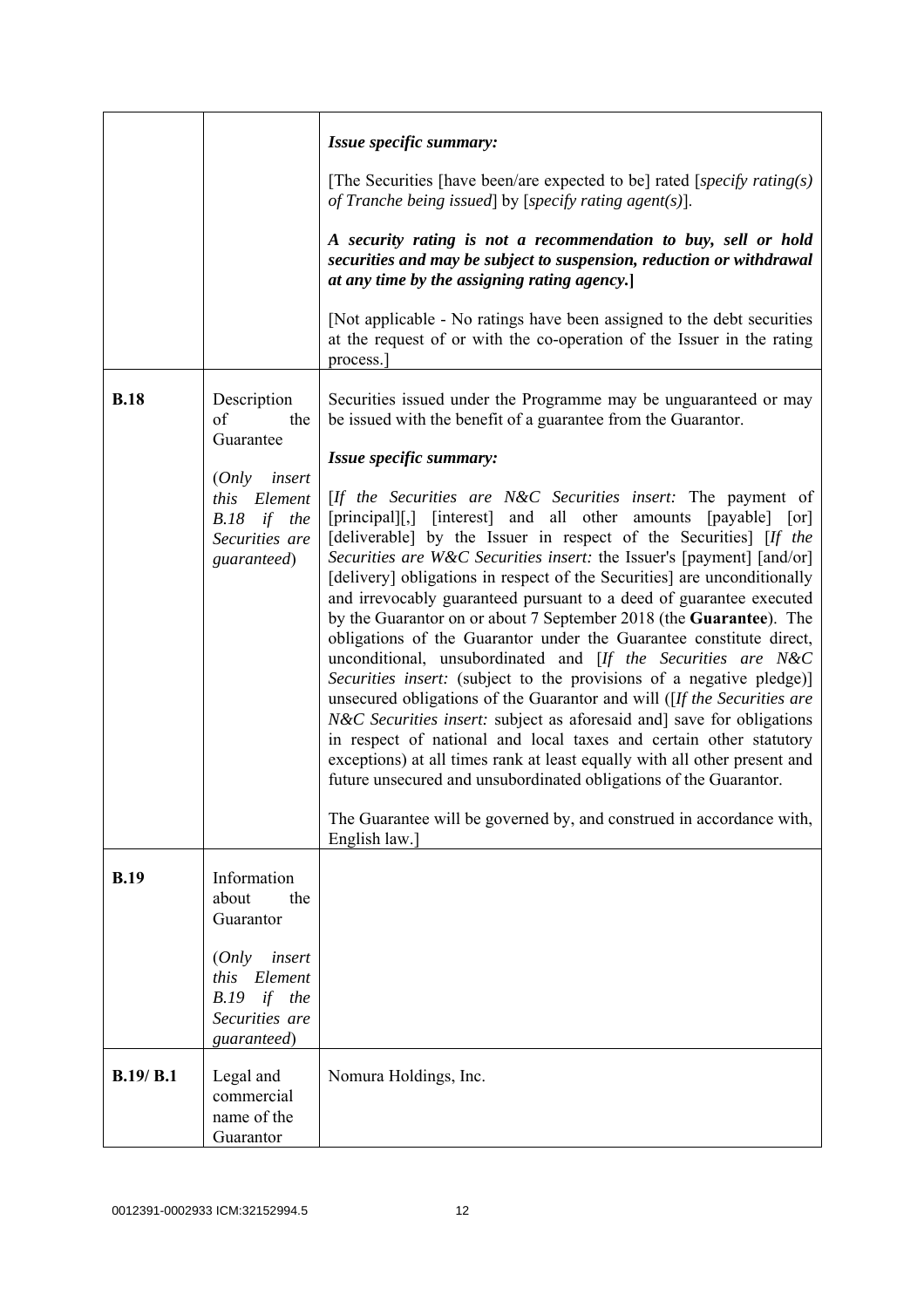| | | |
|---|---|---|
| | | ***Issue specific summary:***<br><br>[The Securities [have been/are expected to be] rated [*specify rating(s) of Tranche being issued*] by [*specify rating agent(s)*].<br><br>***A security rating is not a recommendation to buy, sell or hold securities and may be subject to suspension, reduction or withdrawal at any time by the assigning rating agency.*]**<br><br>[Not applicable - No ratings have been assigned to the debt securities at the request of or with the co-operation of the Issuer in the rating process.] |
| **B.18** | Description of the Guarantee<br><br>(*Only insert this Element B.18 if the Securities are guaranteed*) | Securities issued under the Programme may be unguaranteed or may be issued with the benefit of a guarantee from the Guarantor.<br><br>***Issue specific summary:***<br><br>[*If the Securities are N&C Securities insert:* The payment of [principal][,] [interest] and all other amounts [payable] [or] [deliverable] by the Issuer in respect of the Securities] [*If the Securities are W&C Securities insert:* the Issuer's [payment] [and/or] [delivery] obligations in respect of the Securities] are unconditionally and irrevocably guaranteed pursuant to a deed of guarantee executed by the Guarantor on or about 7 September 2018 (the **Guarantee**). The obligations of the Guarantor under the Guarantee constitute direct, unconditional, unsubordinated and [*If the Securities are N&C Securities insert:* (subject to the provisions of a negative pledge)] unsecured obligations of the Guarantor and will ([*If the Securities are N&C Securities insert:* subject as aforesaid and] save for obligations in respect of national and local taxes and certain other statutory exceptions) at all times rank at least equally with all other present and future unsecured and unsubordinated obligations of the Guarantor.<br><br>The Guarantee will be governed by, and construed in accordance with, English law.] |
| **B.19** | Information about the Guarantor<br><br>(*Only insert this Element B.19 if the Securities are guaranteed*) | |
| **B.19/ B.1** | Legal and commercial name of the Guarantor | Nomura Holdings, Inc. |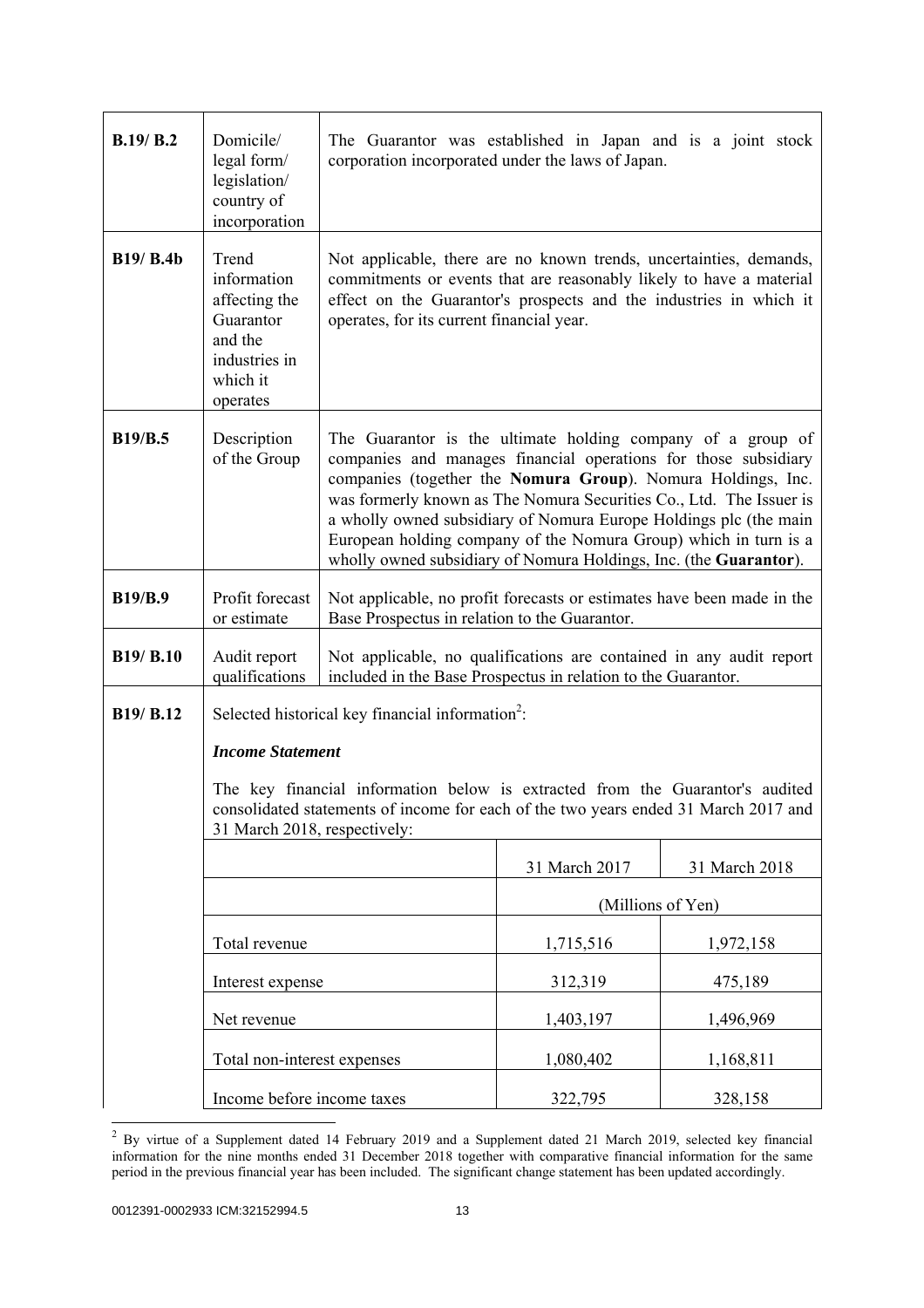| | | |
|---|---|---|
| **B.19/ B.2** | Domicile/ legal form/ legislation/ country of incorporation | The Guarantor was established in Japan and is a joint stock corporation incorporated under the laws of Japan. |
| **B19/ B.4b** | Trend information affecting the Guarantor and the industries in which it operates | Not applicable, there are no known trends, uncertainties, demands, commitments or events that are reasonably likely to have a material effect on the Guarantor's prospects and the industries in which it operates, for its current financial year. |
| **B19/B.5** | Description of the Group | The Guarantor is the ultimate holding company of a group of companies and manages financial operations for those subsidiary companies (together the **Nomura Group**). Nomura Holdings, Inc. was formerly known as The Nomura Securities Co., Ltd. The Issuer is a wholly owned subsidiary of Nomura Europe Holdings plc (the main European holding company of the Nomura Group) which in turn is a wholly owned subsidiary of Nomura Holdings, Inc. (the **Guarantor**). |
| **B19/B.9** | Profit forecast or estimate | Not applicable, no profit forecasts or estimates have been made in the Base Prospectus in relation to the Guarantor. |
| **B19/ B.10** | Audit report qualifications | Not applicable, no qualifications are contained in any audit report included in the Base Prospectus in relation to the Guarantor. |
| **B19/ B.12** | Selected historical key financial information[2]: | |

***Income Statement***

The key financial information below is extracted from the Guarantor's audited consolidated statements of income for each of the two years ended 31 March 2017 and 31 March 2018, respectively:

| | 31 March 2017 | 31 March 2018 |
|---|---|---|
| | (Millions of Yen) | |
| Total revenue | 1,715,516 | 1,972,158 |
| Interest expense | 312,319 | 475,189 |
| Net revenue | 1,403,197 | 1,496,969 |
| Total non-interest expenses | 1,080,402 | 1,168,811 |
| Income before income taxes | 322,795 | 328,158 |

[2] By virtue of a Supplement dated 14 February 2019 and a Supplement dated 21 March 2019, selected key financial information for the nine months ended 31 December 2018 together with comparative financial information for the same period in the previous financial year has been included. The significant change statement has been updated accordingly.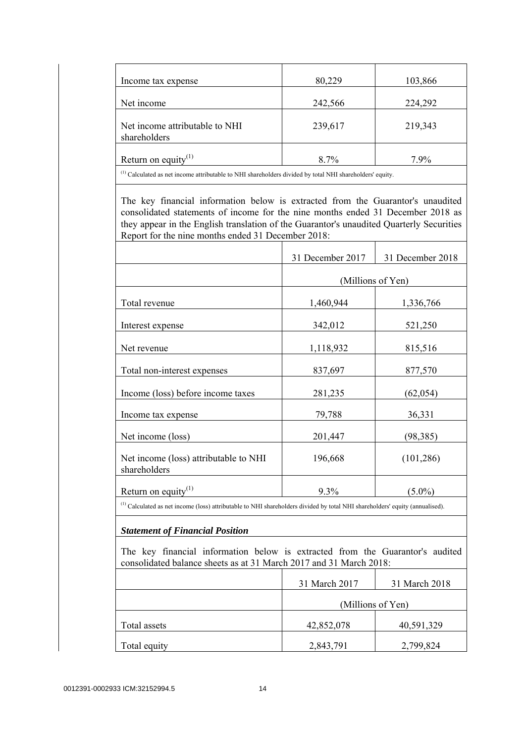| | | |
|---|---|---|
| Income tax expense | 80,229 | 103,866 |
| Net income | 242,566 | 224,292 |
| Net income attributable to NHI shareholders | 239,617 | 219,343 |
| Return on equity[(1)] | 8.7% | 7.9% |

[(1)] Calculated as net income attributable to NHI shareholders divided by total NHI shareholders' equity.

The key financial information below is extracted from the Guarantor's unaudited consolidated statements of income for the nine months ended 31 December 2018 as they appear in the English translation of the Guarantor's unaudited Quarterly Securities Report for the nine months ended 31 December 2018:

| | 31 December 2017 | 31 December 2018 |
|---|---|---|
| | (Millions of Yen) | |
| Total revenue | 1,460,944 | 1,336,766 |
| Interest expense | 342,012 | 521,250 |
| Net revenue | 1,118,932 | 815,516 |
| Total non-interest expenses | 837,697 | 877,570 |
| Income (loss) before income taxes | 281,235 | (62,054) |
| Income tax expense | 79,788 | 36,331 |
| Net income (loss) | 201,447 | (98,385) |
| Net income (loss) attributable to NHI shareholders | 196,668 | (101,286) |
| Return on equity[(1)] | 9.3% | (5.0%) |

[(1)] Calculated as net income (loss) attributable to NHI shareholders divided by total NHI shareholders' equity (annualised).

***Statement of Financial Position***

The key financial information below is extracted from the Guarantor's audited consolidated balance sheets as at 31 March 2017 and 31 March 2018:

| | 31 March 2017 | 31 March 2018 |
|---|---|---|
| | (Millions of Yen) | |
| Total assets | 42,852,078 | 40,591,329 |
| Total equity | 2,843,791 | 2,799,824 |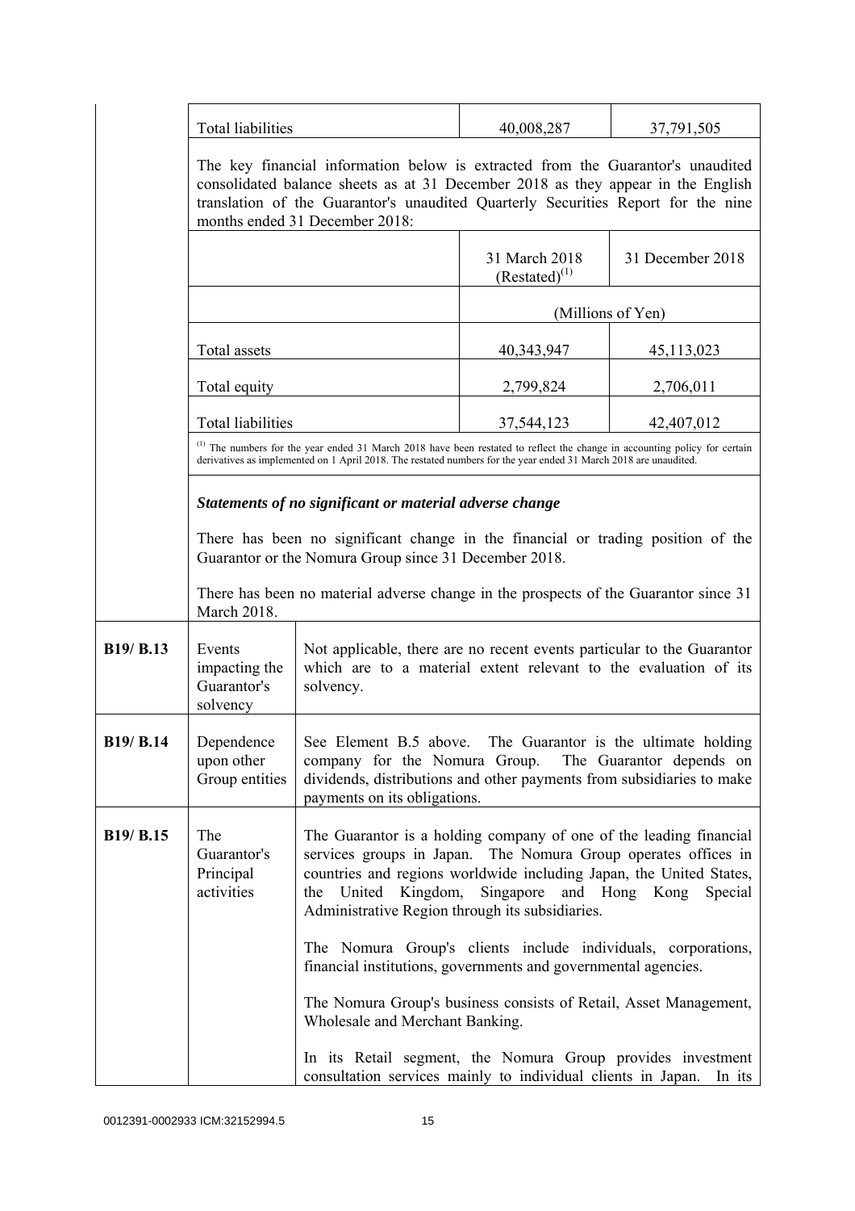| Total liabilities | 40,008,287 | 37,791,505 |
|---|---|---|

The key financial information below is extracted from the Guarantor's unaudited consolidated balance sheets as at 31 December 2018 as they appear in the English translation of the Guarantor's unaudited Quarterly Securities Report for the nine months ended 31 December 2018:

| | 31 March 2018 (Restated)[1] | 31 December 2018 |
|---|---|---|
| | (Millions of Yen) | |
| Total assets | 40,343,947 | 45,113,023 |
| Total equity | 2,799,824 | 2,706,011 |
| Total liabilities | 37,544,123 | 42,407,012 |

[1] The numbers for the year ended 31 March 2018 have been restated to reflect the change in accounting policy for certain derivatives as implemented on 1 April 2018. The restated numbers for the year ended 31 March 2018 are unaudited.

***Statements of no significant or material adverse change***

There has been no significant change in the financial or trading position of the Guarantor or the Nomura Group since 31 December 2018.

There has been no material adverse change in the prospects of the Guarantor since 31 March 2018.

| | | |
|---|---|---|
| **B19/ B.13** | Events impacting the Guarantor's solvency | Not applicable, there are no recent events particular to the Guarantor which are to a material extent relevant to the evaluation of its solvency. |
| **B19/ B.14** | Dependence upon other Group entities | See Element B.5 above. The Guarantor is the ultimate holding company for the Nomura Group. The Guarantor depends on dividends, distributions and other payments from subsidiaries to make payments on its obligations. |
| **B19/ B.15** | The Guarantor's Principal activities | The Guarantor is a holding company of one of the leading financial services groups in Japan. The Nomura Group operates offices in countries and regions worldwide including Japan, the United States, the United Kingdom, Singapore and Hong Kong Special Administrative Region through its subsidiaries.<br><br>The Nomura Group's clients include individuals, corporations, financial institutions, governments and governmental agencies.<br><br>The Nomura Group's business consists of Retail, Asset Management, Wholesale and Merchant Banking.<br><br>In its Retail segment, the Nomura Group provides investment consultation services mainly to individual clients in Japan. In its |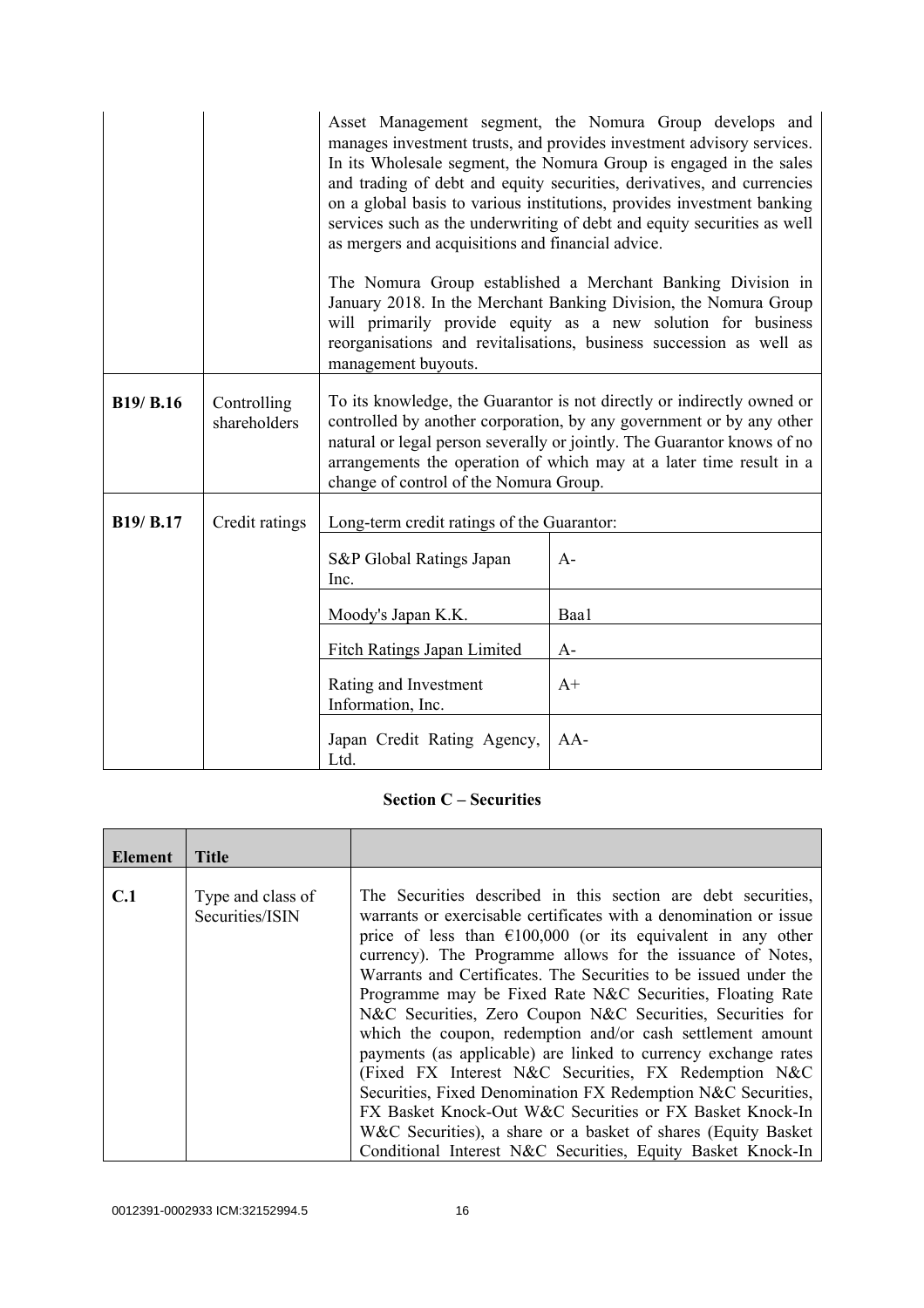| | | |
|---|---|---|
| | | Asset Management segment, the Nomura Group develops and manages investment trusts, and provides investment advisory services. In its Wholesale segment, the Nomura Group is engaged in the sales and trading of debt and equity securities, derivatives, and currencies on a global basis to various institutions, provides investment banking services such as the underwriting of debt and equity securities as well as mergers and acquisitions and financial advice.<br><br>The Nomura Group established a Merchant Banking Division in January 2018. In the Merchant Banking Division, the Nomura Group will primarily provide equity as a new solution for business reorganisations and revitalisations, business succession as well as management buyouts. |
| **B19/ B.16** | Controlling shareholders | To its knowledge, the Guarantor is not directly or indirectly owned or controlled by another corporation, by any government or by any other natural or legal person severally or jointly. The Guarantor knows of no arrangements the operation of which may at a later time result in a change of control of the Nomura Group. |
| **B19/ B.17** | Credit ratings | Long-term credit ratings of the Guarantor:<br><br>S&P Global Ratings Japan Inc.: A-<br>Moody's Japan K.K.: Baa1<br>Fitch Ratings Japan Limited: A-<br>Rating and Investment Information, Inc.: A+<br>Japan Credit Rating Agency, Ltd.: AA- |

**Section C – Securities**

| Element | Title | |
|---|---|---|
| **C.1** | Type and class of Securities/ISIN | The Securities described in this section are debt securities, warrants or exercisable certificates with a denomination or issue price of less than €100,000 (or its equivalent in any other currency). The Programme allows for the issuance of Notes, Warrants and Certificates. The Securities to be issued under the Programme may be Fixed Rate N&C Securities, Floating Rate N&C Securities, Zero Coupon N&C Securities, Securities for which the coupon, redemption and/or cash settlement amount payments (as applicable) are linked to currency exchange rates (Fixed FX Interest N&C Securities, FX Redemption N&C Securities, Fixed Denomination FX Redemption N&C Securities, FX Basket Knock-Out W&C Securities or FX Basket Knock-In W&C Securities), a share or a basket of shares (Equity Basket Conditional Interest N&C Securities, Equity Basket Knock-In |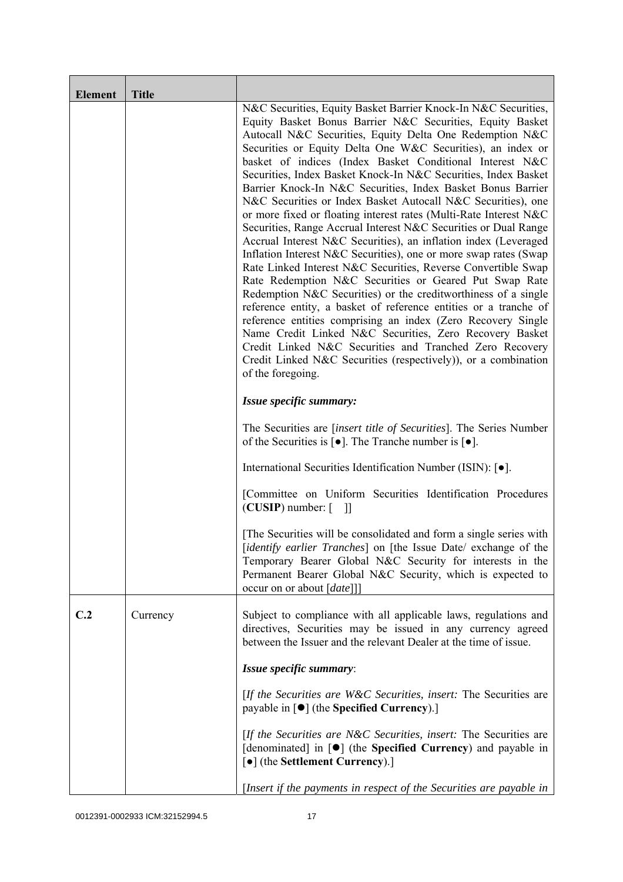| Element | Title | |
|---|---|---|
| | | N&C Securities, Equity Basket Barrier Knock-In N&C Securities, Equity Basket Bonus Barrier N&C Securities, Equity Basket Autocall N&C Securities, Equity Delta One Redemption N&C Securities or Equity Delta One W&C Securities), an index or basket of indices (Index Basket Conditional Interest N&C Securities, Index Basket Knock-In N&C Securities, Index Basket Barrier Knock-In N&C Securities, Index Basket Bonus Barrier N&C Securities or Index Basket Autocall N&C Securities), one or more fixed or floating interest rates (Multi-Rate Interest N&C Securities, Range Accrual Interest N&C Securities or Dual Range Accrual Interest N&C Securities), an inflation index (Leveraged Inflation Interest N&C Securities), one or more swap rates (Swap Rate Linked Interest N&C Securities, Reverse Convertible Swap Rate Redemption N&C Securities or Geared Put Swap Rate Redemption N&C Securities) or the creditworthiness of a single reference entity, a basket of reference entities or a tranche of reference entities comprising an index (Zero Recovery Single Name Credit Linked N&C Securities, Zero Recovery Basket Credit Linked N&C Securities and Tranched Zero Recovery Credit Linked N&C Securities (respectively)), or a combination of the foregoing.<br><br>***Issue specific summary:***<br><br>The Securities are [*insert title of Securities*]. The Series Number of the Securities is [●]. The Tranche number is [●].<br><br>International Securities Identification Number (ISIN): [●].<br><br>[Committee on Uniform Securities Identification Procedures (**CUSIP**) number: [ ]]<br><br>[The Securities will be consolidated and form a single series with [*identify earlier Tranches*] on [the Issue Date/ exchange of the Temporary Bearer Global N&C Security for interests in the Permanent Bearer Global N&C Security, which is expected to occur on or about [*date*]]] |
| **C.2** | Currency | Subject to compliance with all applicable laws, regulations and directives, Securities may be issued in any currency agreed between the Issuer and the relevant Dealer at the time of issue.<br><br>***Issue specific summary***:<br><br>[*If the Securities are W&C Securities, insert:* The Securities are payable in [●] (the **Specified Currency**).]<br><br>[*If the Securities are N&C Securities, insert:* The Securities are [denominated] in [●] (the **Specified Currency**) and payable in [●] (the **Settlement Currency**).]<br><br>[*Insert if the payments in respect of the Securities are payable in* |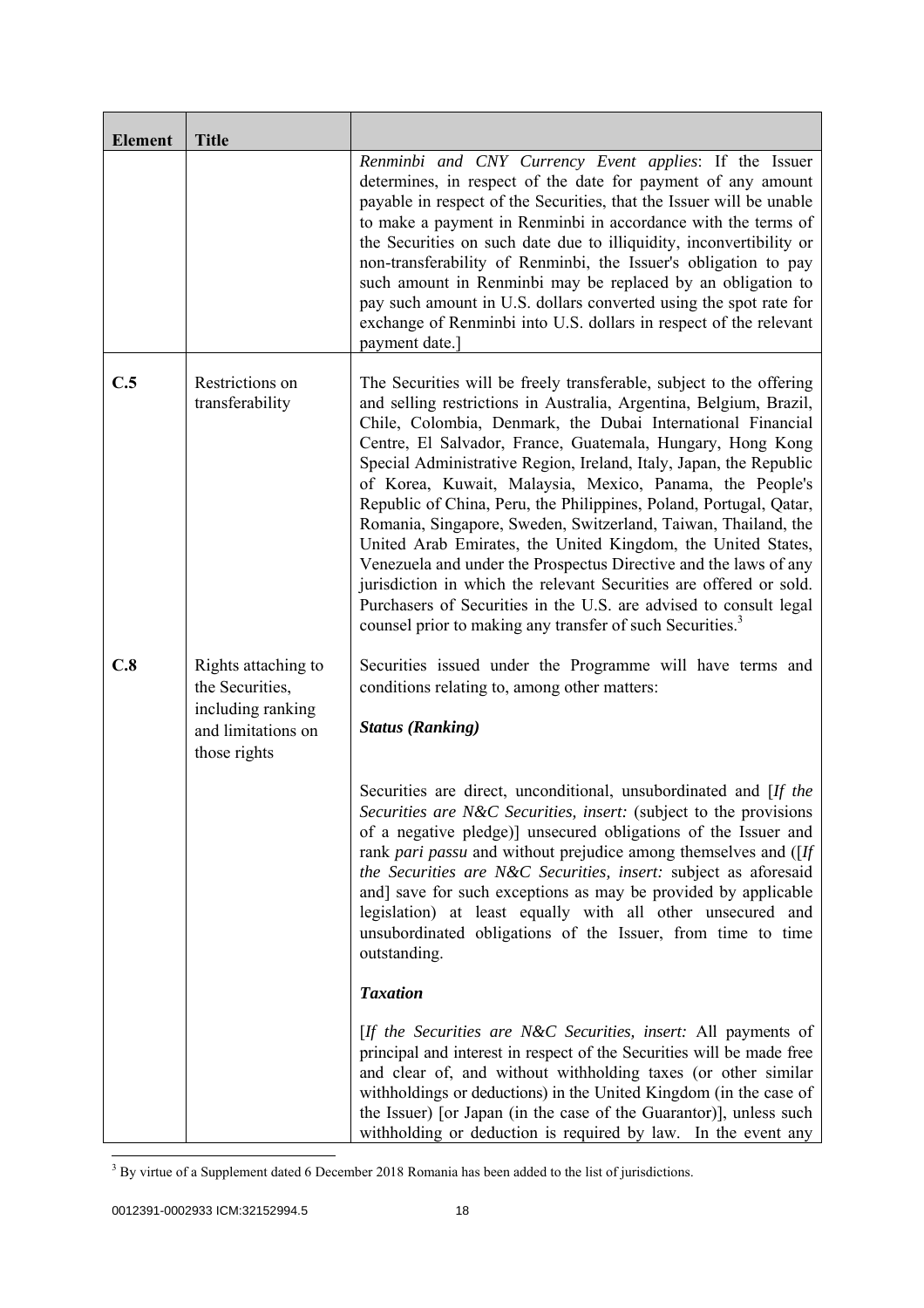| Element | Title | |
|---|---|---|
| | | *Renminbi and CNY Currency Event applies*: If the Issuer determines, in respect of the date for payment of any amount payable in respect of the Securities, that the Issuer will be unable to make a payment in Renminbi in accordance with the terms of the Securities on such date due to illiquidity, inconvertibility or non-transferability of Renminbi, the Issuer's obligation to pay such amount in Renminbi may be replaced by an obligation to pay such amount in U.S. dollars converted using the spot rate for exchange of Renminbi into U.S. dollars in respect of the relevant payment date.] |
| **C.5** | Restrictions on transferability | The Securities will be freely transferable, subject to the offering and selling restrictions in Australia, Argentina, Belgium, Brazil, Chile, Colombia, Denmark, the Dubai International Financial Centre, El Salvador, France, Guatemala, Hungary, Hong Kong Special Administrative Region, Ireland, Italy, Japan, the Republic of Korea, Kuwait, Malaysia, Mexico, Panama, the People's Republic of China, Peru, the Philippines, Poland, Portugal, Qatar, Romania, Singapore, Sweden, Switzerland, Taiwan, Thailand, the United Arab Emirates, the United Kingdom, the United States, Venezuela and under the Prospectus Directive and the laws of any jurisdiction in which the relevant Securities are offered or sold. Purchasers of Securities in the U.S. are advised to consult legal counsel prior to making any transfer of such Securities.[3] |
| **C.8** | Rights attaching to the Securities, including ranking and limitations on those rights | Securities issued under the Programme will have terms and conditions relating to, among other matters:<br><br>***Status (Ranking)***<br><br>Securities are direct, unconditional, unsubordinated and [*If the Securities are N&C Securities, insert:* (subject to the provisions of a negative pledge)] unsecured obligations of the Issuer and rank *pari passu* and without prejudice among themselves and ([*If the Securities are N&C Securities, insert:* subject as aforesaid and] save for such exceptions as may be provided by applicable legislation) at least equally with all other unsecured and unsubordinated obligations of the Issuer, from time to time outstanding.<br><br>***Taxation***<br><br>[*If the Securities are N&C Securities, insert:* All payments of principal and interest in respect of the Securities will be made free and clear of, and without withholding taxes (or other similar withholdings or deductions) in the United Kingdom (in the case of the Issuer) [or Japan (in the case of the Guarantor)], unless such withholding or deduction is required by law. In the event any |

[3] By virtue of a Supplement dated 6 December 2018 Romania has been added to the list of jurisdictions.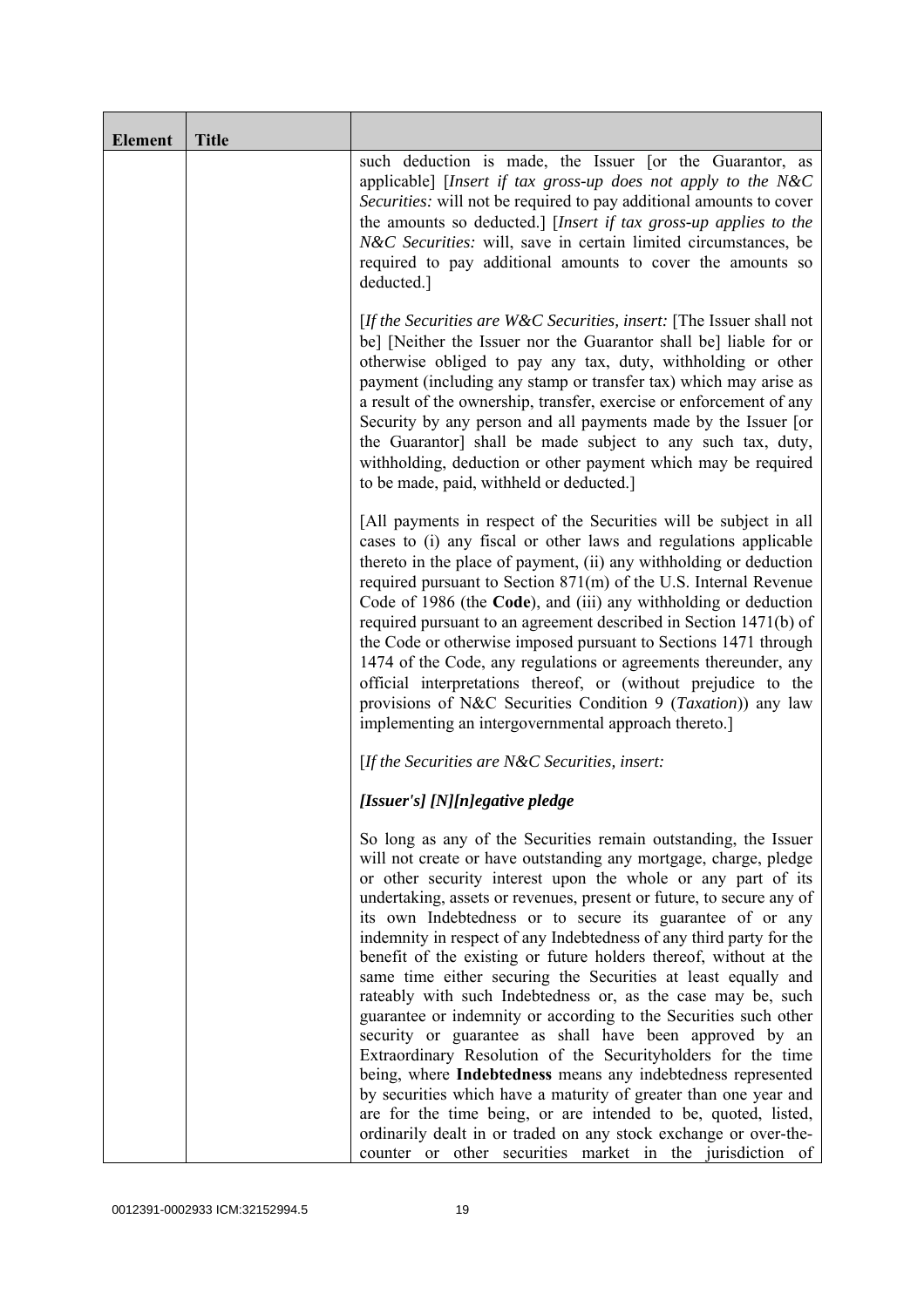| Element | Title | |
|---|---|---|
| | | such deduction is made, the Issuer [or the Guarantor, as applicable] [*Insert if tax gross-up does not apply to the N&C Securities:* will not be required to pay additional amounts to cover the amounts so deducted.] [*Insert if tax gross-up applies to the N&C Securities:* will, save in certain limited circumstances, be required to pay additional amounts to cover the amounts so deducted.]<br><br>[*If the Securities are W&C Securities, insert:* [The Issuer shall not be] [Neither the Issuer nor the Guarantor shall be] liable for or otherwise obliged to pay any tax, duty, withholding or other payment (including any stamp or transfer tax) which may arise as a result of the ownership, transfer, exercise or enforcement of any Security by any person and all payments made by the Issuer [or the Guarantor] shall be made subject to any such tax, duty, withholding, deduction or other payment which may be required to be made, paid, withheld or deducted.]<br><br>[All payments in respect of the Securities will be subject in all cases to (i) any fiscal or other laws and regulations applicable thereto in the place of payment, (ii) any withholding or deduction required pursuant to Section 871(m) of the U.S. Internal Revenue Code of 1986 (the **Code**), and (iii) any withholding or deduction required pursuant to an agreement described in Section 1471(b) of the Code or otherwise imposed pursuant to Sections 1471 through 1474 of the Code, any regulations or agreements thereunder, any official interpretations thereof, or (without prejudice to the provisions of N&C Securities Condition 9 (*Taxation*)) any law implementing an intergovernmental approach thereto.]<br><br>[*If the Securities are N&C Securities, insert:*<br><br>***[Issuer's] [N][n]egative pledge***<br><br>So long as any of the Securities remain outstanding, the Issuer will not create or have outstanding any mortgage, charge, pledge or other security interest upon the whole or any part of its undertaking, assets or revenues, present or future, to secure any of its own Indebtedness or to secure its guarantee of or any indemnity in respect of any Indebtedness of any third party for the benefit of the existing or future holders thereof, without at the same time either securing the Securities at least equally and rateably with such Indebtedness or, as the case may be, such guarantee or indemnity or according to the Securities such other security or guarantee as shall have been approved by an Extraordinary Resolution of the Securityholders for the time being, where **Indebtedness** means any indebtedness represented by securities which have a maturity of greater than one year and are for the time being, or are intended to be, quoted, listed, ordinarily dealt in or traded on any stock exchange or over-the-counter or other securities market in the jurisdiction of |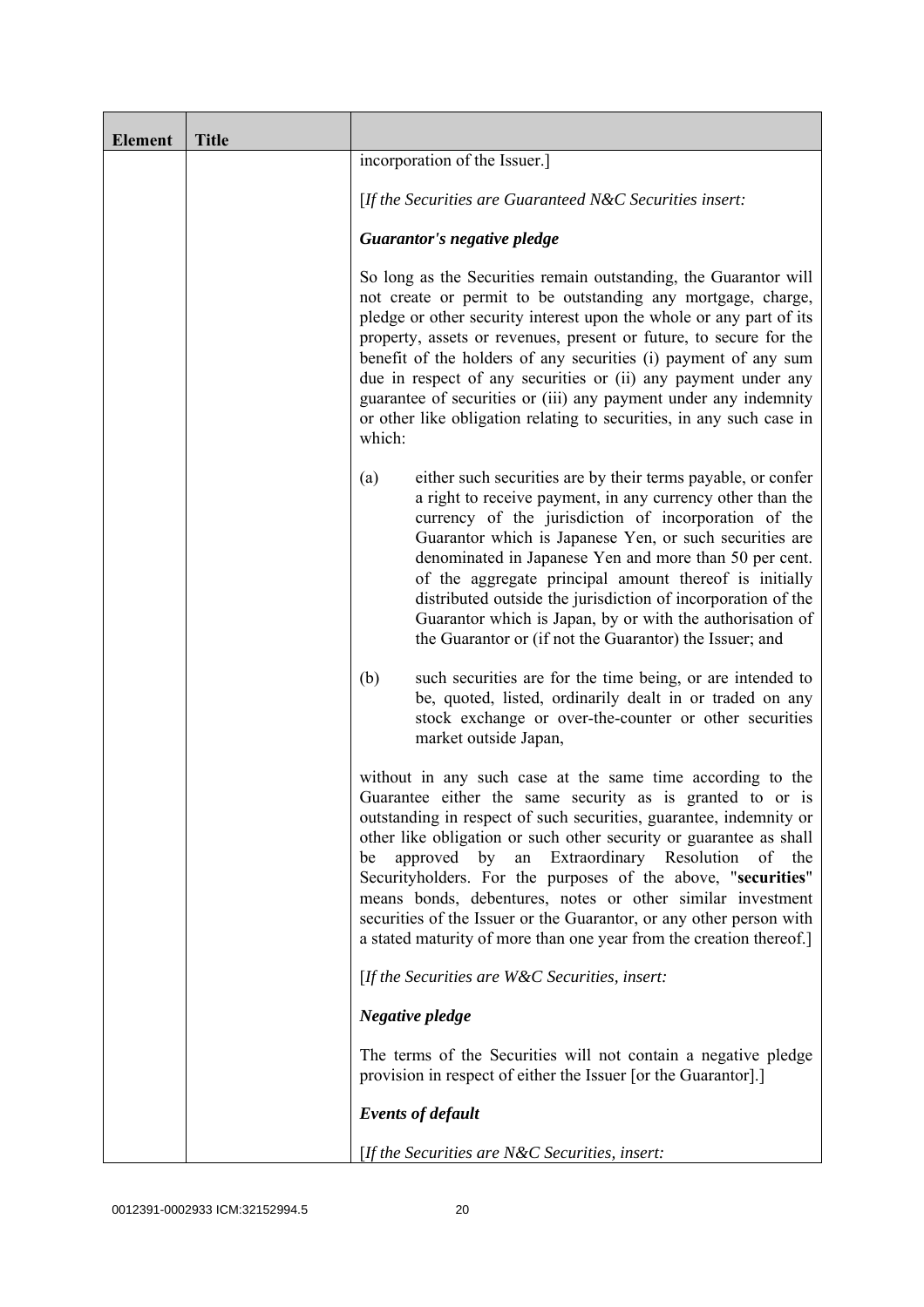| Element | Title | |
|---|---|---|
| | | incorporation of the Issuer.]<br><br>[*If the Securities are Guaranteed N&C Securities insert:*<br><br>***Guarantor's negative pledge***<br><br>So long as the Securities remain outstanding, the Guarantor will not create or permit to be outstanding any mortgage, charge, pledge or other security interest upon the whole or any part of its property, assets or revenues, present or future, to secure for the benefit of the holders of any securities (i) payment of any sum due in respect of any securities or (ii) any payment under any guarantee of securities or (iii) any payment under any indemnity or other like obligation relating to securities, in any such case in which:<br><br>(a) either such securities are by their terms payable, or confer a right to receive payment, in any currency other than the currency of the jurisdiction of incorporation of the Guarantor which is Japanese Yen, or such securities are denominated in Japanese Yen and more than 50 per cent. of the aggregate principal amount thereof is initially distributed outside the jurisdiction of incorporation of the Guarantor which is Japan, by or with the authorisation of the Guarantor or (if not the Guarantor) the Issuer; and<br><br>(b) such securities are for the time being, or are intended to be, quoted, listed, ordinarily dealt in or traded on any stock exchange or over-the-counter or other securities market outside Japan,<br><br>without in any such case at the same time according to the Guarantee either the same security as is granted to or is outstanding in respect of such securities, guarantee, indemnity or other like obligation or such other security or guarantee as shall be approved by an Extraordinary Resolution of the Securityholders. For the purposes of the above, "**securities**" means bonds, debentures, notes or other similar investment securities of the Issuer or the Guarantor, or any other person with a stated maturity of more than one year from the creation thereof.]<br><br>[*If the Securities are W&C Securities, insert:*<br><br>***Negative pledge***<br><br>The terms of the Securities will not contain a negative pledge provision in respect of either the Issuer [or the Guarantor].]<br><br>***Events of default***<br><br>[*If the Securities are N&C Securities, insert:* |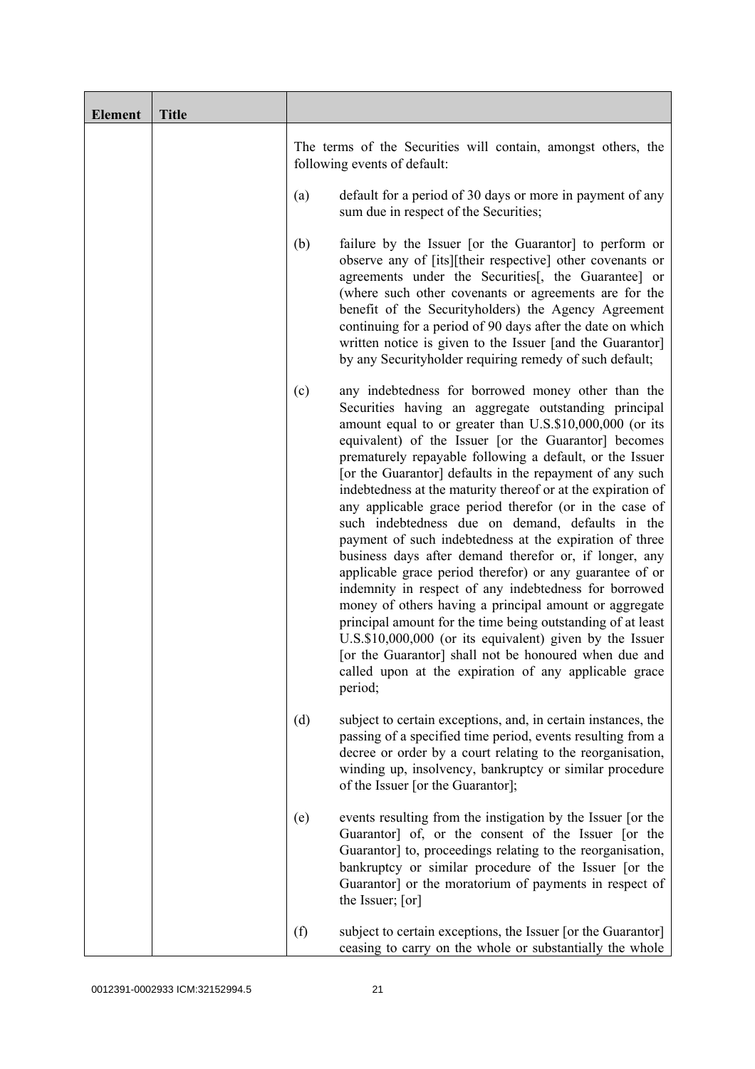| Element | Title | |
|---|---|---|
| | | The terms of the Securities will contain, amongst others, the following events of default:<br><br>(a) default for a period of 30 days or more in payment of any sum due in respect of the Securities;<br><br>(b) failure by the Issuer [or the Guarantor] to perform or observe any of [its][their respective] other covenants or agreements under the Securities[, the Guarantee] or (where such other covenants or agreements are for the benefit of the Securityholders) the Agency Agreement continuing for a period of 90 days after the date on which written notice is given to the Issuer [and the Guarantor] by any Securityholder requiring remedy of such default;<br><br>(c) any indebtedness for borrowed money other than the Securities having an aggregate outstanding principal amount equal to or greater than U.S.$10,000,000 (or its equivalent) of the Issuer [or the Guarantor] becomes prematurely repayable following a default, or the Issuer [or the Guarantor] defaults in the repayment of any such indebtedness at the maturity thereof or at the expiration of any applicable grace period therefor (or in the case of such indebtedness due on demand, defaults in the payment of such indebtedness at the expiration of three business days after demand therefor or, if longer, any applicable grace period therefor) or any guarantee of or indemnity in respect of any indebtedness for borrowed money of others having a principal amount or aggregate principal amount for the time being outstanding of at least U.S.$10,000,000 (or its equivalent) given by the Issuer [or the Guarantor] shall not be honoured when due and called upon at the expiration of any applicable grace period;<br><br>(d) subject to certain exceptions, and, in certain instances, the passing of a specified time period, events resulting from a decree or order by a court relating to the reorganisation, winding up, insolvency, bankruptcy or similar procedure of the Issuer [or the Guarantor];<br><br>(e) events resulting from the instigation by the Issuer [or the Guarantor] of, or the consent of the Issuer [or the Guarantor] to, proceedings relating to the reorganisation, bankruptcy or similar procedure of the Issuer [or the Guarantor] or the moratorium of payments in respect of the Issuer; [or]<br><br>(f) subject to certain exceptions, the Issuer [or the Guarantor] ceasing to carry on the whole or substantially the whole |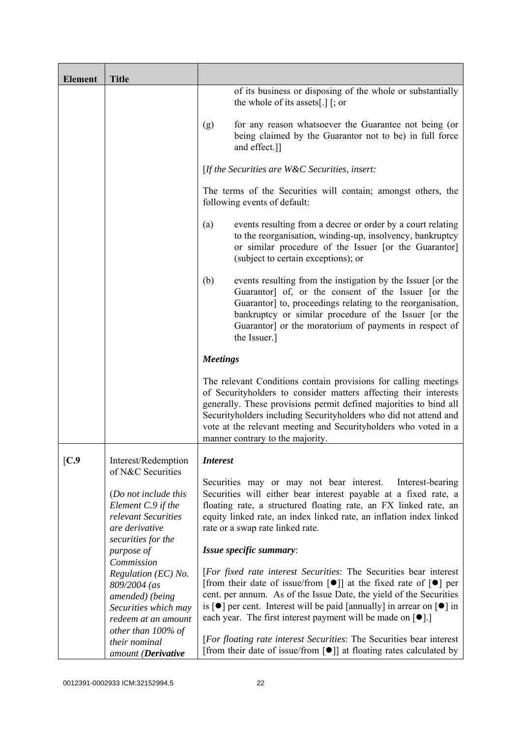| Element | Title | |
|---|---|---|
| | | of its business or disposing of the whole or substantially the whole of its assets[.] [; or<br><br>(g) for any reason whatsoever the Guarantee not being (or being claimed by the Guarantor not to be) in full force and effect.]]<br><br>[*If the Securities are W&C Securities, insert:*<br><br>The terms of the Securities will contain; amongst others, the following events of default:<br><br>(a) events resulting from a decree or order by a court relating to the reorganisation, winding-up, insolvency, bankruptcy or similar procedure of the Issuer [or the Guarantor] (subject to certain exceptions); or<br><br>(b) events resulting from the instigation by the Issuer [or the Guarantor] of, or the consent of the Issuer [or the Guarantor] to, proceedings relating to the reorganisation, bankruptcy or similar procedure of the Issuer [or the Guarantor] or the moratorium of payments in respect of the Issuer.]<br><br>***Meetings***<br><br>The relevant Conditions contain provisions for calling meetings of Securityholders to consider matters affecting their interests generally. These provisions permit defined majorities to bind all Securityholders including Securityholders who did not attend and vote at the relevant meeting and Securityholders who voted in a manner contrary to the majority. |
| [C.9 | Interest/Redemption of N&C Securities<br><br>(*Do not include this Element C.9 if the relevant Securities are derivative securities for the purpose of Commission Regulation (EC) No. 809/2004 (as amended) (being Securities which may redeem at an amount other than 100% of their nominal amount (**Derivative*** | ***Interest***<br><br>Securities may or may not bear interest. Interest-bearing Securities will either bear interest payable at a fixed rate, a floating rate, a structured floating rate, an FX linked rate, an equity linked rate, an index linked rate, an inflation index linked rate or a swap rate linked rate.<br><br>***Issue specific summary***:<br><br>[*For fixed rate interest Securities*: The Securities bear interest [from their date of issue/from [●]] at the fixed rate of [●] per cent. per annum. As of the Issue Date, the yield of the Securities is [●] per cent. Interest will be paid [annually] in arrear on [●] in each year. The first interest payment will be made on [●].]<br><br>[*For floating rate interest Securities*: The Securities bear interest [from their date of issue/from [●]] at floating rates calculated by |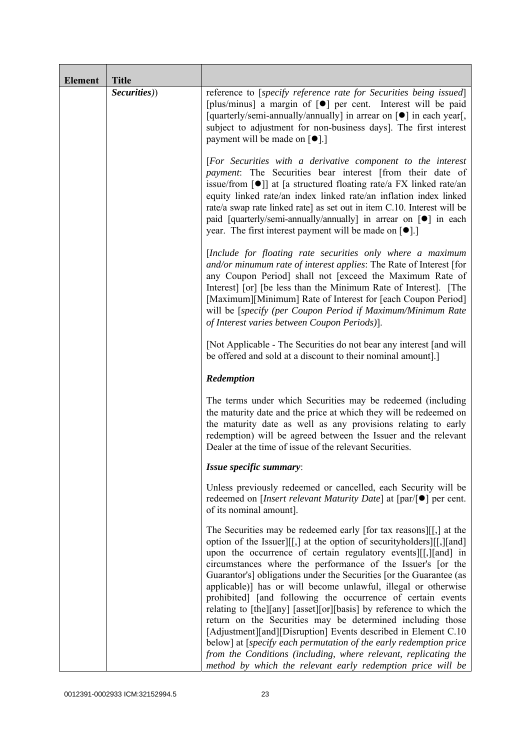| Element | Title | |
|---|---|---|
| | *Securities*)) | reference to [*specify reference rate for Securities being issued*] [plus/minus] a margin of [●] per cent. Interest will be paid [quarterly/semi-annually/annually] in arrear on [●] in each year[, subject to adjustment for non-business days]. The first interest payment will be made on [●].]<br><br>[*For Securities with a derivative component to the interest payment*: The Securities bear interest [from their date of issue/from [●]] at [a structured floating rate/a FX linked rate/an equity linked rate/an index linked rate/an inflation index linked rate/a swap rate linked rate] as set out in item C.10. Interest will be paid [quarterly/semi-annually/annually] in arrear on [●] in each year. The first interest payment will be made on [●].]<br><br>[*Include for floating rate securities only where a maximum and/or minumum rate of interest applies*: The Rate of Interest [for any Coupon Period] shall not [exceed the Maximum Rate of Interest] [or] [be less than the Minimum Rate of Interest]. [The [Maximum][Minimum] Rate of Interest for [each Coupon Period] will be [*specify (per Coupon Period if Maximum/Minimum Rate of Interest varies between Coupon Periods)*].<br><br>[Not Applicable - The Securities do not bear any interest [and will be offered and sold at a discount to their nominal amount].]<br><br>***Redemption***<br><br>The terms under which Securities may be redeemed (including the maturity date and the price at which they will be redeemed on the maturity date as well as any provisions relating to early redemption) will be agreed between the Issuer and the relevant Dealer at the time of issue of the relevant Securities.<br><br>***Issue specific summary***:<br><br>Unless previously redeemed or cancelled, each Security will be redeemed on [*Insert relevant Maturity Date*] at [par/[●] per cent. of its nominal amount].<br><br>The Securities may be redeemed early [for tax reasons][[,] at the option of the Issuer][[,] at the option of securityholders][[,][and] upon the occurrence of certain regulatory events][[,][and] in circumstances where the performance of the Issuer's [or the Guarantor's] obligations under the Securities [or the Guarantee (as applicable)] has or will become unlawful, illegal or otherwise prohibited] [and following the occurrence of certain events relating to [the][any] [asset][or][basis] by reference to which the return on the Securities may be determined including those [Adjustment][and][Disruption] Events described in Element C.10 below] at [*specify each permutation of the early redemption price from the Conditions (including, where relevant, replicating the method by which the relevant early redemption price will be* |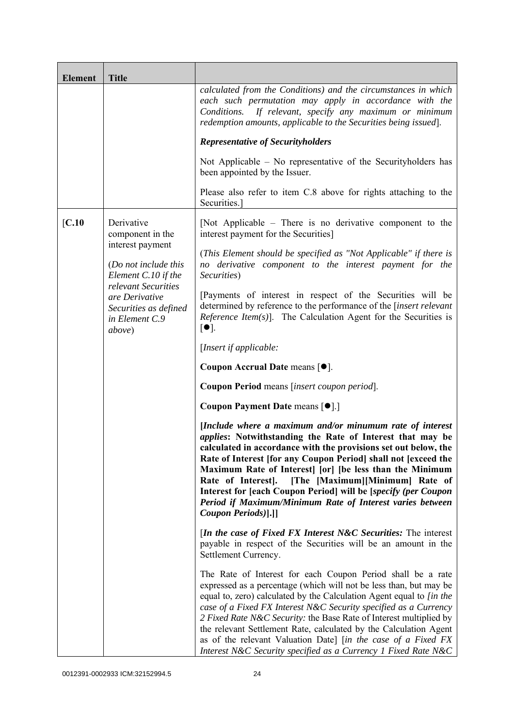| Element | Title | |
|---|---|---|
| | | *calculated from the Conditions) and the circumstances in which each such permutation may apply in accordance with the Conditions. If relevant, specify any maximum or minimum redemption amounts, applicable to the Securities being issued*].<br><br>***Representative of Securityholders***<br><br>Not Applicable – No representative of the Securityholders has been appointed by the Issuer.<br><br>Please also refer to item C.8 above for rights attaching to the Securities.] |
| [C.10 | Derivative component in the interest payment<br><br>(*Do not include this Element C.10 if the relevant Securities are Derivative Securities as defined in Element C.9 above*) | [Not Applicable – There is no derivative component to the interest payment for the Securities]<br><br>(*This Element should be specified as "Not Applicable" if there is no derivative component to the interest payment for the Securities*)<br><br>[Payments of interest in respect of the Securities will be determined by reference to the performance of the [*insert relevant Reference Item(s)*]. The Calculation Agent for the Securities is [●].<br><br>[*Insert if applicable:*<br><br>**Coupon Accrual Date** means [●].<br><br>**Coupon Period** means [*insert coupon period*].<br><br>**Coupon Payment Date** means [●].]<br><br>**[*Include where a maximum and/or minumum rate of interest applies*: Notwithstanding the Rate of Interest that may be calculated in accordance with the provisions set out below, the Rate of Interest [for any Coupon Period] shall not [exceed the Maximum Rate of Interest] [or] [be less than the Minimum Rate of Interest]. [The [Maximum][Minimum] Rate of Interest for [each Coupon Period] will be [*specify (per Coupon Period if Maximum/Minimum Rate of Interest varies between Coupon Periods)*].]]**<br><br>[***In the case of Fixed FX Interest N&C Securities:*** The interest payable in respect of the Securities will be an amount in the Settlement Currency.<br><br>The Rate of Interest for each Coupon Period shall be a rate expressed as a percentage (which will not be less than, but may be equal to, zero) calculated by the Calculation Agent equal to *[in the case of a Fixed FX Interest N&C Security specified as a Currency 2 Fixed Rate N&C Security:* the Base Rate of Interest multiplied by the relevant Settlement Rate, calculated by the Calculation Agent as of the relevant Valuation Date] [*in the case of a Fixed FX Interest N&C Security specified as a Currency 1 Fixed Rate N&C* |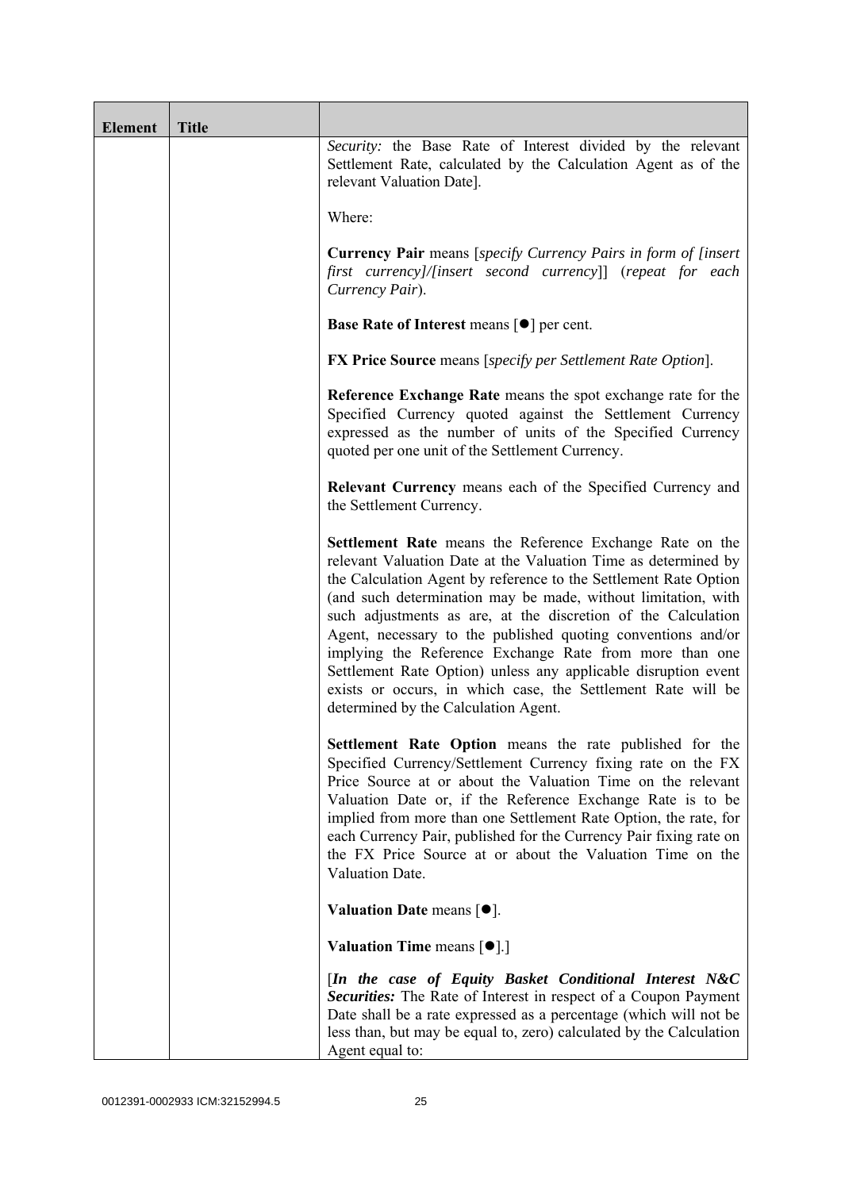| Element | Title | |
|---|---|---|
| | | *Security:* the Base Rate of Interest divided by the relevant Settlement Rate, calculated by the Calculation Agent as of the relevant Valuation Date].<br><br>Where:<br><br>**Currency Pair** means [*specify Currency Pairs in form of [insert first currency]/[insert second currency*]] (*repeat for each Currency Pair*).<br><br>**Base Rate of Interest** means [●] per cent.<br><br>**FX Price Source** means [*specify per Settlement Rate Option*].<br><br>**Reference Exchange Rate** means the spot exchange rate for the Specified Currency quoted against the Settlement Currency expressed as the number of units of the Specified Currency quoted per one unit of the Settlement Currency.<br><br>**Relevant Currency** means each of the Specified Currency and the Settlement Currency.<br><br>**Settlement Rate** means the Reference Exchange Rate on the relevant Valuation Date at the Valuation Time as determined by the Calculation Agent by reference to the Settlement Rate Option (and such determination may be made, without limitation, with such adjustments as are, at the discretion of the Calculation Agent, necessary to the published quoting conventions and/or implying the Reference Exchange Rate from more than one Settlement Rate Option) unless any applicable disruption event exists or occurs, in which case, the Settlement Rate will be determined by the Calculation Agent.<br><br>**Settlement Rate Option** means the rate published for the Specified Currency/Settlement Currency fixing rate on the FX Price Source at or about the Valuation Time on the relevant Valuation Date or, if the Reference Exchange Rate is to be implied from more than one Settlement Rate Option, the rate, for each Currency Pair, published for the Currency Pair fixing rate on the FX Price Source at or about the Valuation Time on the Valuation Date.<br><br>**Valuation Date** means [●].<br><br>**Valuation Time** means [●].]<br><br>[***In the case of Equity Basket Conditional Interest N&C Securities:*** The Rate of Interest in respect of a Coupon Payment Date shall be a rate expressed as a percentage (which will not be less than, but may be equal to, zero) calculated by the Calculation Agent equal to: |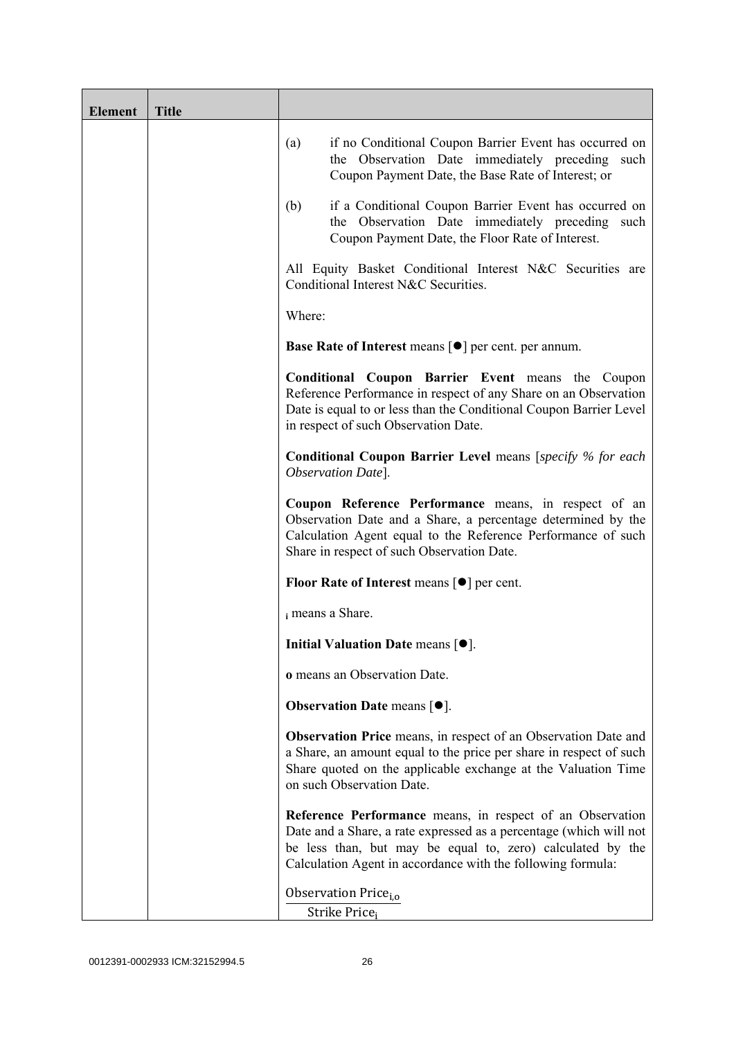| Element | Title | |
|---|---|---|
| | | (a) if no Conditional Coupon Barrier Event has occurred on the Observation Date immediately preceding such Coupon Payment Date, the Base Rate of Interest; or<br><br>(b) if a Conditional Coupon Barrier Event has occurred on the Observation Date immediately preceding such Coupon Payment Date, the Floor Rate of Interest.<br><br>All Equity Basket Conditional Interest N&C Securities are Conditional Interest N&C Securities.<br><br>Where:<br><br>**Base Rate of Interest** means [●] per cent. per annum.<br><br>**Conditional Coupon Barrier Event** means the Coupon Reference Performance in respect of any Share on an Observation Date is equal to or less than the Conditional Coupon Barrier Level in respect of such Observation Date.<br><br>**Conditional Coupon Barrier Level** means [*specify % for each Observation Date*].<br><br>**Coupon Reference Performance** means, in respect of an Observation Date and a Share, a percentage determined by the Calculation Agent equal to the Reference Performance of such Share in respect of such Observation Date.<br><br>**Floor Rate of Interest** means [●] per cent.<br><br>$_i$ means a Share.<br><br>**Initial Valuation Date** means [●].<br><br>**o** means an Observation Date.<br><br>**Observation Date** means [●].<br><br>**Observation Price** means, in respect of an Observation Date and a Share, an amount equal to the price per share in respect of such Share quoted on the applicable exchange at the Valuation Time on such Observation Date.<br><br>**Reference Performance** means, in respect of an Observation Date and a Share, a rate expressed as a percentage (which will not be less than, but may be equal to, zero) calculated by the Calculation Agent in accordance with the following formula:<br><br>$$\frac{\text{Observation Price}_{i,o}}{\text{Strike Price}_i}$$ |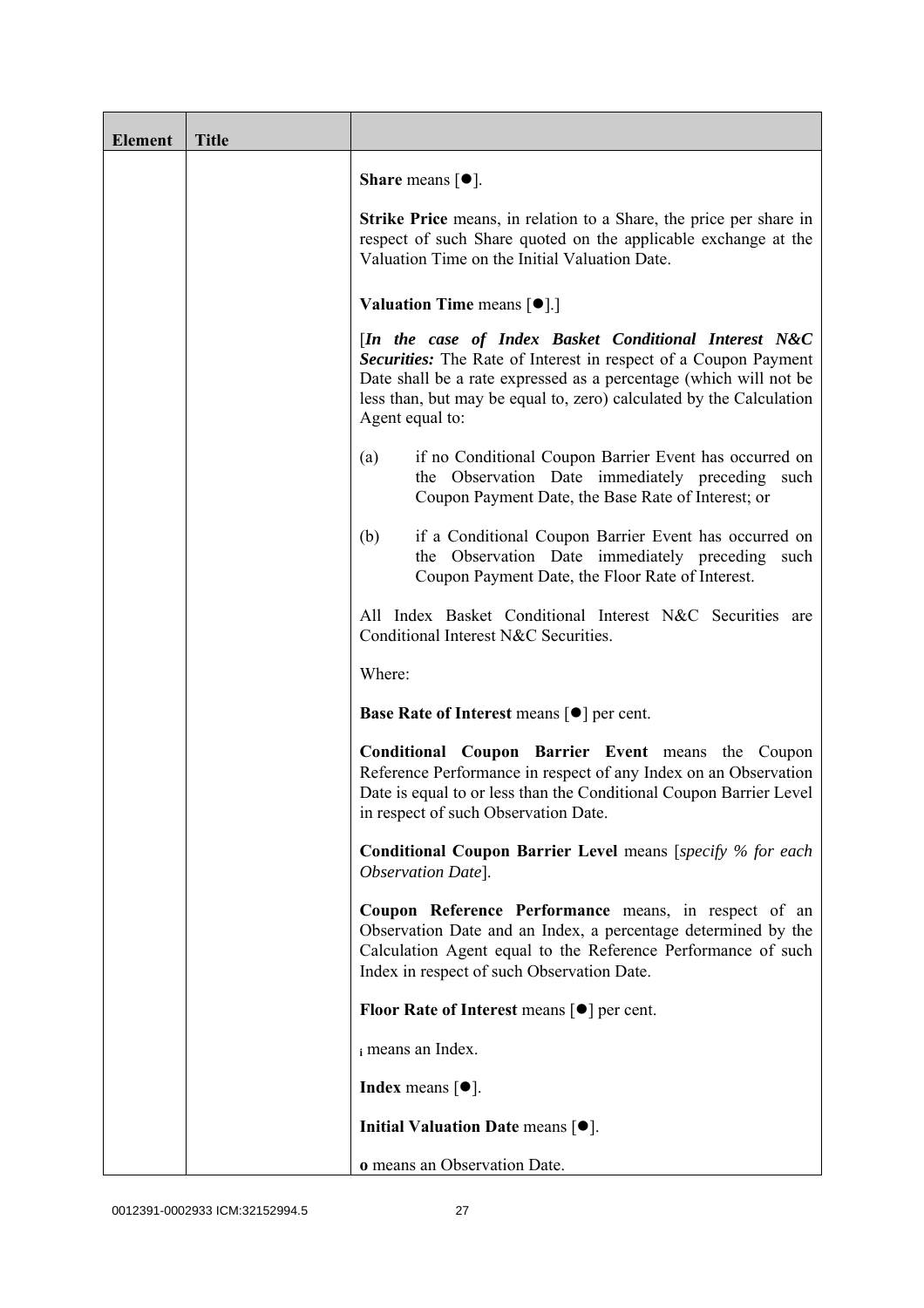| Element | Title | |
|---|---|---|
| | | **Share** means [●].<br><br>**Strike Price** means, in relation to a Share, the price per share in respect of such Share quoted on the applicable exchange at the Valuation Time on the Initial Valuation Date.<br><br>**Valuation Time** means [●].]<br><br>[***In the case of Index Basket Conditional Interest N&C Securities:*** The Rate of Interest in respect of a Coupon Payment Date shall be a rate expressed as a percentage (which will not be less than, but may be equal to, zero) calculated by the Calculation Agent equal to:<br><br>(a) if no Conditional Coupon Barrier Event has occurred on the Observation Date immediately preceding such Coupon Payment Date, the Base Rate of Interest; or<br><br>(b) if a Conditional Coupon Barrier Event has occurred on the Observation Date immediately preceding such Coupon Payment Date, the Floor Rate of Interest.<br><br>All Index Basket Conditional Interest N&C Securities are Conditional Interest N&C Securities.<br><br>Where:<br><br>**Base Rate of Interest** means [●] per cent.<br><br>**Conditional Coupon Barrier Event** means the Coupon Reference Performance in respect of any Index on an Observation Date is equal to or less than the Conditional Coupon Barrier Level in respect of such Observation Date.<br><br>**Conditional Coupon Barrier Level** means [*specify % for each Observation Date*].<br><br>**Coupon Reference Performance** means, in respect of an Observation Date and an Index, a percentage determined by the Calculation Agent equal to the Reference Performance of such Index in respect of such Observation Date.<br><br>**Floor Rate of Interest** means [●] per cent.<br><br>**i** means an Index.<br><br>**Index** means [●].<br><br>**Initial Valuation Date** means [●].<br><br>**o** means an Observation Date. |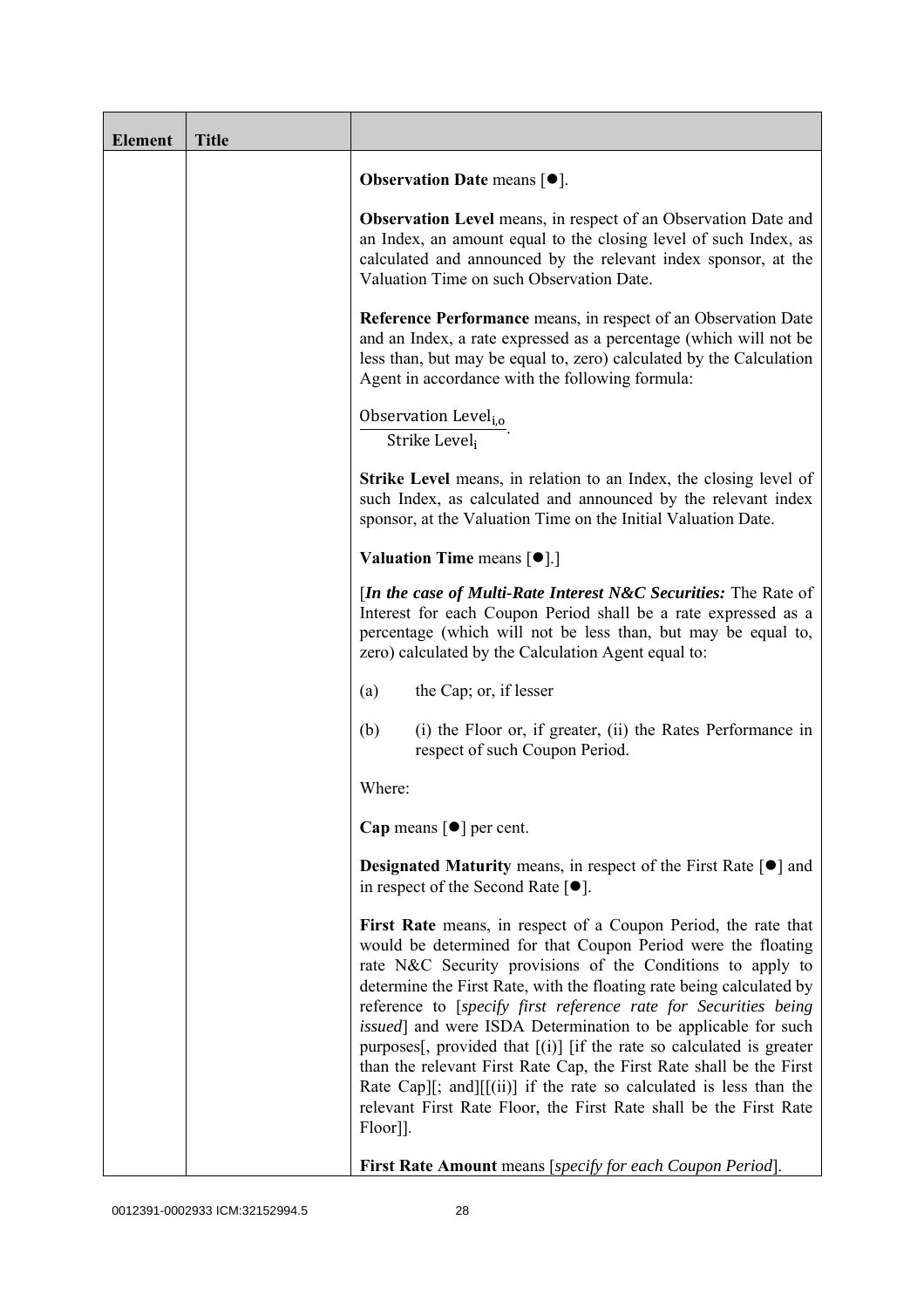| Element | Title | |
|---|---|---|
| | | **Observation Date** means [●].<br><br>**Observation Level** means, in respect of an Observation Date and an Index, an amount equal to the closing level of such Index, as calculated and announced by the relevant index sponsor, at the Valuation Time on such Observation Date.<br><br>**Reference Performance** means, in respect of an Observation Date and an Index, a rate expressed as a percentage (which will not be less than, but may be equal to, zero) calculated by the Calculation Agent in accordance with the following formula:<br><br>$\frac{\text{Observation Level}_{i,o}}{\text{Strike Level}_{i}}$.<br><br>**Strike Level** means, in relation to an Index, the closing level of such Index, as calculated and announced by the relevant index sponsor, at the Valuation Time on the Initial Valuation Date.<br><br>**Valuation Time** means [●].]<br><br>[***In the case of Multi-Rate Interest N&C Securities:*** The Rate of Interest for each Coupon Period shall be a rate expressed as a percentage (which will not be less than, but may be equal to, zero) calculated by the Calculation Agent equal to:<br><br>(a) the Cap; or, if lesser<br><br>(b) (i) the Floor or, if greater, (ii) the Rates Performance in respect of such Coupon Period.<br><br>Where:<br><br>**Cap** means [●] per cent.<br><br>**Designated Maturity** means, in respect of the First Rate [●] and in respect of the Second Rate [●].<br><br>**First Rate** means, in respect of a Coupon Period, the rate that would be determined for that Coupon Period were the floating rate N&C Security provisions of the Conditions to apply to determine the First Rate, with the floating rate being calculated by reference to [*specify first reference rate for Securities being issued*] and were ISDA Determination to be applicable for such purposes[, provided that [(i)] [if the rate so calculated is greater than the relevant First Rate Cap, the First Rate shall be the First Rate Cap][; and][[(ii)] if the rate so calculated is less than the relevant First Rate Floor, the First Rate shall be the First Rate Floor]].<br><br>**First Rate Amount** means [*specify for each Coupon Period*]. |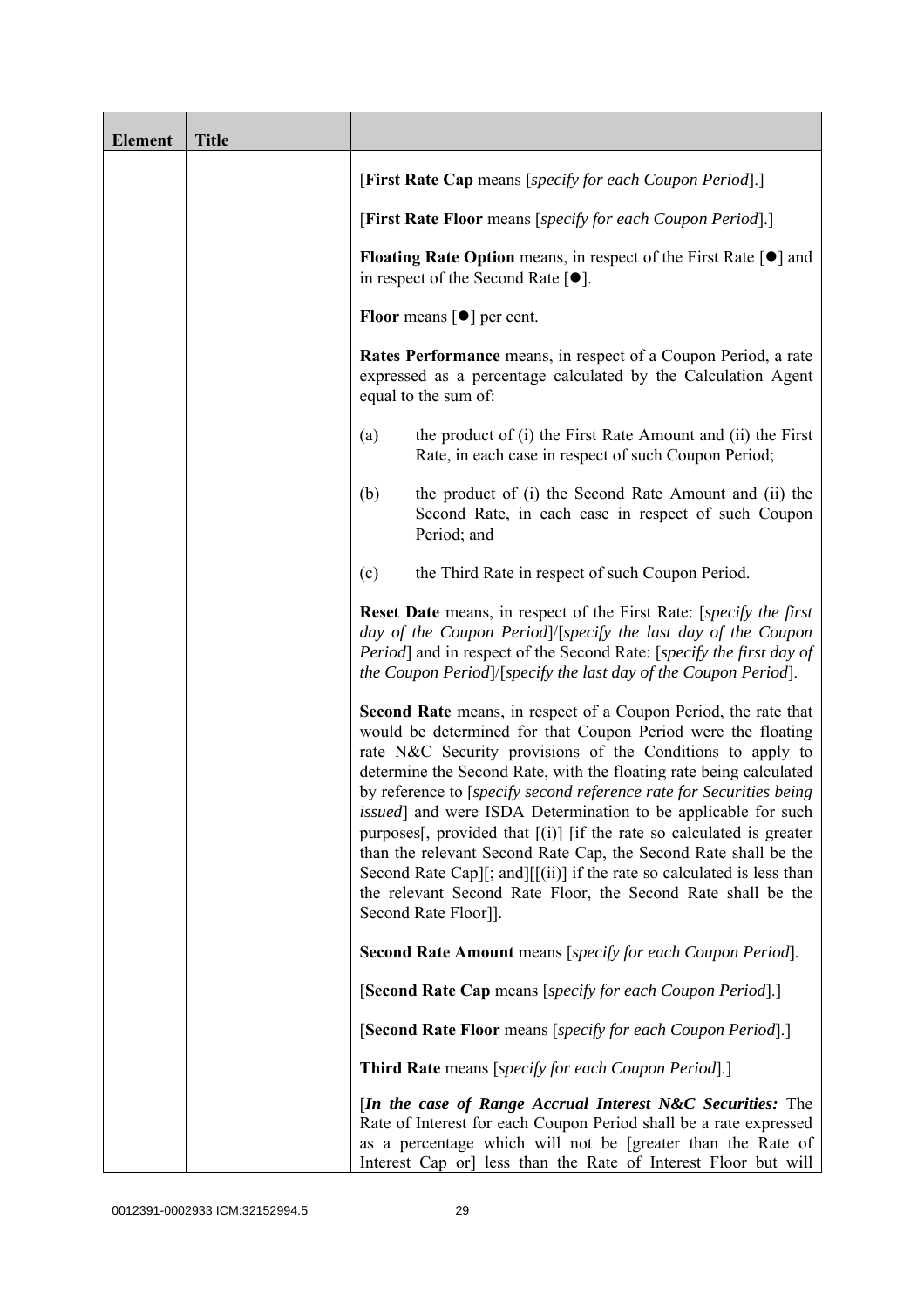| Element | Title | |
|---|---|---|
| | | [**First Rate Cap** means [*specify for each Coupon Period*].]<br><br>[**First Rate Floor** means [*specify for each Coupon Period*].]<br><br>**Floating Rate Option** means, in respect of the First Rate [●] and in respect of the Second Rate [●].<br><br>**Floor** means [●] per cent.<br><br>**Rates Performance** means, in respect of a Coupon Period, a rate expressed as a percentage calculated by the Calculation Agent equal to the sum of:<br><br>(a) the product of (i) the First Rate Amount and (ii) the First Rate, in each case in respect of such Coupon Period;<br><br>(b) the product of (i) the Second Rate Amount and (ii) the Second Rate, in each case in respect of such Coupon Period; and<br><br>(c) the Third Rate in respect of such Coupon Period.<br><br>**Reset Date** means, in respect of the First Rate: [*specify the first day of the Coupon Period*]/[*specify the last day of the Coupon Period*] and in respect of the Second Rate: [*specify the first day of the Coupon Period*]/[*specify the last day of the Coupon Period*].<br><br>**Second Rate** means, in respect of a Coupon Period, the rate that would be determined for that Coupon Period were the floating rate N&C Security provisions of the Conditions to apply to determine the Second Rate, with the floating rate being calculated by reference to [*specify second reference rate for Securities being issued*] and were ISDA Determination to be applicable for such purposes[, provided that [(i)] [if the rate so calculated is greater than the relevant Second Rate Cap, the Second Rate shall be the Second Rate Cap][; and][[(ii)] if the rate so calculated is less than the relevant Second Rate Floor, the Second Rate shall be the Second Rate Floor]].<br><br>**Second Rate Amount** means [*specify for each Coupon Period*].<br><br>[**Second Rate Cap** means [*specify for each Coupon Period*].]<br><br>[**Second Rate Floor** means [*specify for each Coupon Period*].]<br><br>**Third Rate** means [*specify for each Coupon Period*].]<br><br>[***In the case of Range Accrual Interest N&C Securities:*** The Rate of Interest for each Coupon Period shall be a rate expressed as a percentage which will not be [greater than the Rate of Interest Cap or] less than the Rate of Interest Floor but will |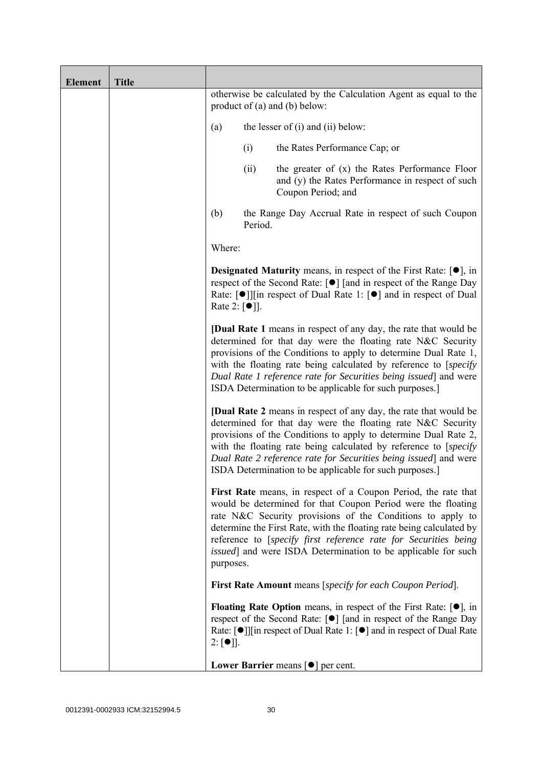| Element | Title | |
|---|---|---|
| | | otherwise be calculated by the Calculation Agent as equal to the product of (a) and (b) below:<br><br>(a) the lesser of (i) and (ii) below:<br><br>(i) the Rates Performance Cap; or<br><br>(ii) the greater of (x) the Rates Performance Floor and (y) the Rates Performance in respect of such Coupon Period; and<br><br>(b) the Range Day Accrual Rate in respect of such Coupon Period.<br><br>Where:<br><br>**Designated Maturity** means, in respect of the First Rate: [●], in respect of the Second Rate: [●] [and in respect of the Range Day Rate: [●]][in respect of Dual Rate 1: [●] and in respect of Dual Rate 2: [●]].<br><br>**[Dual Rate 1** means in respect of any day, the rate that would be determined for that day were the floating rate N&C Security provisions of the Conditions to apply to determine Dual Rate 1, with the floating rate being calculated by reference to [*specify Dual Rate 1 reference rate for Securities being issued*] and were ISDA Determination to be applicable for such purposes.]<br><br>**[Dual Rate 2** means in respect of any day, the rate that would be determined for that day were the floating rate N&C Security provisions of the Conditions to apply to determine Dual Rate 2, with the floating rate being calculated by reference to [*specify Dual Rate 2 reference rate for Securities being issued*] and were ISDA Determination to be applicable for such purposes.]<br><br>**First Rate** means, in respect of a Coupon Period, the rate that would be determined for that Coupon Period were the floating rate N&C Security provisions of the Conditions to apply to determine the First Rate, with the floating rate being calculated by reference to [*specify first reference rate for Securities being issued*] and were ISDA Determination to be applicable for such purposes.<br><br>**First Rate Amount** means [*specify for each Coupon Period*].<br><br>**Floating Rate Option** means, in respect of the First Rate: [●], in respect of the Second Rate: [●] [and in respect of the Range Day Rate: [●]][in respect of Dual Rate 1: [●] and in respect of Dual Rate 2: [●]].<br><br>**Lower Barrier** means [●] per cent. |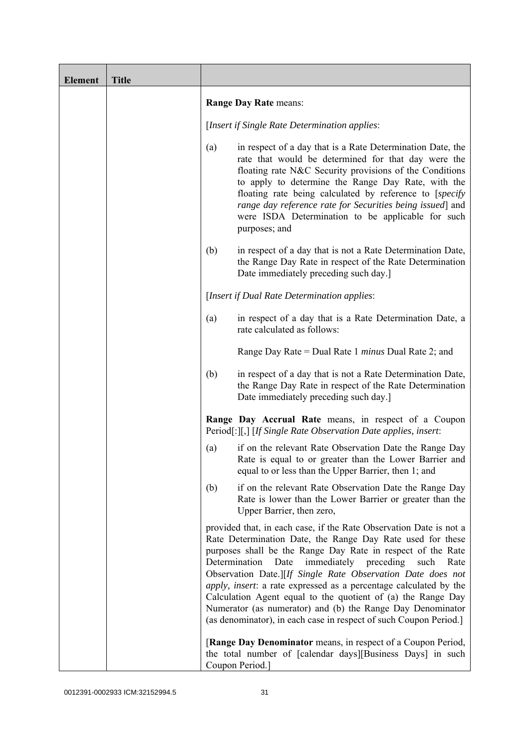| Element | Title | |
|---|---|---|
| | | **Range Day Rate** means:<br><br>[*Insert if Single Rate Determination applies*:<br><br>(a) in respect of a day that is a Rate Determination Date, the rate that would be determined for that day were the floating rate N&C Security provisions of the Conditions to apply to determine the Range Day Rate, with the floating rate being calculated by reference to [*specify range day reference rate for Securities being issued*] and were ISDA Determination to be applicable for such purposes; and<br><br>(b) in respect of a day that is not a Rate Determination Date, the Range Day Rate in respect of the Rate Determination Date immediately preceding such day.]<br><br>[*Insert if Dual Rate Determination applies*:<br><br>(a) in respect of a day that is a Rate Determination Date, a rate calculated as follows:<br><br>Range Day Rate = Dual Rate 1 *minus* Dual Rate 2; and<br><br>(b) in respect of a day that is not a Rate Determination Date, the Range Day Rate in respect of the Rate Determination Date immediately preceding such day.]<br><br>**Range Day Accrual Rate** means, in respect of a Coupon Period[:][,] [*If Single Rate Observation Date applies, insert*:<br><br>(a) if on the relevant Rate Observation Date the Range Day Rate is equal to or greater than the Lower Barrier and equal to or less than the Upper Barrier, then 1; and<br><br>(b) if on the relevant Rate Observation Date the Range Day Rate is lower than the Lower Barrier or greater than the Upper Barrier, then zero,<br><br>provided that, in each case, if the Rate Observation Date is not a Rate Determination Date, the Range Day Rate used for these purposes shall be the Range Day Rate in respect of the Rate Determination Date immediately preceding such Rate Observation Date.][*If Single Rate Observation Date does not apply, insert*: a rate expressed as a percentage calculated by the Calculation Agent equal to the quotient of (a) the Range Day Numerator (as numerator) and (b) the Range Day Denominator (as denominator), in each case in respect of such Coupon Period.]<br><br>[**Range Day Denominator** means, in respect of a Coupon Period, the total number of [calendar days][Business Days] in such Coupon Period.] |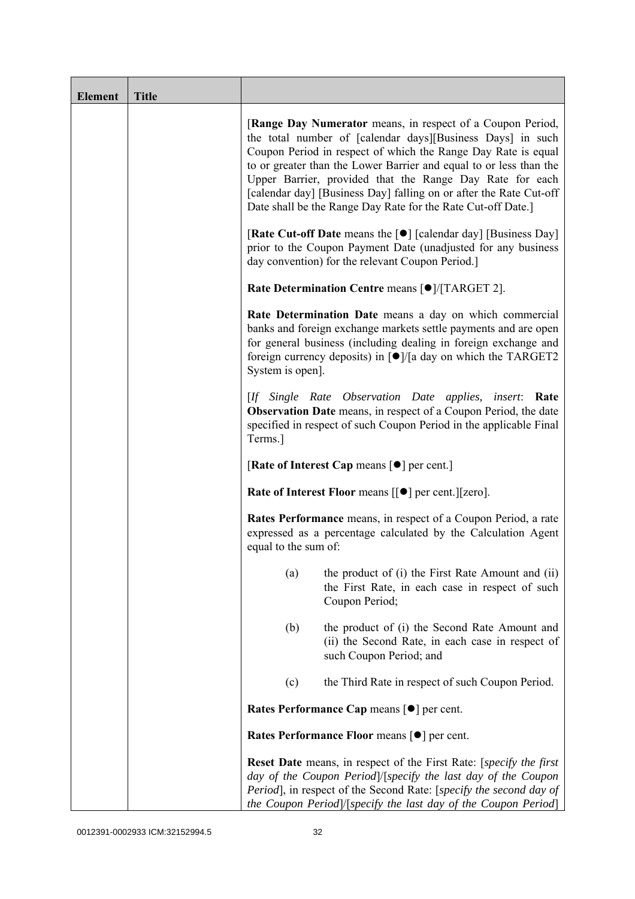| Element | Title | |
|---|---|---|
| | | [**Range Day Numerator** means, in respect of a Coupon Period, the total number of [calendar days][Business Days] in such Coupon Period in respect of which the Range Day Rate is equal to or greater than the Lower Barrier and equal to or less than the Upper Barrier, provided that the Range Day Rate for each [calendar day] [Business Day] falling on or after the Rate Cut-off Date shall be the Range Day Rate for the Rate Cut-off Date.]<br><br>[**Rate Cut-off Date** means the [●] [calendar day] [Business Day] prior to the Coupon Payment Date (unadjusted for any business day convention) for the relevant Coupon Period.]<br><br>**Rate Determination Centre** means [●]/[TARGET 2].<br><br>**Rate Determination Date** means a day on which commercial banks and foreign exchange markets settle payments and are open for general business (including dealing in foreign exchange and foreign currency deposits) in [●]/[a day on which the TARGET2 System is open].<br><br>[*If Single Rate Observation Date applies, insert*: **Rate Observation Date** means, in respect of a Coupon Period, the date specified in respect of such Coupon Period in the applicable Final Terms.]<br><br>[**Rate of Interest Cap** means [●] per cent.]<br><br>**Rate of Interest Floor** means [[●] per cent.][zero].<br><br>**Rates Performance** means, in respect of a Coupon Period, a rate expressed as a percentage calculated by the Calculation Agent equal to the sum of:<br><br>(a) the product of (i) the First Rate Amount and (ii) the First Rate, in each case in respect of such Coupon Period;<br><br>(b) the product of (i) the Second Rate Amount and (ii) the Second Rate, in each case in respect of such Coupon Period; and<br><br>(c) the Third Rate in respect of such Coupon Period.<br><br>**Rates Performance Cap** means [●] per cent.<br><br>**Rates Performance Floor** means [●] per cent.<br><br>**Reset Date** means, in respect of the First Rate: [*specify the first day of the Coupon Period*]/[*specify the last day of the Coupon Period*], in respect of the Second Rate: [*specify the second day of the Coupon Period*]/[*specify the last day of the Coupon Period*] |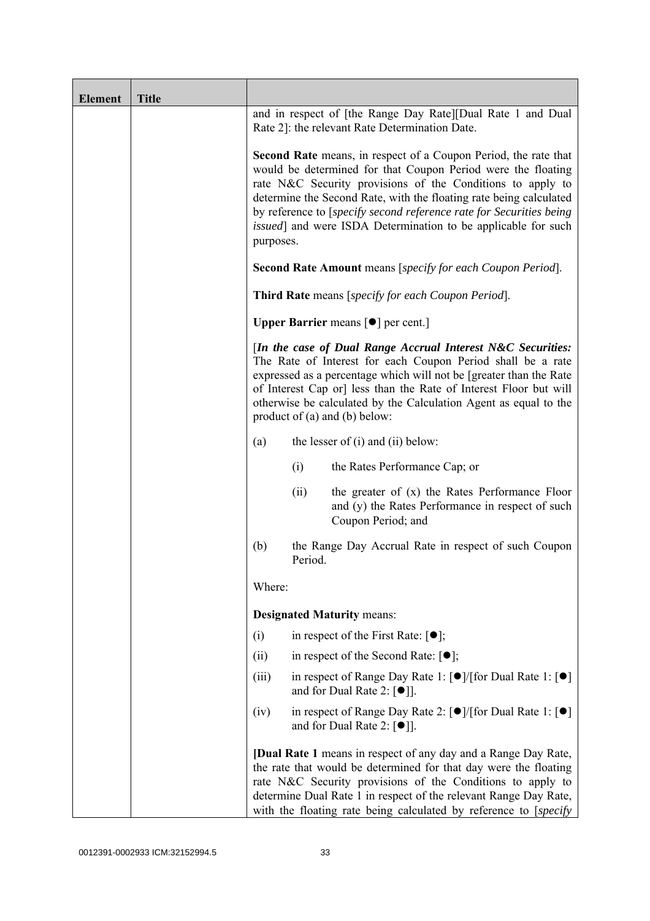| Element | Title | |
|---|---|---|
| | | and in respect of [the Range Day Rate][Dual Rate 1 and Dual Rate 2]: the relevant Rate Determination Date.<br><br>**Second Rate** means, in respect of a Coupon Period, the rate that would be determined for that Coupon Period were the floating rate N&C Security provisions of the Conditions to apply to determine the Second Rate, with the floating rate being calculated by reference to [*specify second reference rate for Securities being issued*] and were ISDA Determination to be applicable for such purposes.<br><br>**Second Rate Amount** means [*specify for each Coupon Period*].<br><br>**Third Rate** means [*specify for each Coupon Period*].<br><br>**Upper Barrier** means [●] per cent.]<br><br>[***In the case of Dual Range Accrual Interest N&C Securities:*** The Rate of Interest for each Coupon Period shall be a rate expressed as a percentage which will not be [greater than the Rate of Interest Cap or] less than the Rate of Interest Floor but will otherwise be calculated by the Calculation Agent as equal to the product of (a) and (b) below:<br><br>(a) the lesser of (i) and (ii) below:<br><br>(i) the Rates Performance Cap; or<br><br>(ii) the greater of (x) the Rates Performance Floor and (y) the Rates Performance in respect of such Coupon Period; and<br><br>(b) the Range Day Accrual Rate in respect of such Coupon Period.<br><br>Where:<br><br>**Designated Maturity** means:<br><br>(i) in respect of the First Rate: [●];<br><br>(ii) in respect of the Second Rate: [●];<br><br>(iii) in respect of Range Day Rate 1: [●]/[for Dual Rate 1: [●] and for Dual Rate 2: [●]].<br><br>(iv) in respect of Range Day Rate 2: [●]/[for Dual Rate 1: [●] and for Dual Rate 2: [●]].<br><br>[**Dual Rate 1** means in respect of any day and a Range Day Rate, the rate that would be determined for that day were the floating rate N&C Security provisions of the Conditions to apply to determine Dual Rate 1 in respect of the relevant Range Day Rate, with the floating rate being calculated by reference to [*specify* |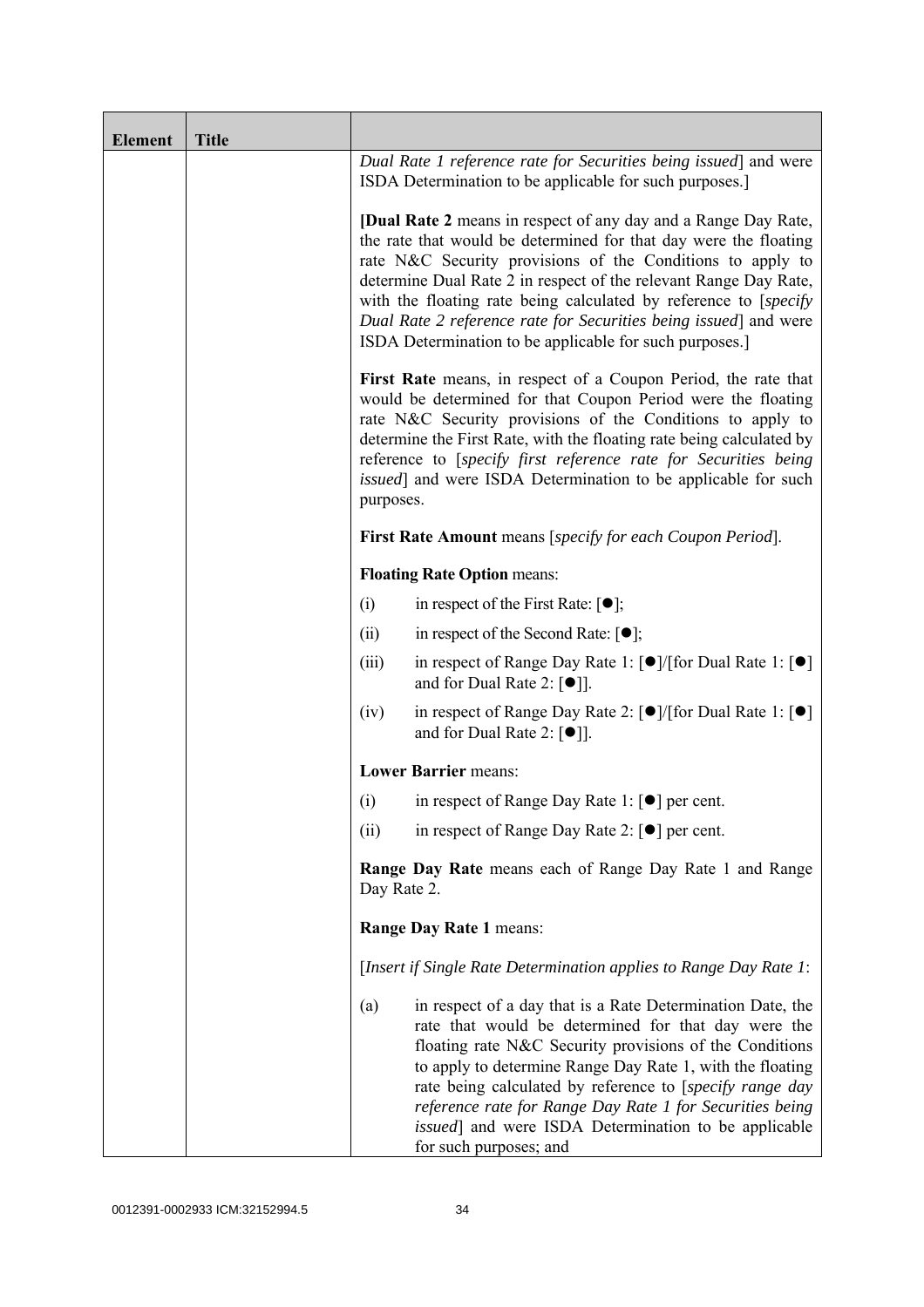| Element | Title | |
|---|---|---|
| | | *Dual Rate 1 reference rate for Securities being issued*] and were ISDA Determination to be applicable for such purposes.]<br><br>[**Dual Rate 2** means in respect of any day and a Range Day Rate, the rate that would be determined for that day were the floating rate N&C Security provisions of the Conditions to apply to determine Dual Rate 2 in respect of the relevant Range Day Rate, with the floating rate being calculated by reference to [*specify Dual Rate 2 reference rate for Securities being issued*] and were ISDA Determination to be applicable for such purposes.]<br><br>**First Rate** means, in respect of a Coupon Period, the rate that would be determined for that Coupon Period were the floating rate N&C Security provisions of the Conditions to apply to determine the First Rate, with the floating rate being calculated by reference to [*specify first reference rate for Securities being issued*] and were ISDA Determination to be applicable for such purposes.<br><br>**First Rate Amount** means [*specify for each Coupon Period*].<br><br>**Floating Rate Option** means:<br><br>(i) in respect of the First Rate: [●];<br><br>(ii) in respect of the Second Rate: [●];<br><br>(iii) in respect of Range Day Rate 1: [●]/[for Dual Rate 1: [●] and for Dual Rate 2: [●]].<br><br>(iv) in respect of Range Day Rate 2: [●]/[for Dual Rate 1: [●] and for Dual Rate 2: [●]].<br><br>**Lower Barrier** means:<br><br>(i) in respect of Range Day Rate 1: [●] per cent.<br><br>(ii) in respect of Range Day Rate 2: [●] per cent.<br><br>**Range Day Rate** means each of Range Day Rate 1 and Range Day Rate 2.<br><br>**Range Day Rate 1** means:<br><br>[*Insert if Single Rate Determination applies to Range Day Rate 1*:<br><br>(a) in respect of a day that is a Rate Determination Date, the rate that would be determined for that day were the floating rate N&C Security provisions of the Conditions to apply to determine Range Day Rate 1, with the floating rate being calculated by reference to [*specify range day reference rate for Range Day Rate 1 for Securities being issued*] and were ISDA Determination to be applicable for such purposes; and |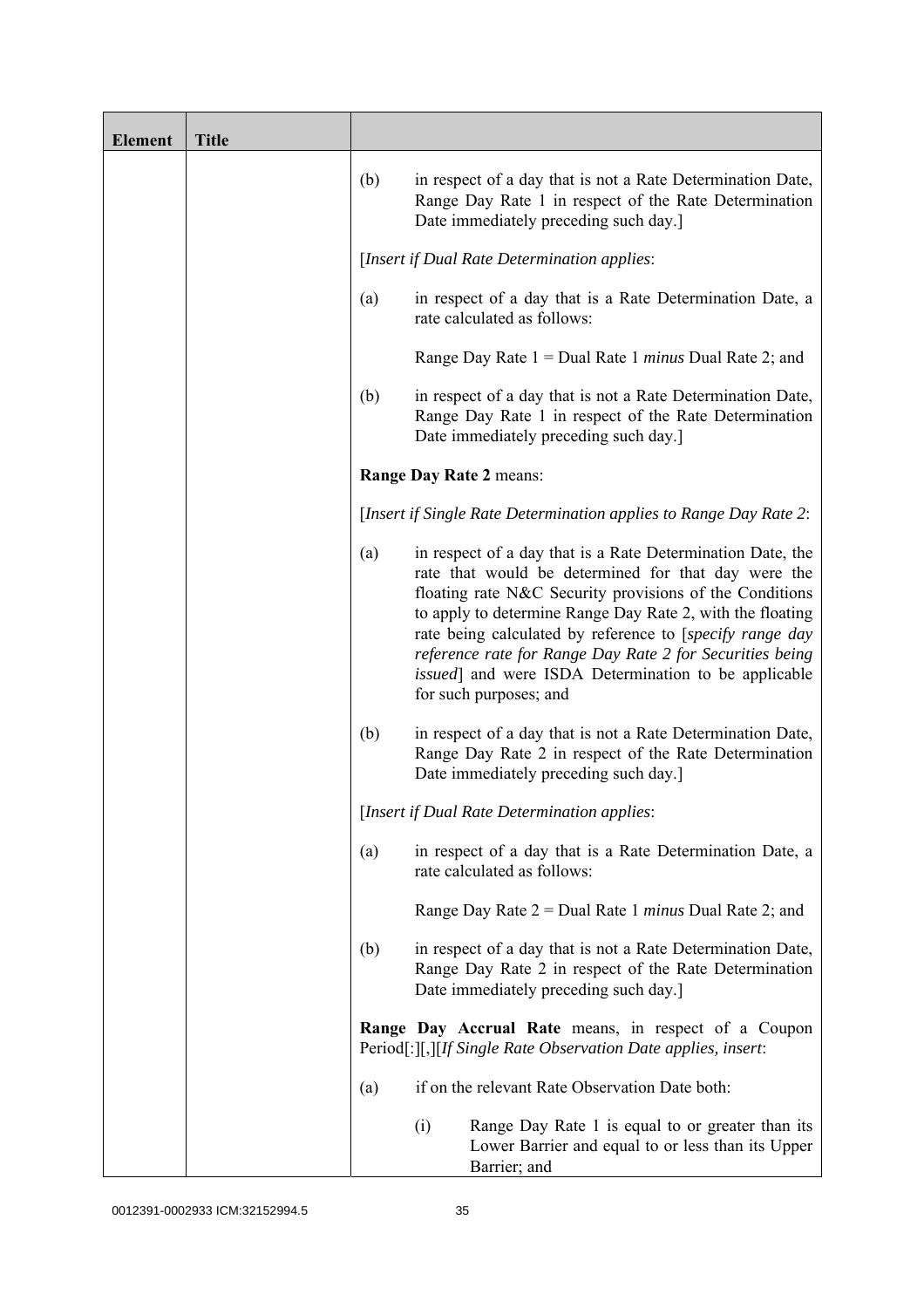| Element | Title | |
|---|---|---|
| | | (b) in respect of a day that is not a Rate Determination Date, Range Day Rate 1 in respect of the Rate Determination Date immediately preceding such day.]<br><br>[*Insert if Dual Rate Determination applies*:<br><br>(a) in respect of a day that is a Rate Determination Date, a rate calculated as follows:<br><br>Range Day Rate 1 = Dual Rate 1 *minus* Dual Rate 2; and<br><br>(b) in respect of a day that is not a Rate Determination Date, Range Day Rate 1 in respect of the Rate Determination Date immediately preceding such day.]<br><br>**Range Day Rate 2** means:<br><br>[*Insert if Single Rate Determination applies to Range Day Rate 2*:<br><br>(a) in respect of a day that is a Rate Determination Date, the rate that would be determined for that day were the floating rate N&C Security provisions of the Conditions to apply to determine Range Day Rate 2, with the floating rate being calculated by reference to [*specify range day reference rate for Range Day Rate 2 for Securities being issued*] and were ISDA Determination to be applicable for such purposes; and<br><br>(b) in respect of a day that is not a Rate Determination Date, Range Day Rate 2 in respect of the Rate Determination Date immediately preceding such day.]<br><br>[*Insert if Dual Rate Determination applies*:<br><br>(a) in respect of a day that is a Rate Determination Date, a rate calculated as follows:<br><br>Range Day Rate 2 = Dual Rate 1 *minus* Dual Rate 2; and<br><br>(b) in respect of a day that is not a Rate Determination Date, Range Day Rate 2 in respect of the Rate Determination Date immediately preceding such day.]<br><br>**Range Day Accrual Rate** means, in respect of a Coupon Period[:][,][*If Single Rate Observation Date applies, insert*:<br><br>(a) if on the relevant Rate Observation Date both:<br><br>(i) Range Day Rate 1 is equal to or greater than its Lower Barrier and equal to or less than its Upper Barrier; and |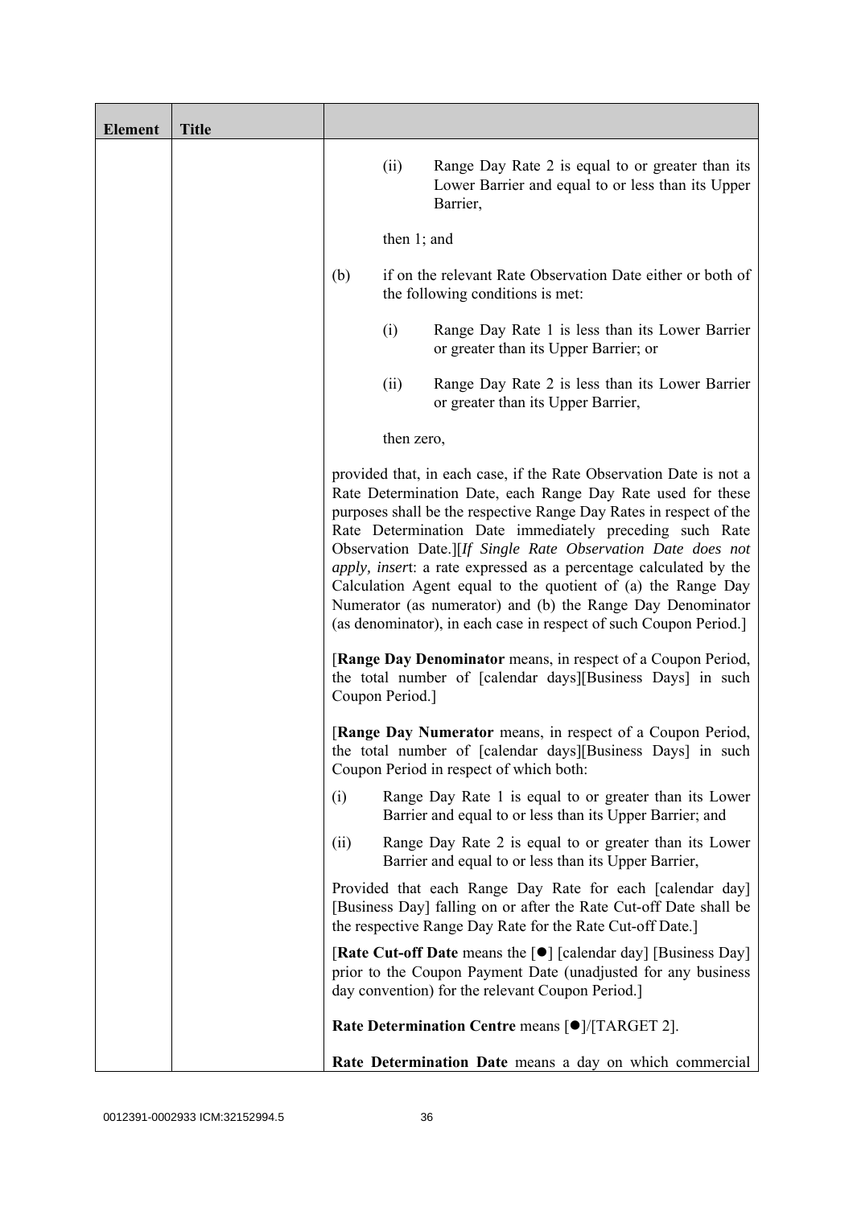| Element | Title | |
|---|---|---|
| | | (ii) Range Day Rate 2 is equal to or greater than its Lower Barrier and equal to or less than its Upper Barrier,<br><br>then 1; and<br><br>(b) if on the relevant Rate Observation Date either or both of the following conditions is met:<br><br>(i) Range Day Rate 1 is less than its Lower Barrier or greater than its Upper Barrier; or<br><br>(ii) Range Day Rate 2 is less than its Lower Barrier or greater than its Upper Barrier,<br><br>then zero,<br><br>provided that, in each case, if the Rate Observation Date is not a Rate Determination Date, each Range Day Rate used for these purposes shall be the respective Range Day Rates in respect of the Rate Determination Date immediately preceding such Rate Observation Date.][*If Single Rate Observation Date does not apply, insert*: a rate expressed as a percentage calculated by the Calculation Agent equal to the quotient of (a) the Range Day Numerator (as numerator) and (b) the Range Day Denominator (as denominator), in each case in respect of such Coupon Period.]<br><br>[**Range Day Denominator** means, in respect of a Coupon Period, the total number of [calendar days][Business Days] in such Coupon Period.]<br><br>[**Range Day Numerator** means, in respect of a Coupon Period, the total number of [calendar days][Business Days] in such Coupon Period in respect of which both:<br><br>(i) Range Day Rate 1 is equal to or greater than its Lower Barrier and equal to or less than its Upper Barrier; and<br><br>(ii) Range Day Rate 2 is equal to or greater than its Lower Barrier and equal to or less than its Upper Barrier,<br><br>Provided that each Range Day Rate for each [calendar day] [Business Day] falling on or after the Rate Cut-off Date shall be the respective Range Day Rate for the Rate Cut-off Date.]<br><br>[**Rate Cut-off Date** means the [●] [calendar day] [Business Day] prior to the Coupon Payment Date (unadjusted for any business day convention) for the relevant Coupon Period.]<br><br>**Rate Determination Centre** means [●]/[TARGET 2].<br><br>**Rate Determination Date** means a day on which commercial |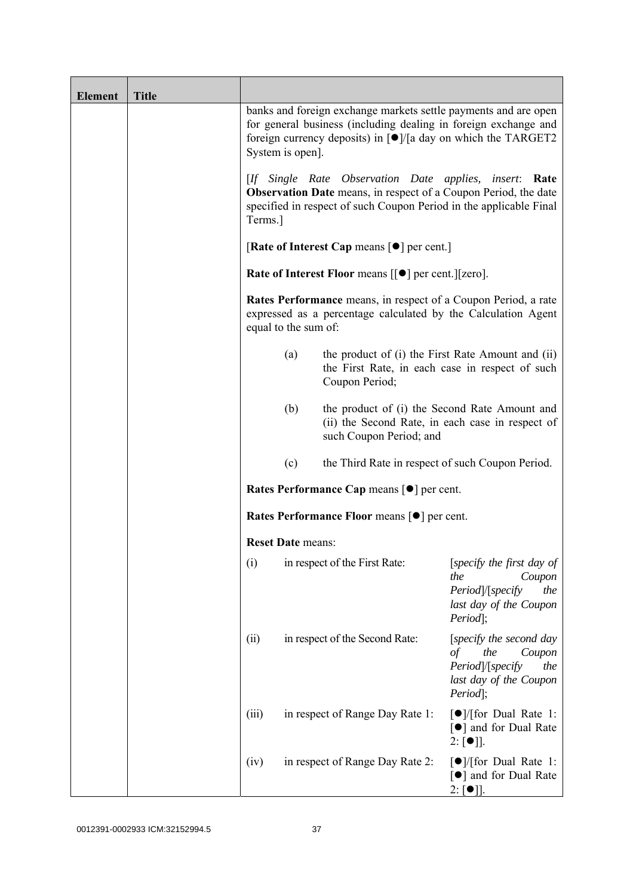| Element | Title | |
|---|---|---|
| | | banks and foreign exchange markets settle payments and are open for general business (including dealing in foreign exchange and foreign currency deposits) in [●]/[a day on which the TARGET2 System is open].<br><br>[*If Single Rate Observation Date applies, insert*: **Rate Observation Date** means, in respect of a Coupon Period, the date specified in respect of such Coupon Period in the applicable Final Terms.]<br><br>[**Rate of Interest Cap** means [●] per cent.]<br><br>**Rate of Interest Floor** means [[●] per cent.][zero].<br><br>**Rates Performance** means, in respect of a Coupon Period, a rate expressed as a percentage calculated by the Calculation Agent equal to the sum of:<br><br>(a) the product of (i) the First Rate Amount and (ii) the First Rate, in each case in respect of such Coupon Period;<br><br>(b) the product of (i) the Second Rate Amount and (ii) the Second Rate, in each case in respect of such Coupon Period; and<br><br>(c) the Third Rate in respect of such Coupon Period.<br><br>**Rates Performance Cap** means [●] per cent.<br><br>**Rates Performance Floor** means [●] per cent.<br><br>**Reset Date** means:<br><br>(i) in respect of the First Rate: [*specify the first day of the Coupon Period*]/[*specify the last day of the Coupon Period*];<br><br>(ii) in respect of the Second Rate: [*specify the second day of the Coupon Period*]/[*specify the last day of the Coupon Period*];<br><br>(iii) in respect of Range Day Rate 1: [●]/[for Dual Rate 1: [●] and for Dual Rate 2: [●]].<br><br>(iv) in respect of Range Day Rate 2: [●]/[for Dual Rate 1: [●] and for Dual Rate 2: [●]]. |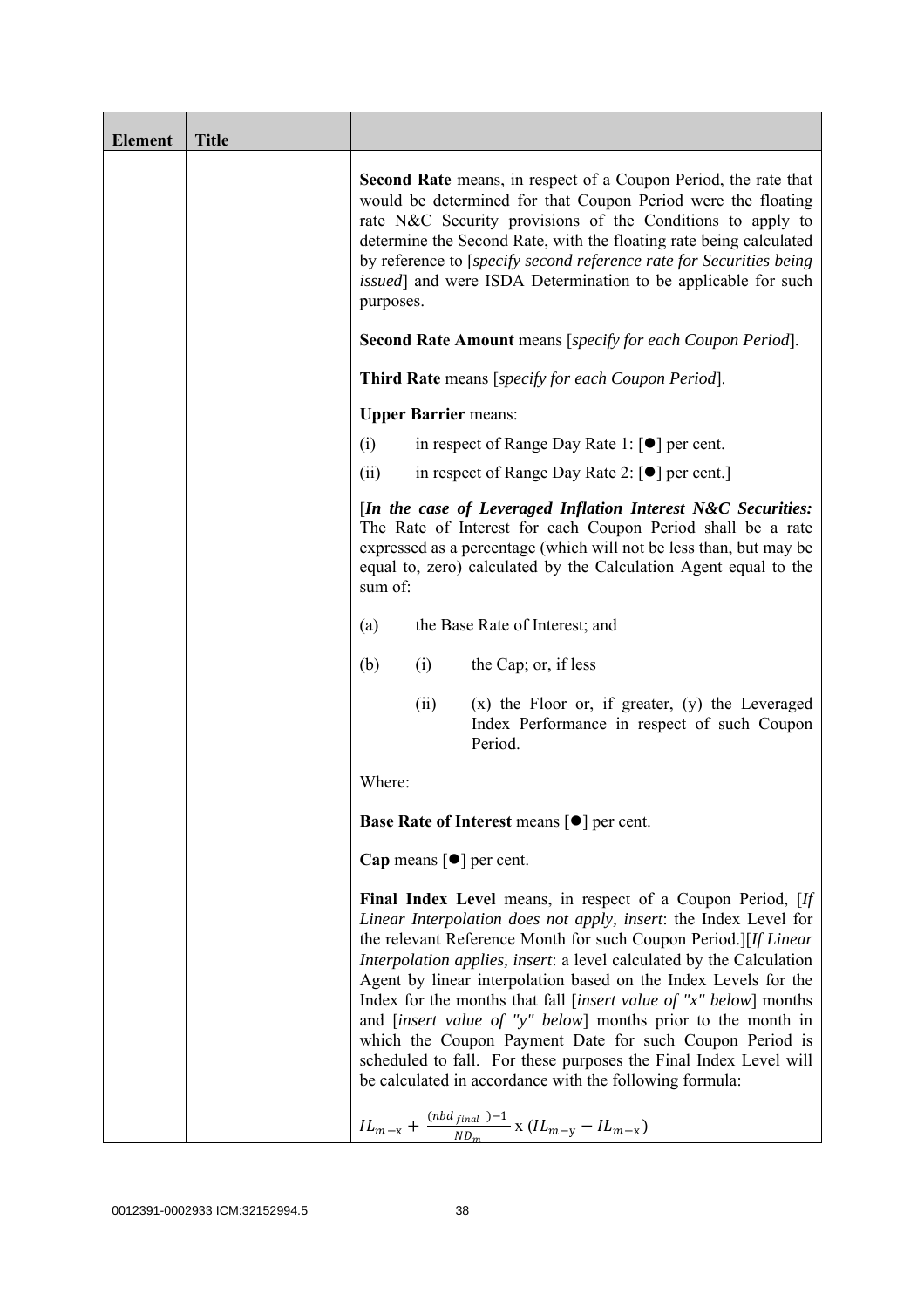| Element | Title | |
|---|---|---|
| | | **Second Rate** means, in respect of a Coupon Period, the rate that would be determined for that Coupon Period were the floating rate N&C Security provisions of the Conditions to apply to determine the Second Rate, with the floating rate being calculated by reference to [*specify second reference rate for Securities being issued*] and were ISDA Determination to be applicable for such purposes.<br><br>**Second Rate Amount** means [*specify for each Coupon Period*].<br><br>**Third Rate** means [*specify for each Coupon Period*].<br><br>**Upper Barrier** means:<br><br>(i) in respect of Range Day Rate 1: [●] per cent.<br><br>(ii) in respect of Range Day Rate 2: [●] per cent.]<br><br>[***In the case of Leveraged Inflation Interest N&C Securities:*** The Rate of Interest for each Coupon Period shall be a rate expressed as a percentage (which will not be less than, but may be equal to, zero) calculated by the Calculation Agent equal to the sum of:<br><br>(a) the Base Rate of Interest; and<br><br>(b) (i) the Cap; or, if less<br><br>(ii) (x) the Floor or, if greater, (y) the Leveraged Index Performance in respect of such Coupon Period.<br><br>Where:<br><br>**Base Rate of Interest** means [●] per cent.<br><br>**Cap** means [●] per cent.<br><br>**Final Index Level** means, in respect of a Coupon Period, [*If Linear Interpolation does not apply, insert*: the Index Level for the relevant Reference Month for such Coupon Period.][*If Linear Interpolation applies, insert*: a level calculated by the Calculation Agent by linear interpolation based on the Index Levels for the Index for the months that fall [*insert value of "x" below*] months and [*insert value of "y" below*] months prior to the month in which the Coupon Payment Date for such Coupon Period is scheduled to fall. For these purposes the Final Index Level will be calculated in accordance with the following formula:<br><br>$IL_{m-x} + \frac{(nbd_{final}) - 1}{ND_m} \text{ x } (IL_{m-y} - IL_{m-x})$ |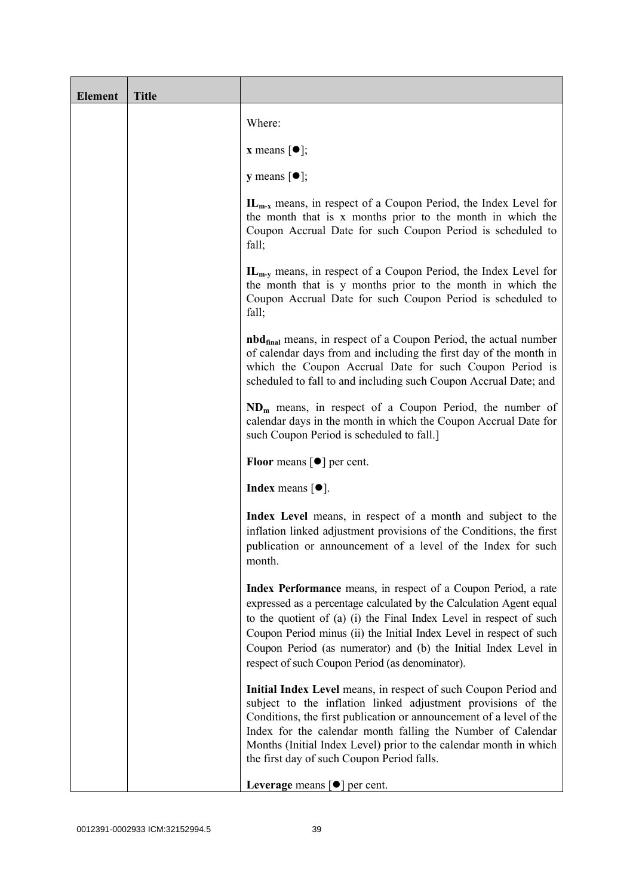| Element | Title | |
|---|---|---|
| | | Where:<br><br>**x** means [●];<br><br>**y** means [●];<br><br>$\mathbf{IL_{m-x}}$ means, in respect of a Coupon Period, the Index Level for the month that is x months prior to the month in which the Coupon Accrual Date for such Coupon Period is scheduled to fall;<br><br>$\mathbf{IL_{m-y}}$ means, in respect of a Coupon Period, the Index Level for the month that is y months prior to the month in which the Coupon Accrual Date for such Coupon Period is scheduled to fall;<br><br>$\mathbf{nbd_{final}}$ means, in respect of a Coupon Period, the actual number of calendar days from and including the first day of the month in which the Coupon Accrual Date for such Coupon Period is scheduled to fall to and including such Coupon Accrual Date; and<br><br>$\mathbf{ND_m}$ means, in respect of a Coupon Period, the number of calendar days in the month in which the Coupon Accrual Date for such Coupon Period is scheduled to fall.]<br><br>**Floor** means [●] per cent.<br><br>**Index** means [●].<br><br>**Index Level** means, in respect of a month and subject to the inflation linked adjustment provisions of the Conditions, the first publication or announcement of a level of the Index for such month.<br><br>**Index Performance** means, in respect of a Coupon Period, a rate expressed as a percentage calculated by the Calculation Agent equal to the quotient of (a) (i) the Final Index Level in respect of such Coupon Period minus (ii) the Initial Index Level in respect of such Coupon Period (as numerator) and (b) the Initial Index Level in respect of such Coupon Period (as denominator).<br><br>**Initial Index Level** means, in respect of such Coupon Period and subject to the inflation linked adjustment provisions of the Conditions, the first publication or announcement of a level of the Index for the calendar month falling the Number of Calendar Months (Initial Index Level) prior to the calendar month in which the first day of such Coupon Period falls.<br><br>**Leverage** means [●] per cent. |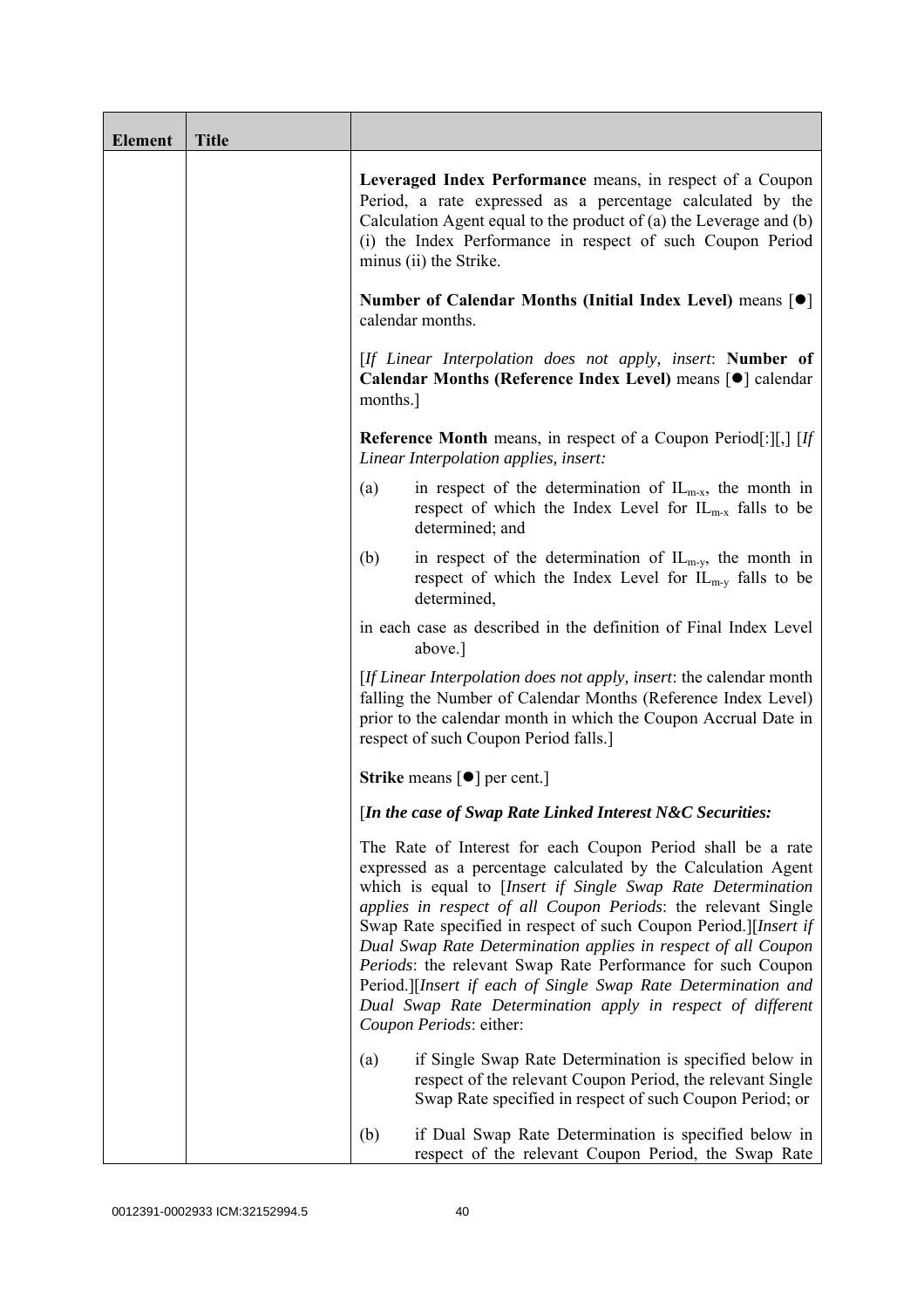| Element | Title | |
|---|---|---|
| | | **Leveraged Index Performance** means, in respect of a Coupon Period, a rate expressed as a percentage calculated by the Calculation Agent equal to the product of (a) the Leverage and (b) (i) the Index Performance in respect of such Coupon Period minus (ii) the Strike.<br><br>**Number of Calendar Months (Initial Index Level)** means [●] calendar months.<br><br>[*If Linear Interpolation does not apply, insert*: **Number of Calendar Months (Reference Index Level)** means [●] calendar months.]<br><br>**Reference Month** means, in respect of a Coupon Period[:][,] [*If Linear Interpolation applies, insert:*<br><br>(a) in respect of the determination of $IL_{m-x}$, the month in respect of which the Index Level for $IL_{m-x}$ falls to be determined; and<br><br>(b) in respect of the determination of $IL_{m-y}$, the month in respect of which the Index Level for $IL_{m-y}$ falls to be determined,<br><br>in each case as described in the definition of Final Index Level above.]<br><br>[*If Linear Interpolation does not apply, insert*: the calendar month falling the Number of Calendar Months (Reference Index Level) prior to the calendar month in which the Coupon Accrual Date in respect of such Coupon Period falls.]<br><br>**Strike** means [●] per cent.]<br><br>[***In the case of Swap Rate Linked Interest N&C Securities:***<br><br>The Rate of Interest for each Coupon Period shall be a rate expressed as a percentage calculated by the Calculation Agent which is equal to [*Insert if Single Swap Rate Determination applies in respect of all Coupon Periods*: the relevant Single Swap Rate specified in respect of such Coupon Period.][*Insert if Dual Swap Rate Determination applies in respect of all Coupon Periods*: the relevant Swap Rate Performance for such Coupon Period.][*Insert if each of Single Swap Rate Determination and Dual Swap Rate Determination apply in respect of different Coupon Periods*: either:<br><br>(a) if Single Swap Rate Determination is specified below in respect of the relevant Coupon Period, the relevant Single Swap Rate specified in respect of such Coupon Period; or<br><br>(b) if Dual Swap Rate Determination is specified below in respect of the relevant Coupon Period, the Swap Rate |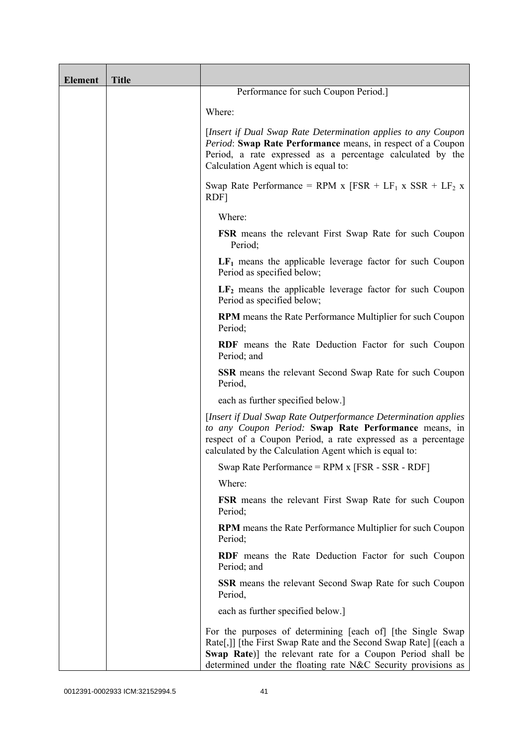| Element | Title | |
|---|---|---|
| | | Performance for such Coupon Period.]<br><br>Where:<br><br>[*Insert if Dual Swap Rate Determination applies to any Coupon Period*: **Swap Rate Performance** means, in respect of a Coupon Period, a rate expressed as a percentage calculated by the Calculation Agent which is equal to:<br><br>Swap Rate Performance = RPM x [FSR + $LF_1$ x SSR + $LF_2$ x RDF]<br><br>Where:<br><br>**FSR** means the relevant First Swap Rate for such Coupon Period;<br><br>**$LF_1$** means the applicable leverage factor for such Coupon Period as specified below;<br><br>**$LF_2$** means the applicable leverage factor for such Coupon Period as specified below;<br><br>**RPM** means the Rate Performance Multiplier for such Coupon Period;<br><br>**RDF** means the Rate Deduction Factor for such Coupon Period; and<br><br>**SSR** means the relevant Second Swap Rate for such Coupon Period,<br><br>each as further specified below.]<br><br>[*Insert if Dual Swap Rate Outperformance Determination applies to any Coupon Period:* **Swap Rate Performance** means, in respect of a Coupon Period, a rate expressed as a percentage calculated by the Calculation Agent which is equal to:<br><br>Swap Rate Performance = RPM x [FSR - SSR - RDF]<br><br>Where:<br><br>**FSR** means the relevant First Swap Rate for such Coupon Period;<br><br>**RPM** means the Rate Performance Multiplier for such Coupon Period;<br><br>**RDF** means the Rate Deduction Factor for such Coupon Period; and<br><br>**SSR** means the relevant Second Swap Rate for such Coupon Period,<br><br>each as further specified below.]<br><br>For the purposes of determining [each of] [the Single Swap Rate[,]] [the First Swap Rate and the Second Swap Rate] [(each a **Swap Rate**)] the relevant rate for a Coupon Period shall be determined under the floating rate N&C Security provisions as |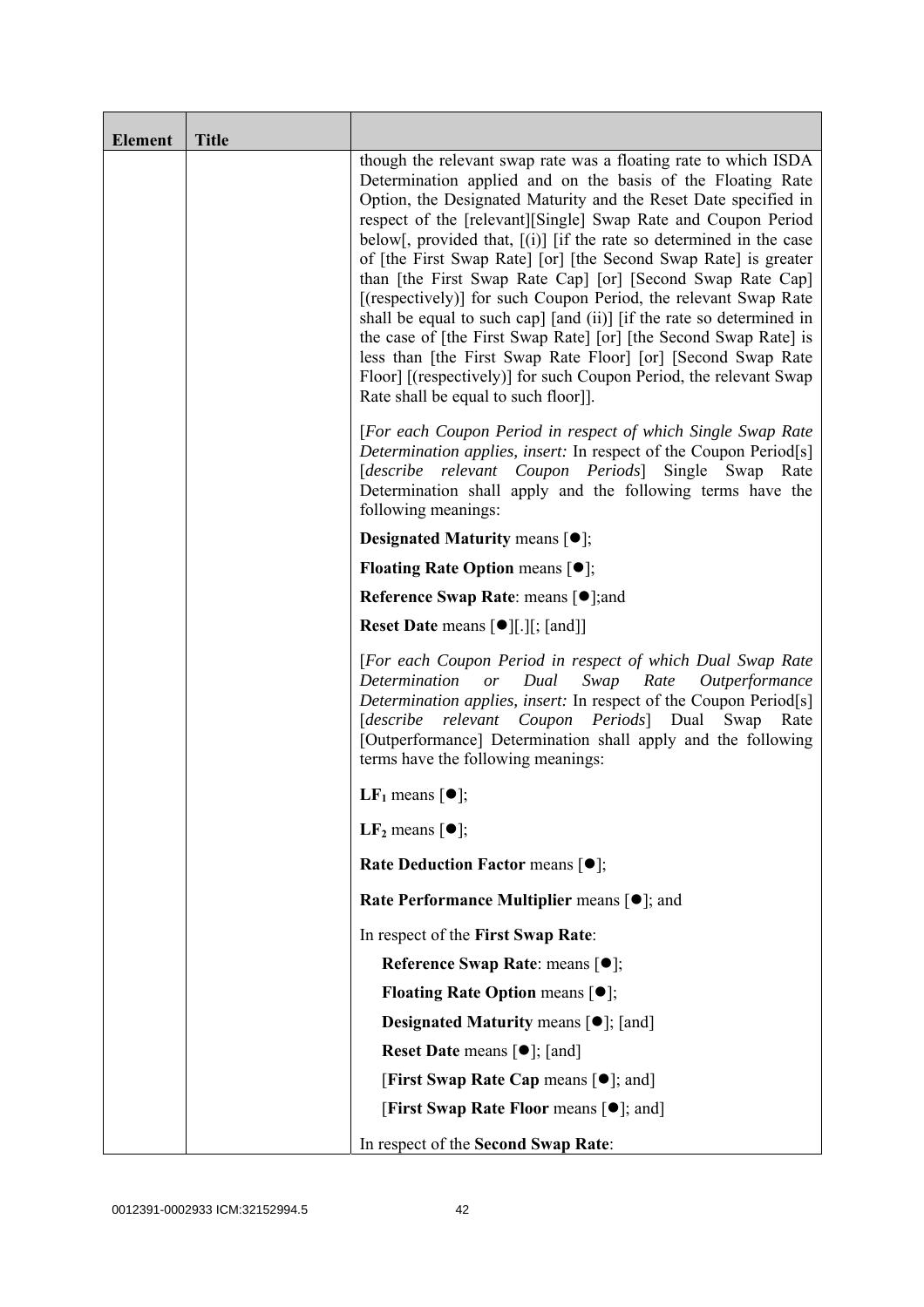| Element | Title | |
|---|---|---|
| | | though the relevant swap rate was a floating rate to which ISDA Determination applied and on the basis of the Floating Rate Option, the Designated Maturity and the Reset Date specified in respect of the [relevant][Single] Swap Rate and Coupon Period below[, provided that, [(i)] [if the rate so determined in the case of [the First Swap Rate] [or] [the Second Swap Rate] is greater than [the First Swap Rate Cap] [or] [Second Swap Rate Cap] [(respectively)] for such Coupon Period, the relevant Swap Rate shall be equal to such cap] [and (ii)] [if the rate so determined in the case of [the First Swap Rate] [or] [the Second Swap Rate] is less than [the First Swap Rate Floor] [or] [Second Swap Rate Floor] [(respectively)] for such Coupon Period, the relevant Swap Rate shall be equal to such floor]].<br><br>[*For each Coupon Period in respect of which Single Swap Rate Determination applies, insert:* In respect of the Coupon Period[s] [*describe relevant Coupon Periods*] Single Swap Rate Determination shall apply and the following terms have the following meanings:<br><br>**Designated Maturity** means [●];<br><br>**Floating Rate Option** means [●];<br><br>**Reference Swap Rate**: means [●];and<br><br>**Reset Date** means [●][.][; [and]]<br><br>[*For each Coupon Period in respect of which Dual Swap Rate Determination or Dual Swap Rate Outperformance Determination applies, insert:* In respect of the Coupon Period[s] [*describe relevant Coupon Periods*] Dual Swap Rate [Outperformance] Determination shall apply and the following terms have the following meanings:<br><br>**$LF_1$** means [●];<br><br>**$LF_2$** means [●];<br><br>**Rate Deduction Factor** means [●];<br><br>**Rate Performance Multiplier** means [●]; and<br><br>In respect of the **First Swap Rate**:<br><br>**Reference Swap Rate**: means [●];<br><br>**Floating Rate Option** means [●];<br><br>**Designated Maturity** means [●]; [and]<br><br>**Reset Date** means [●]; [and]<br><br>[**First Swap Rate Cap** means [●]; and]<br><br>[**First Swap Rate Floor** means [●]; and]<br><br>In respect of the **Second Swap Rate**: |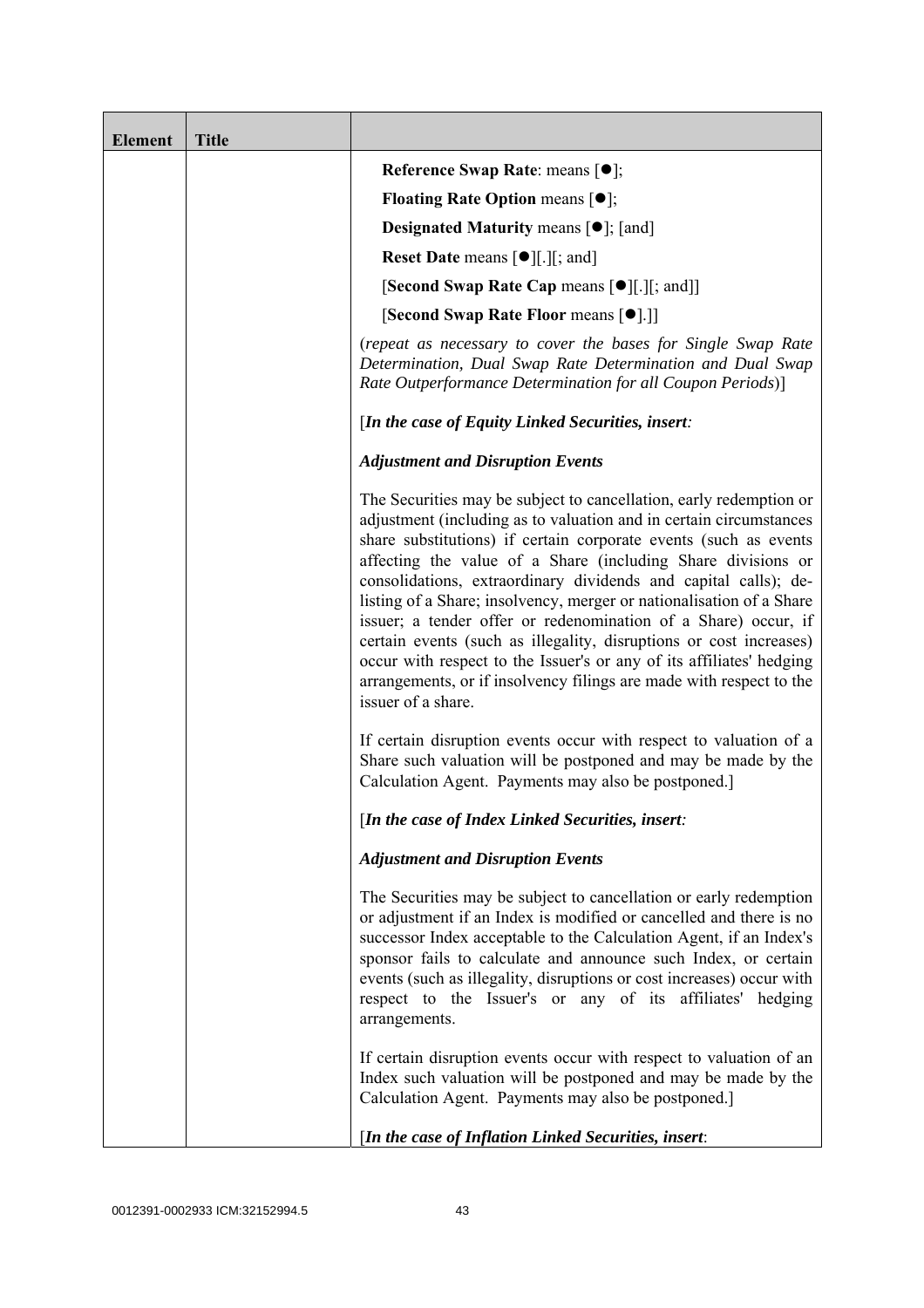| Element | Title | |
|---|---|---|
| | | **Reference Swap Rate**: means [●];<br><br>**Floating Rate Option** means [●];<br><br>**Designated Maturity** means [●]; [and]<br><br>**Reset Date** means [●][.][; and]<br><br>[**Second Swap Rate Cap** means [●][.][; and]]<br><br>[**Second Swap Rate Floor** means [●].]]<br><br>(*repeat as necessary to cover the bases for Single Swap Rate Determination, Dual Swap Rate Determination and Dual Swap Rate Outperformance Determination for all Coupon Periods*)]<br><br>[***In the case of Equity Linked Securities, insert:***<br><br>***Adjustment and Disruption Events***<br><br>The Securities may be subject to cancellation, early redemption or adjustment (including as to valuation and in certain circumstances share substitutions) if certain corporate events (such as events affecting the value of a Share (including Share divisions or consolidations, extraordinary dividends and capital calls); de-listing of a Share; insolvency, merger or nationalisation of a Share issuer; a tender offer or redenomination of a Share) occur, if certain events (such as illegality, disruptions or cost increases) occur with respect to the Issuer's or any of its affiliates' hedging arrangements, or if insolvency filings are made with respect to the issuer of a share.<br><br>If certain disruption events occur with respect to valuation of a Share such valuation will be postponed and may be made by the Calculation Agent. Payments may also be postponed.]<br><br>[***In the case of Index Linked Securities, insert:***<br><br>***Adjustment and Disruption Events***<br><br>The Securities may be subject to cancellation or early redemption or adjustment if an Index is modified or cancelled and there is no successor Index acceptable to the Calculation Agent, if an Index's sponsor fails to calculate and announce such Index, or certain events (such as illegality, disruptions or cost increases) occur with respect to the Issuer's or any of its affiliates' hedging arrangements.<br><br>If certain disruption events occur with respect to valuation of an Index such valuation will be postponed and may be made by the Calculation Agent. Payments may also be postponed.]<br><br>[***In the case of Inflation Linked Securities, insert***: |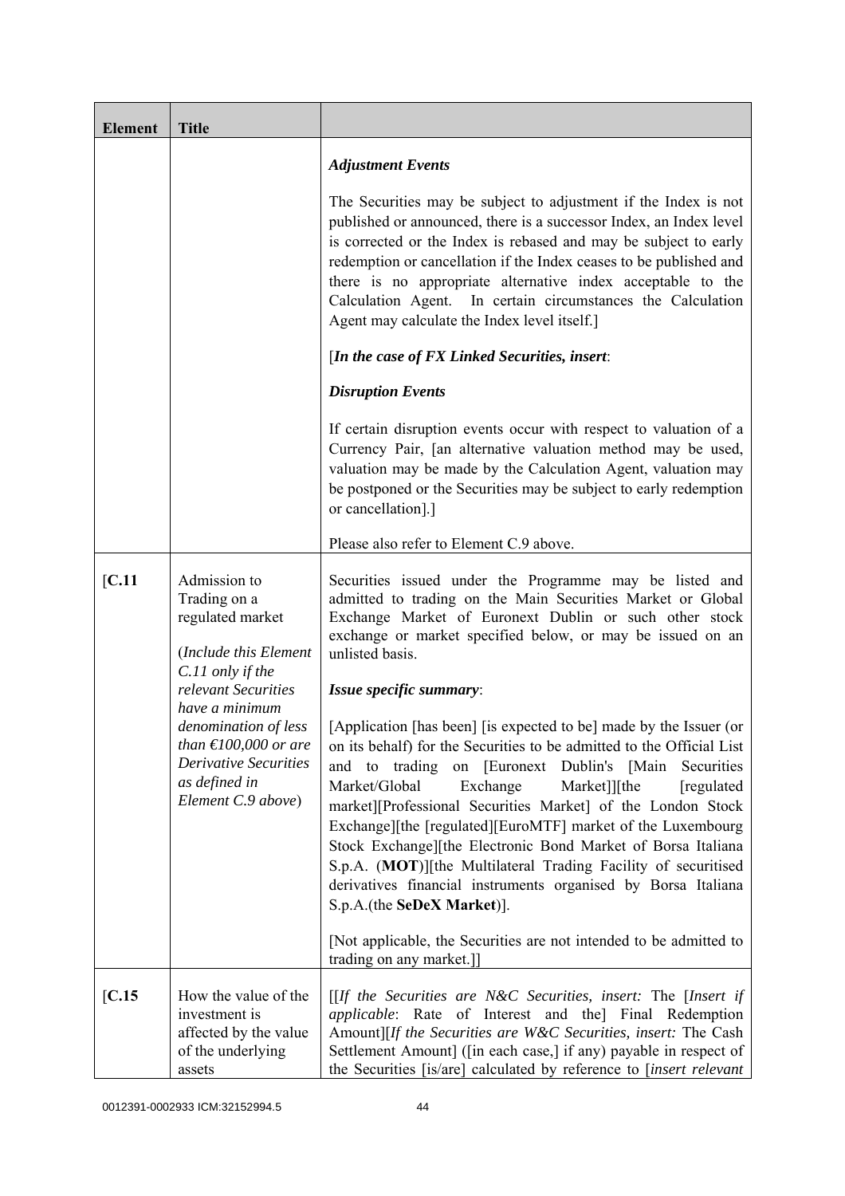| Element | Title | |
|---|---|---|
| | | ***Adjustment Events***<br><br>The Securities may be subject to adjustment if the Index is not published or announced, there is a successor Index, an Index level is corrected or the Index is rebased and may be subject to early redemption or cancellation if the Index ceases to be published and there is no appropriate alternative index acceptable to the Calculation Agent. In certain circumstances the Calculation Agent may calculate the Index level itself.]<br><br>[***In the case of FX Linked Securities, insert***:<br><br>***Disruption Events***<br><br>If certain disruption events occur with respect to valuation of a Currency Pair, [an alternative valuation method may be used, valuation may be made by the Calculation Agent, valuation may be postponed or the Securities may be subject to early redemption or cancellation].]<br><br>Please also refer to Element C.9 above. |
| [**C.11** | Admission to Trading on a regulated market<br><br>(*Include this Element C.11 only if the relevant Securities have a minimum denomination of less than €100,000 or are Derivative Securities as defined in Element C.9 above*) | Securities issued under the Programme may be listed and admitted to trading on the Main Securities Market or Global Exchange Market of Euronext Dublin or such other stock exchange or market specified below, or may be issued on an unlisted basis.<br><br>***Issue specific summary***:<br><br>[Application [has been] [is expected to be] made by the Issuer (or on its behalf) for the Securities to be admitted to the Official List and to trading on [Euronext Dublin's [Main Securities Market/Global Exchange Market]][the [regulated market][Professional Securities Market] of the London Stock Exchange][the [regulated][EuroMTF] market of the Luxembourg Stock Exchange][the Electronic Bond Market of Borsa Italiana S.p.A. (**MOT**)][the Multilateral Trading Facility of securitised derivatives financial instruments organised by Borsa Italiana S.p.A.(the **SeDeX Market**)].<br><br>[Not applicable, the Securities are not intended to be admitted to trading on any market.]] |
| [**C.15** | How the value of the investment is affected by the value of the underlying assets | [[*If the Securities are N&C Securities, insert:* The [*Insert if applicable*: Rate of Interest and the] Final Redemption Amount][*If the Securities are W&C Securities, insert:* The Cash Settlement Amount] ([in each case,] if any) payable in respect of the Securities [is/are] calculated by reference to [*insert relevant* |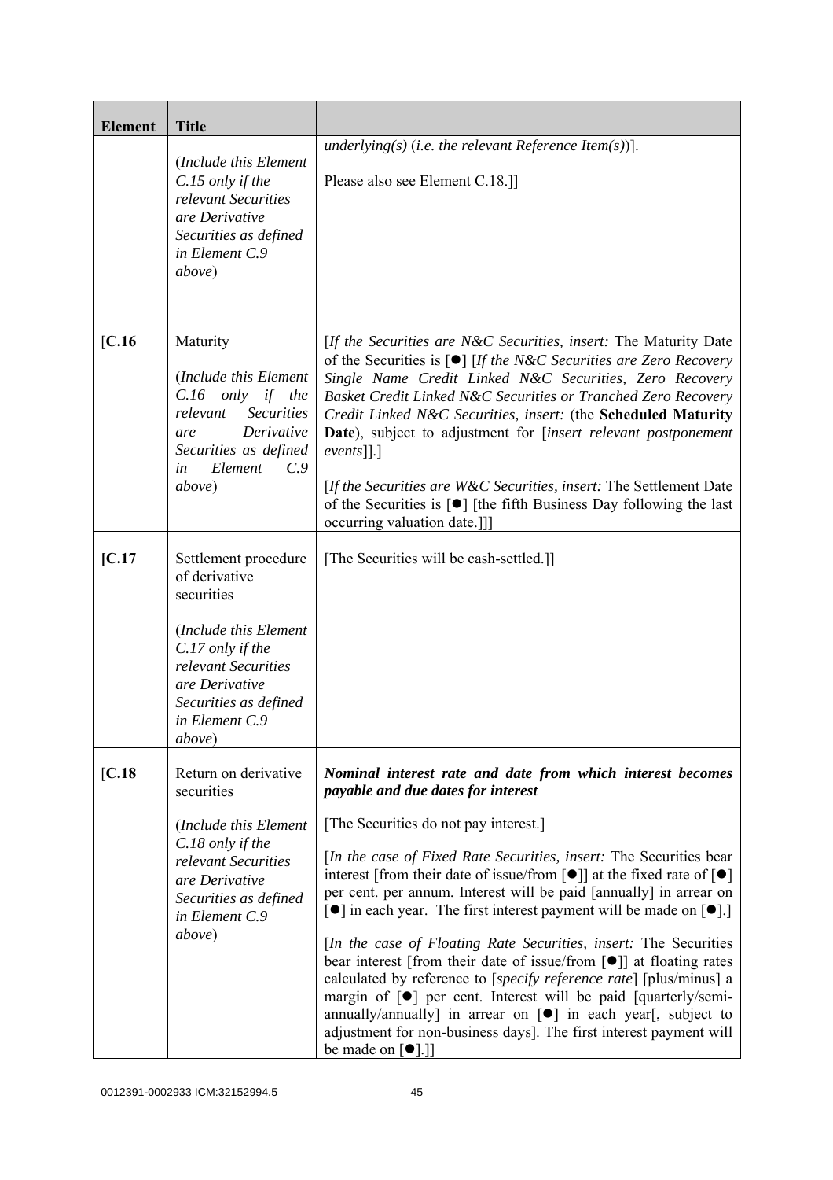| Element | Title | |
|---|---|---|
| | (*Include this Element C.15 only if the relevant Securities are Derivative Securities as defined in Element C.9 above*) | *underlying(s)* (*i.e. the relevant Reference Item(s)*)].<br><br>Please also see Element C.18.]] |
| [C.16 | Maturity<br><br>(*Include this Element C.16 only if the relevant Securities are Derivative Securities as defined in Element C.9 above*) | [*If the Securities are N&C Securities, insert:* The Maturity Date of the Securities is [●] [*If the N&C Securities are Zero Recovery Single Name Credit Linked N&C Securities, Zero Recovery Basket Credit Linked N&C Securities or Tranched Zero Recovery Credit Linked N&C Securities, insert:* (the **Scheduled Maturity Date**), subject to adjustment for [*insert relevant postponement events*]].]<br><br>[*If the Securities are W&C Securities, insert:* The Settlement Date of the Securities is [●] [the fifth Business Day following the last occurring valuation date.]]] |
| [C.17 | Settlement procedure of derivative securities<br><br>(*Include this Element C.17 only if the relevant Securities are Derivative Securities as defined in Element C.9 above*) | [The Securities will be cash-settled.]] |
| [C.18 | Return on derivative securities<br><br>(*Include this Element C.18 only if the relevant Securities are Derivative Securities as defined in Element C.9 above*) | ***Nominal interest rate and date from which interest becomes payable and due dates for interest***<br><br>[The Securities do not pay interest.]<br><br>[*In the case of Fixed Rate Securities, insert:* The Securities bear interest [from their date of issue/from [●]] at the fixed rate of [●] per cent. per annum. Interest will be paid [annually] in arrear on [●] in each year. The first interest payment will be made on [●].]<br><br>[*In the case of Floating Rate Securities, insert:* The Securities bear interest [from their date of issue/from [●]] at floating rates calculated by reference to [*specify reference rate*] [plus/minus] a margin of [●] per cent. Interest will be paid [quarterly/semi-annually/annually] in arrear on [●] in each year[, subject to adjustment for non-business days]. The first interest payment will be made on [●].]] |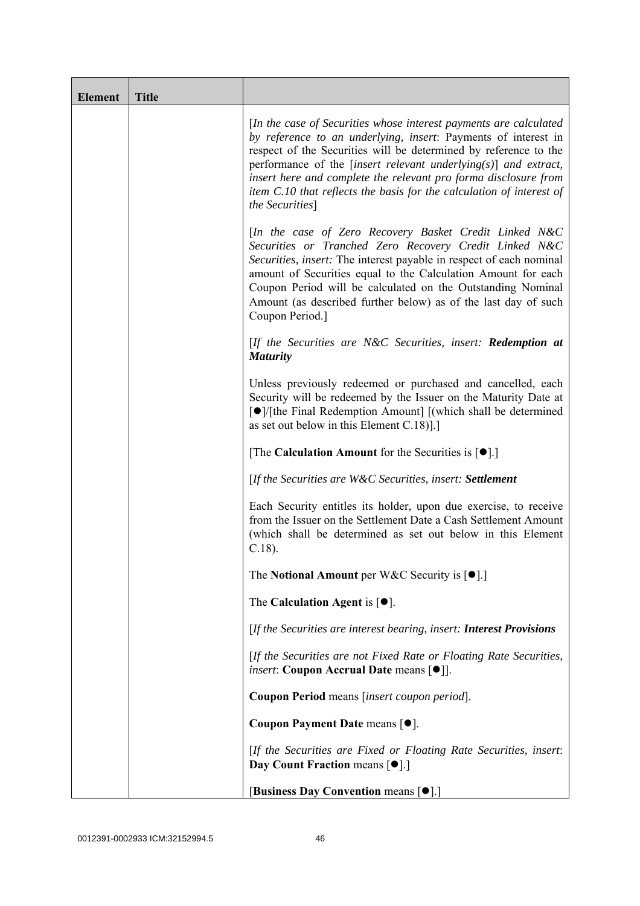| Element | Title | |
|---|---|---|
| | | [*In the case of Securities whose interest payments are calculated by reference to an underlying, insert*: Payments of interest in respect of the Securities will be determined by reference to the performance of the [*insert relevant underlying(s)*] *and extract, insert here and complete the relevant pro forma disclosure from item C.10 that reflects the basis for the calculation of interest of the Securities*]<br><br>[*In the case of Zero Recovery Basket Credit Linked N&C Securities or Tranched Zero Recovery Credit Linked N&C Securities, insert:* The interest payable in respect of each nominal amount of Securities equal to the Calculation Amount for each Coupon Period will be calculated on the Outstanding Nominal Amount (as described further below) as of the last day of such Coupon Period.]<br><br>[*If the Securities are N&C Securities, insert:* ***Redemption at Maturity***<br><br>Unless previously redeemed or purchased and cancelled, each Security will be redeemed by the Issuer on the Maturity Date at [●]/[the Final Redemption Amount] [(which shall be determined as set out below in this Element C.18)].]<br><br>[The **Calculation Amount** for the Securities is [●].]<br><br>[*If the Securities are W&C Securities, insert:* ***Settlement***<br><br>Each Security entitles its holder, upon due exercise, to receive from the Issuer on the Settlement Date a Cash Settlement Amount (which shall be determined as set out below in this Element C.18).<br><br>The **Notional Amount** per W&C Security is [●].]<br><br>The **Calculation Agent** is [●].<br><br>[*If the Securities are interest bearing, insert:* ***Interest Provisions***<br><br>[*If the Securities are not Fixed Rate or Floating Rate Securities, insert*: **Coupon Accrual Date** means [●]].<br><br>**Coupon Period** means [*insert coupon period*].<br><br>**Coupon Payment Date** means [●].<br><br>[*If the Securities are Fixed or Floating Rate Securities, insert*: **Day Count Fraction** means [●].]<br><br>[**Business Day Convention** means [●].] |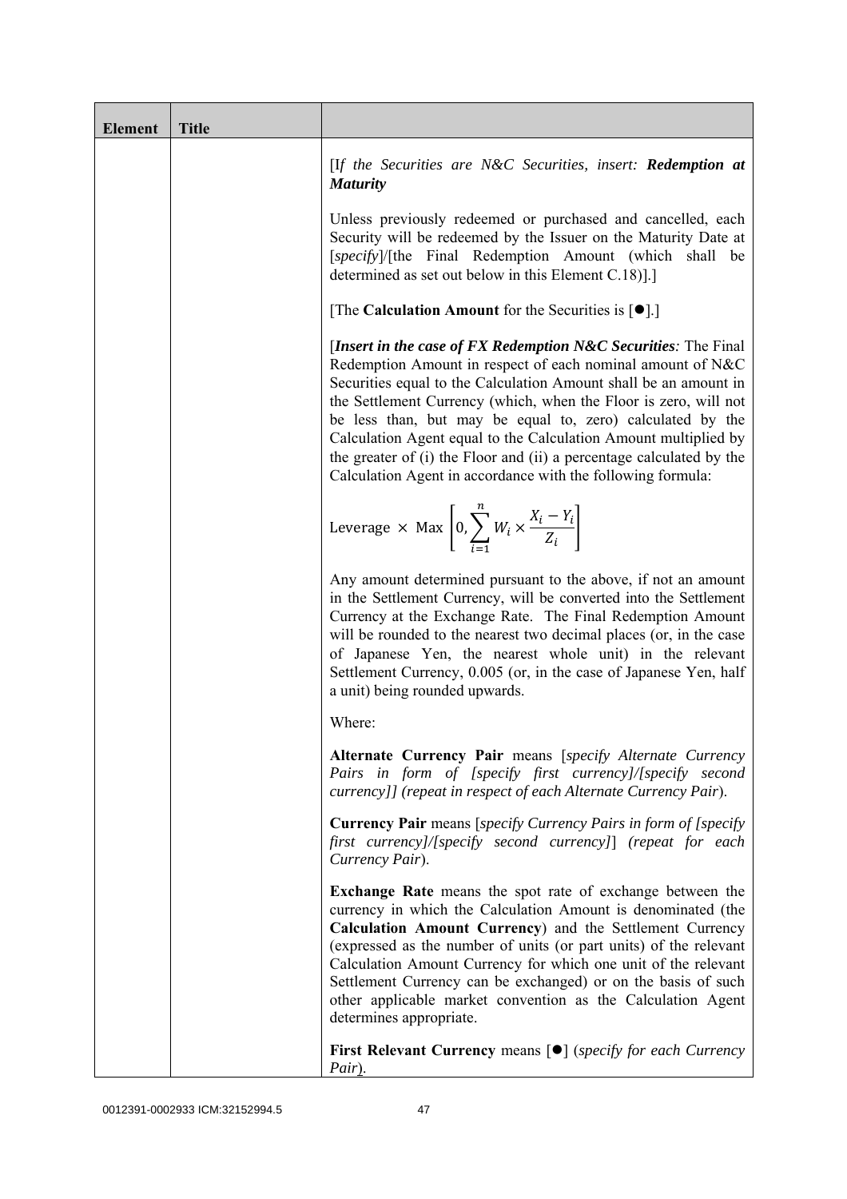| Element | Title | |
|---|---|---|
| | | [*If the Securities are N&C Securities, insert:* ***Redemption at Maturity***<br><br>Unless previously redeemed or purchased and cancelled, each Security will be redeemed by the Issuer on the Maturity Date at [*specify*]/[the Final Redemption Amount (which shall be determined as set out below in this Element C.18)].]<br><br>[The **Calculation Amount** for the Securities is [●].]<br><br>[***Insert in the case of FX Redemption N&C Securities****:* The Final Redemption Amount in respect of each nominal amount of N&C Securities equal to the Calculation Amount shall be an amount in the Settlement Currency (which, when the Floor is zero, will not be less than, but may be equal to, zero) calculated by the Calculation Agent equal to the Calculation Amount multiplied by the greater of (i) the Floor and (ii) a percentage calculated by the Calculation Agent in accordance with the following formula:<br><br>$\text{Leverage} \times \text{Max}\left[0, \sum_{i=1}^{n} W_i \times \frac{X_i - Y_i}{Z_i}\right]$<br><br>Any amount determined pursuant to the above, if not an amount in the Settlement Currency, will be converted into the Settlement Currency at the Exchange Rate. The Final Redemption Amount will be rounded to the nearest two decimal places (or, in the case of Japanese Yen, the nearest whole unit) in the relevant Settlement Currency, 0.005 (or, in the case of Japanese Yen, half a unit) being rounded upwards.<br><br>Where:<br><br>**Alternate Currency Pair** means [*specify Alternate Currency Pairs in form of [specify first currency]/[specify second currency]] (repeat in respect of each Alternate Currency Pair*).<br><br>**Currency Pair** means [*specify Currency Pairs in form of [specify first currency]/[specify second currency]*] (*repeat for each Currency Pair*).<br><br>**Exchange Rate** means the spot rate of exchange between the currency in which the Calculation Amount is denominated (the **Calculation Amount Currency**) and the Settlement Currency (expressed as the number of units (or part units) of the relevant Calculation Amount Currency for which one unit of the relevant Settlement Currency can be exchanged) or on the basis of such other applicable market convention as the Calculation Agent determines appropriate.<br><br>**First Relevant Currency** means [●] (*specify for each Currency Pair*). |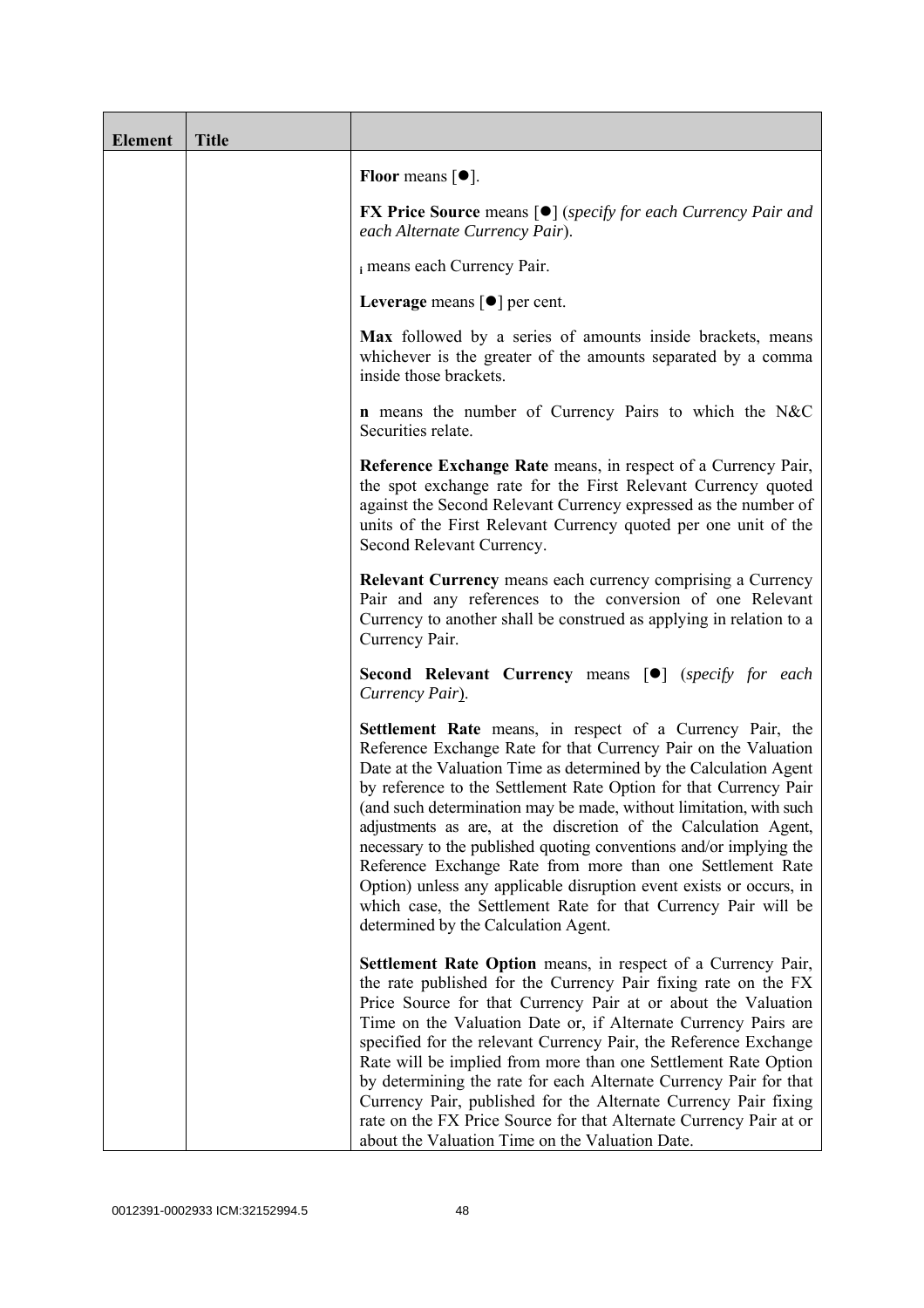| Element | Title | |
|---|---|---|
| | | **Floor** means [●]. |
| | | **FX Price Source** means [●] (*specify for each Currency Pair and each Alternate Currency Pair*). |
| | | $_i$ means each Currency Pair. |
| | | **Leverage** means [●] per cent. |
| | | **Max** followed by a series of amounts inside brackets, means whichever is the greater of the amounts separated by a comma inside those brackets. |
| | | **n** means the number of Currency Pairs to which the N&C Securities relate. |
| | | **Reference Exchange Rate** means, in respect of a Currency Pair, the spot exchange rate for the First Relevant Currency quoted against the Second Relevant Currency expressed as the number of units of the First Relevant Currency quoted per one unit of the Second Relevant Currency. |
| | | **Relevant Currency** means each currency comprising a Currency Pair and any references to the conversion of one Relevant Currency to another shall be construed as applying in relation to a Currency Pair. |
| | | **Second Relevant Currency** means [●] (*specify for each Currency Pair*). |
| | | **Settlement Rate** means, in respect of a Currency Pair, the Reference Exchange Rate for that Currency Pair on the Valuation Date at the Valuation Time as determined by the Calculation Agent by reference to the Settlement Rate Option for that Currency Pair (and such determination may be made, without limitation, with such adjustments as are, at the discretion of the Calculation Agent, necessary to the published quoting conventions and/or implying the Reference Exchange Rate from more than one Settlement Rate Option) unless any applicable disruption event exists or occurs, in which case, the Settlement Rate for that Currency Pair will be determined by the Calculation Agent. |
| | | **Settlement Rate Option** means, in respect of a Currency Pair, the rate published for the Currency Pair fixing rate on the FX Price Source for that Currency Pair at or about the Valuation Time on the Valuation Date or, if Alternate Currency Pairs are specified for the relevant Currency Pair, the Reference Exchange Rate will be implied from more than one Settlement Rate Option by determining the rate for each Alternate Currency Pair for that Currency Pair, published for the Alternate Currency Pair fixing rate on the FX Price Source for that Alternate Currency Pair at or about the Valuation Time on the Valuation Date. |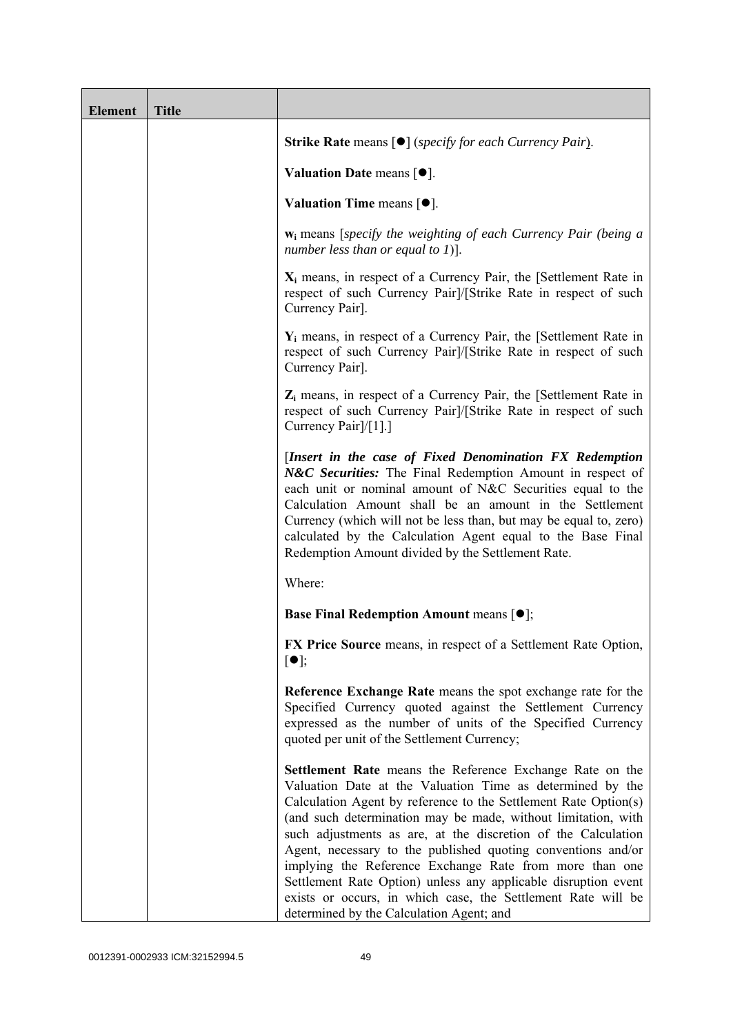| Element | Title | |
|---|---|---|
| | | **Strike Rate** means [●] (*specify for each Currency Pair*).<br><br>**Valuation Date** means [●].<br><br>**Valuation Time** means [●].<br><br>$\mathbf{w_i}$ means [*specify the weighting of each Currency Pair (being a number less than or equal to 1)*].<br><br>$\mathbf{X_i}$ means, in respect of a Currency Pair, the [Settlement Rate in respect of such Currency Pair]/[Strike Rate in respect of such Currency Pair].<br><br>$\mathbf{Y_i}$ means, in respect of a Currency Pair, the [Settlement Rate in respect of such Currency Pair]/[Strike Rate in respect of such Currency Pair].<br><br>$\mathbf{Z_i}$ means, in respect of a Currency Pair, the [Settlement Rate in respect of such Currency Pair]/[Strike Rate in respect of such Currency Pair]/[1].]<br><br>[***Insert in the case of Fixed Denomination FX Redemption N&C Securities:*** The Final Redemption Amount in respect of each unit or nominal amount of N&C Securities equal to the Calculation Amount shall be an amount in the Settlement Currency (which will not be less than, but may be equal to, zero) calculated by the Calculation Agent equal to the Base Final Redemption Amount divided by the Settlement Rate.<br><br>Where:<br><br>**Base Final Redemption Amount** means [●];<br><br>**FX Price Source** means, in respect of a Settlement Rate Option, [●];<br><br>**Reference Exchange Rate** means the spot exchange rate for the Specified Currency quoted against the Settlement Currency expressed as the number of units of the Specified Currency quoted per unit of the Settlement Currency;<br><br>**Settlement Rate** means the Reference Exchange Rate on the Valuation Date at the Valuation Time as determined by the Calculation Agent by reference to the Settlement Rate Option(s) (and such determination may be made, without limitation, with such adjustments as are, at the discretion of the Calculation Agent, necessary to the published quoting conventions and/or implying the Reference Exchange Rate from more than one Settlement Rate Option) unless any applicable disruption event exists or occurs, in which case, the Settlement Rate will be determined by the Calculation Agent; and |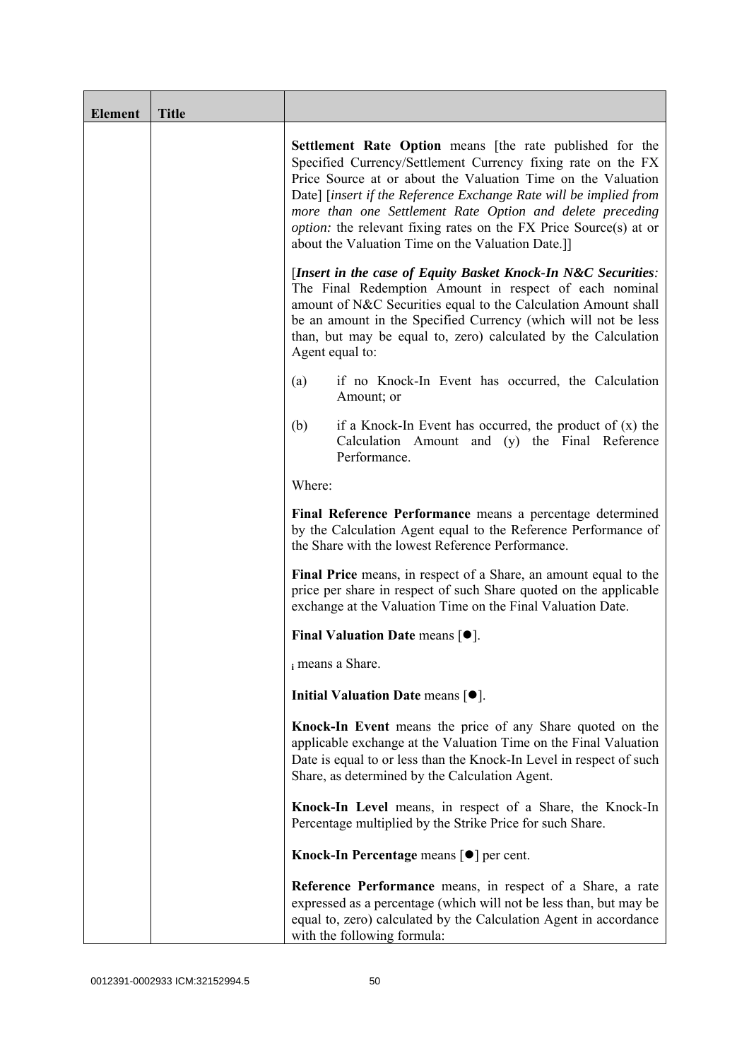| Element | Title | |
|---|---|---|
| | | **Settlement Rate Option** means [the rate published for the Specified Currency/Settlement Currency fixing rate on the FX Price Source at or about the Valuation Time on the Valuation Date] [*insert if the Reference Exchange Rate will be implied from more than one Settlement Rate Option and delete preceding option:* the relevant fixing rates on the FX Price Source(s) at or about the Valuation Time on the Valuation Date.]]<br><br>[***Insert in the case of Equity Basket Knock-In N&C Securities****:* The Final Redemption Amount in respect of each nominal amount of N&C Securities equal to the Calculation Amount shall be an amount in the Specified Currency (which will not be less than, but may be equal to, zero) calculated by the Calculation Agent equal to:<br><br>(a) if no Knock-In Event has occurred, the Calculation Amount; or<br><br>(b) if a Knock-In Event has occurred, the product of (x) the Calculation Amount and (y) the Final Reference Performance.<br><br>Where:<br><br>**Final Reference Performance** means a percentage determined by the Calculation Agent equal to the Reference Performance of the Share with the lowest Reference Performance.<br><br>**Final Price** means, in respect of a Share, an amount equal to the price per share in respect of such Share quoted on the applicable exchange at the Valuation Time on the Final Valuation Date.<br><br>**Final Valuation Date** means [●].<br><br>$_i$ means a Share.<br><br>**Initial Valuation Date** means [●].<br><br>**Knock-In Event** means the price of any Share quoted on the applicable exchange at the Valuation Time on the Final Valuation Date is equal to or less than the Knock-In Level in respect of such Share, as determined by the Calculation Agent.<br><br>**Knock-In Level** means, in respect of a Share, the Knock-In Percentage multiplied by the Strike Price for such Share.<br><br>**Knock-In Percentage** means [●] per cent.<br><br>**Reference Performance** means, in respect of a Share, a rate expressed as a percentage (which will not be less than, but may be equal to, zero) calculated by the Calculation Agent in accordance with the following formula: |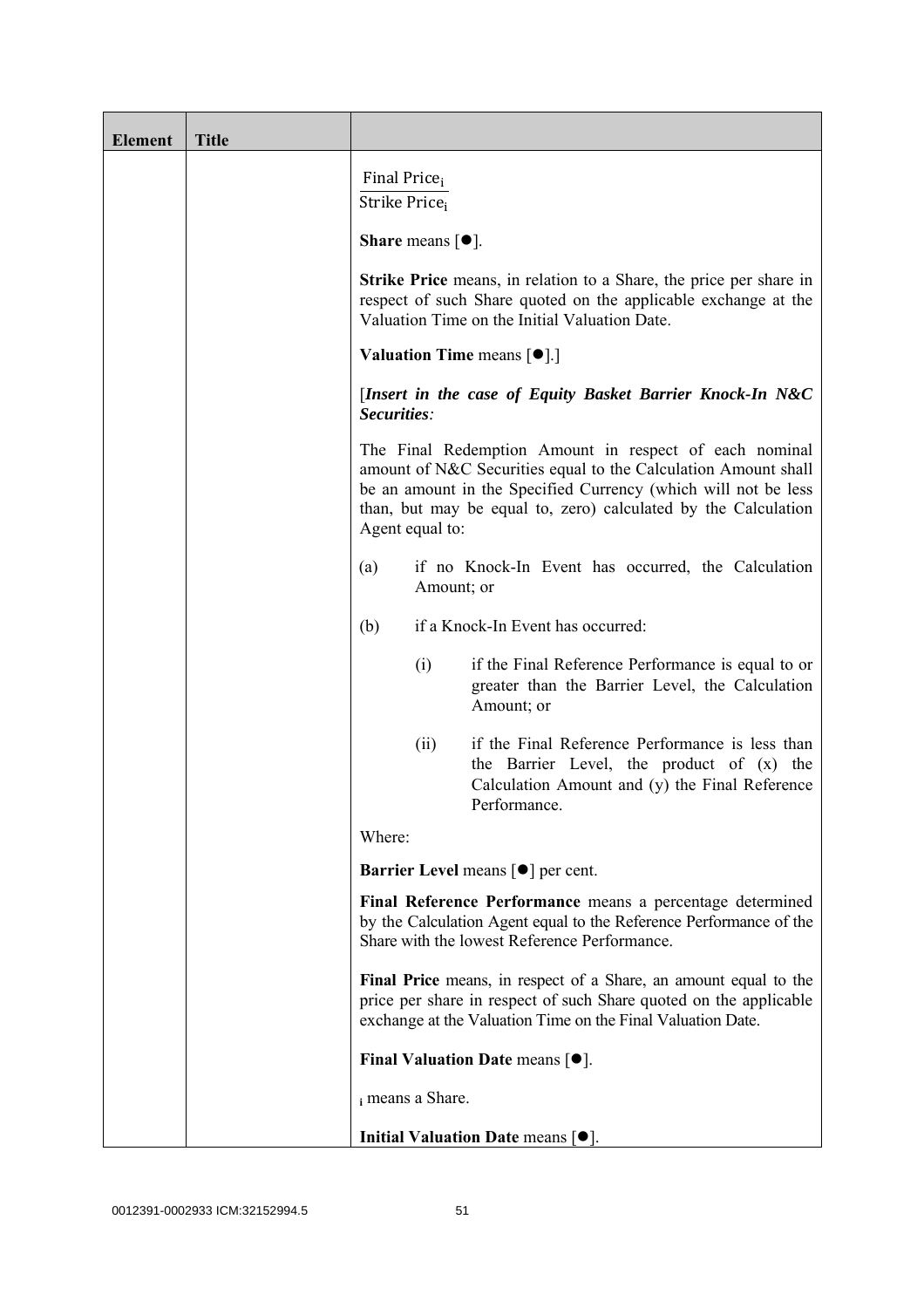| Element | Title | |
|---|---|---|
| | | $\frac{\text{Final Price}_i}{\text{Strike Price}_i}$<br><br>**Share** means [●].<br><br>**Strike Price** means, in relation to a Share, the price per share in respect of such Share quoted on the applicable exchange at the Valuation Time on the Initial Valuation Date.<br><br>**Valuation Time** means [●].]<br><br>[***Insert in the case of Equity Basket Barrier Knock-In N&C Securities:***<br><br>The Final Redemption Amount in respect of each nominal amount of N&C Securities equal to the Calculation Amount shall be an amount in the Specified Currency (which will not be less than, but may be equal to, zero) calculated by the Calculation Agent equal to:<br><br>(a) if no Knock-In Event has occurred, the Calculation Amount; or<br><br>(b) if a Knock-In Event has occurred:<br><br>(i) if the Final Reference Performance is equal to or greater than the Barrier Level, the Calculation Amount; or<br><br>(ii) if the Final Reference Performance is less than the Barrier Level, the product of (x) the Calculation Amount and (y) the Final Reference Performance.<br><br>Where:<br><br>**Barrier Level** means [●] per cent.<br><br>**Final Reference Performance** means a percentage determined by the Calculation Agent equal to the Reference Performance of the Share with the lowest Reference Performance.<br><br>**Final Price** means, in respect of a Share, an amount equal to the price per share in respect of such Share quoted on the applicable exchange at the Valuation Time on the Final Valuation Date.<br><br>**Final Valuation Date** means [●].<br><br>$_i$ means a Share.<br><br>**Initial Valuation Date** means [●]. |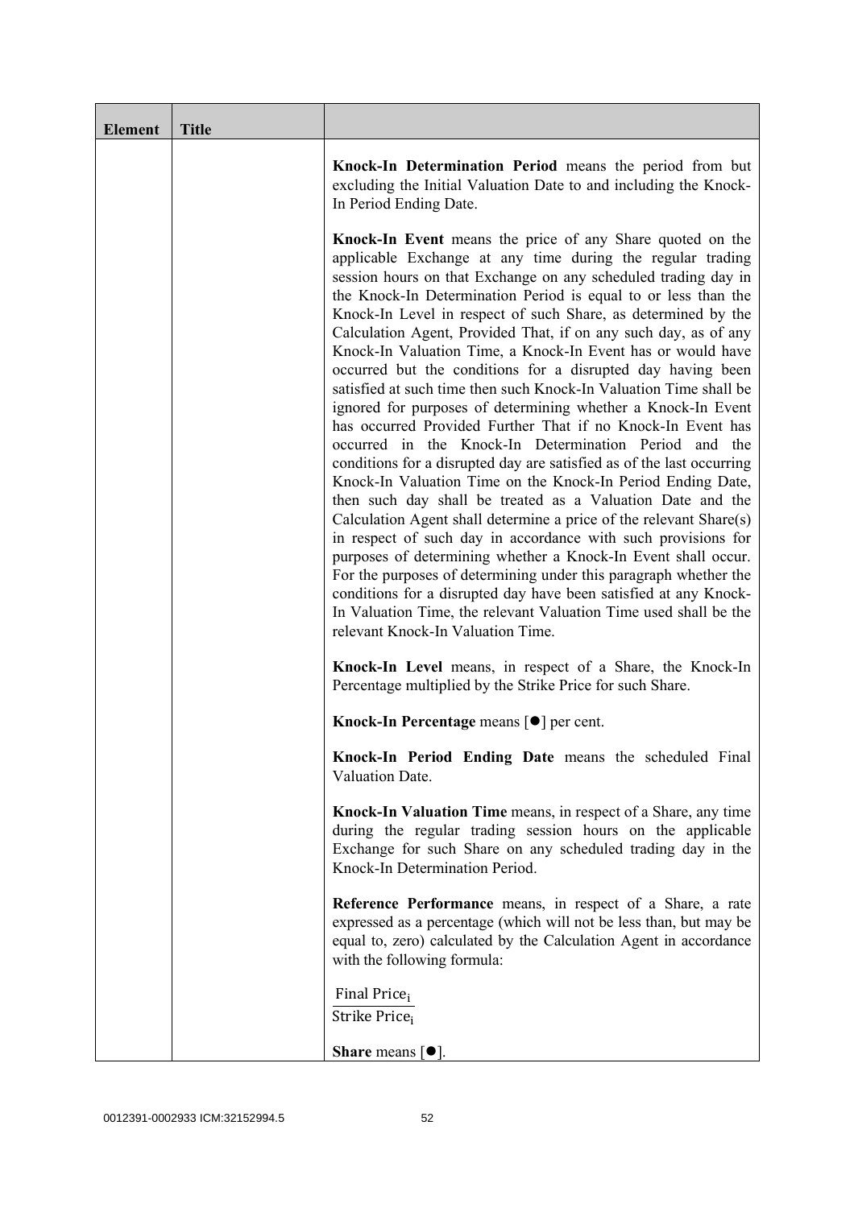| Element | Title | |
|---|---|---|
| | | **Knock-In Determination Period** means the period from but excluding the Initial Valuation Date to and including the Knock-In Period Ending Date.<br><br>**Knock-In Event** means the price of any Share quoted on the applicable Exchange at any time during the regular trading session hours on that Exchange on any scheduled trading day in the Knock-In Determination Period is equal to or less than the Knock-In Level in respect of such Share, as determined by the Calculation Agent, Provided That, if on any such day, as of any Knock-In Valuation Time, a Knock-In Event has or would have occurred but the conditions for a disrupted day having been satisfied at such time then such Knock-In Valuation Time shall be ignored for purposes of determining whether a Knock-In Event has occurred Provided Further That if no Knock-In Event has occurred in the Knock-In Determination Period and the conditions for a disrupted day are satisfied as of the last occurring Knock-In Valuation Time on the Knock-In Period Ending Date, then such day shall be treated as a Valuation Date and the Calculation Agent shall determine a price of the relevant Share(s) in respect of such day in accordance with such provisions for purposes of determining whether a Knock-In Event shall occur. For the purposes of determining under this paragraph whether the conditions for a disrupted day have been satisfied at any Knock-In Valuation Time, the relevant Valuation Time used shall be the relevant Knock-In Valuation Time.<br><br>**Knock-In Level** means, in respect of a Share, the Knock-In Percentage multiplied by the Strike Price for such Share.<br><br>**Knock-In Percentage** means [●] per cent.<br><br>**Knock-In Period Ending Date** means the scheduled Final Valuation Date.<br><br>**Knock-In Valuation Time** means, in respect of a Share, any time during the regular trading session hours on the applicable Exchange for such Share on any scheduled trading day in the Knock-In Determination Period.<br><br>**Reference Performance** means, in respect of a Share, a rate expressed as a percentage (which will not be less than, but may be equal to, zero) calculated by the Calculation Agent in accordance with the following formula:<br><br>$\frac{\text{Final Price}_i}{\text{Strike Price}_i}$<br><br>**Share** means [●]. |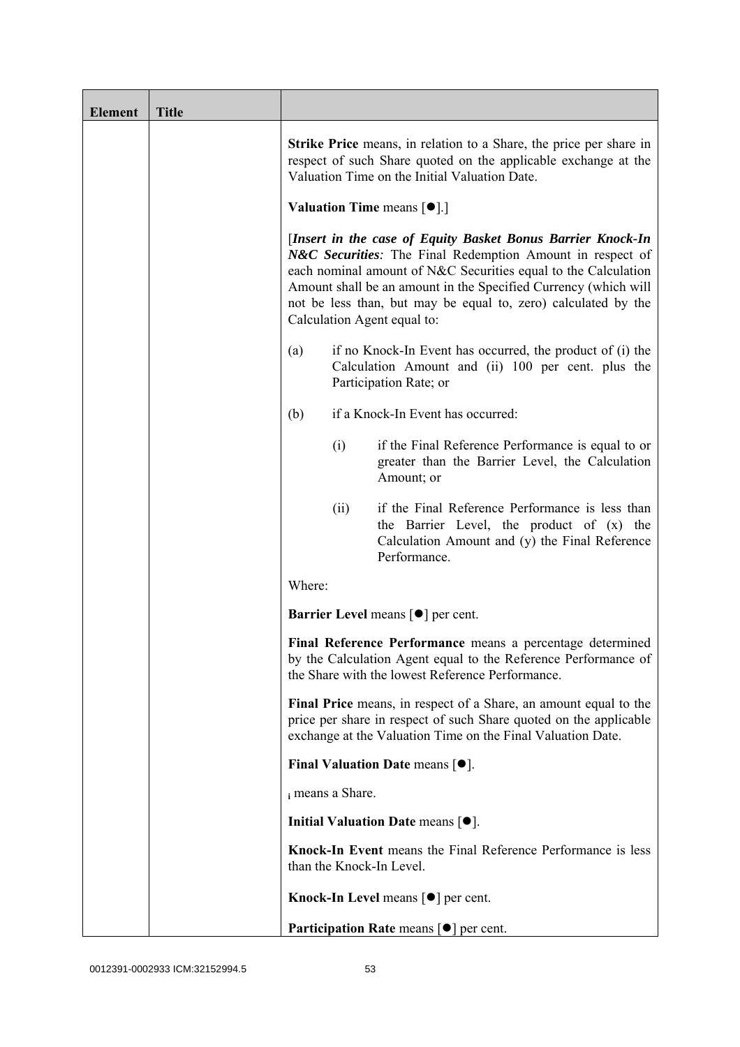| Element | Title | |
|---|---|---|
| | | **Strike Price** means, in relation to a Share, the price per share in respect of such Share quoted on the applicable exchange at the Valuation Time on the Initial Valuation Date.<br><br>**Valuation Time** means [●].]<br><br>[***Insert in the case of Equity Basket Bonus Barrier Knock-In N&C Securities****:* The Final Redemption Amount in respect of each nominal amount of N&C Securities equal to the Calculation Amount shall be an amount in the Specified Currency (which will not be less than, but may be equal to, zero) calculated by the Calculation Agent equal to:<br><br>(a) if no Knock-In Event has occurred, the product of (i) the Calculation Amount and (ii) 100 per cent. plus the Participation Rate; or<br><br>(b) if a Knock-In Event has occurred:<br><br>(i) if the Final Reference Performance is equal to or greater than the Barrier Level, the Calculation Amount; or<br><br>(ii) if the Final Reference Performance is less than the Barrier Level, the product of (x) the Calculation Amount and (y) the Final Reference Performance.<br><br>Where:<br><br>**Barrier Level** means [●] per cent.<br><br>**Final Reference Performance** means a percentage determined by the Calculation Agent equal to the Reference Performance of the Share with the lowest Reference Performance.<br><br>**Final Price** means, in respect of a Share, an amount equal to the price per share in respect of such Share quoted on the applicable exchange at the Valuation Time on the Final Valuation Date.<br><br>**Final Valuation Date** means [●].<br><br>$_i$ means a Share.<br><br>**Initial Valuation Date** means [●].<br><br>**Knock-In Event** means the Final Reference Performance is less than the Knock-In Level.<br><br>**Knock-In Level** means [●] per cent.<br><br>**Participation Rate** means [●] per cent. |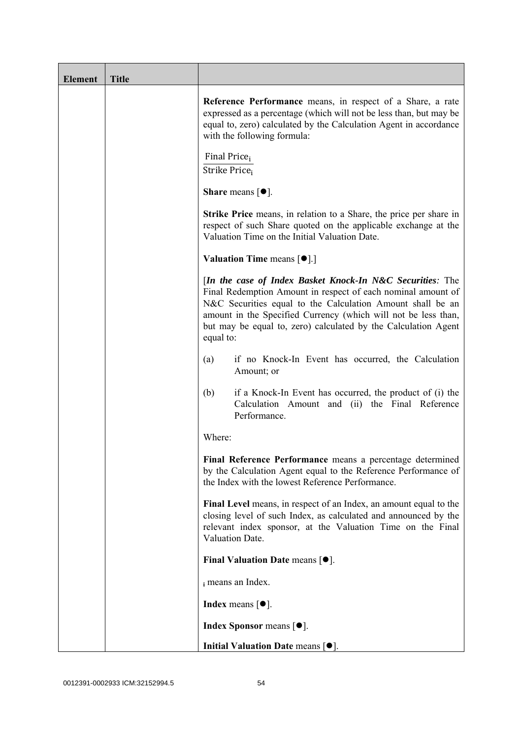| Element | Title | |
|---|---|---|
| | | **Reference Performance** means, in respect of a Share, a rate expressed as a percentage (which will not be less than, but may be equal to, zero) calculated by the Calculation Agent in accordance with the following formula:<br><br>$\frac{\text{Final Price}_i}{\text{Strike Price}_i}$<br><br>**Share** means [●].<br><br>**Strike Price** means, in relation to a Share, the price per share in respect of such Share quoted on the applicable exchange at the Valuation Time on the Initial Valuation Date.<br><br>**Valuation Time** means [●].]<br><br>[***In the case of Index Basket Knock-In N&C Securities:*** The Final Redemption Amount in respect of each nominal amount of N&C Securities equal to the Calculation Amount shall be an amount in the Specified Currency (which will not be less than, but may be equal to, zero) calculated by the Calculation Agent equal to:<br><br>(a) if no Knock-In Event has occurred, the Calculation Amount; or<br><br>(b) if a Knock-In Event has occurred, the product of (i) the Calculation Amount and (ii) the Final Reference Performance.<br><br>Where:<br><br>**Final Reference Performance** means a percentage determined by the Calculation Agent equal to the Reference Performance of the Index with the lowest Reference Performance.<br><br>**Final Level** means, in respect of an Index, an amount equal to the closing level of such Index, as calculated and announced by the relevant index sponsor, at the Valuation Time on the Final Valuation Date.<br><br>**Final Valuation Date** means [●].<br><br>$_i$ means an Index.<br><br>**Index** means [●].<br><br>**Index Sponsor** means [●].<br><br>**Initial Valuation Date** means [●]. |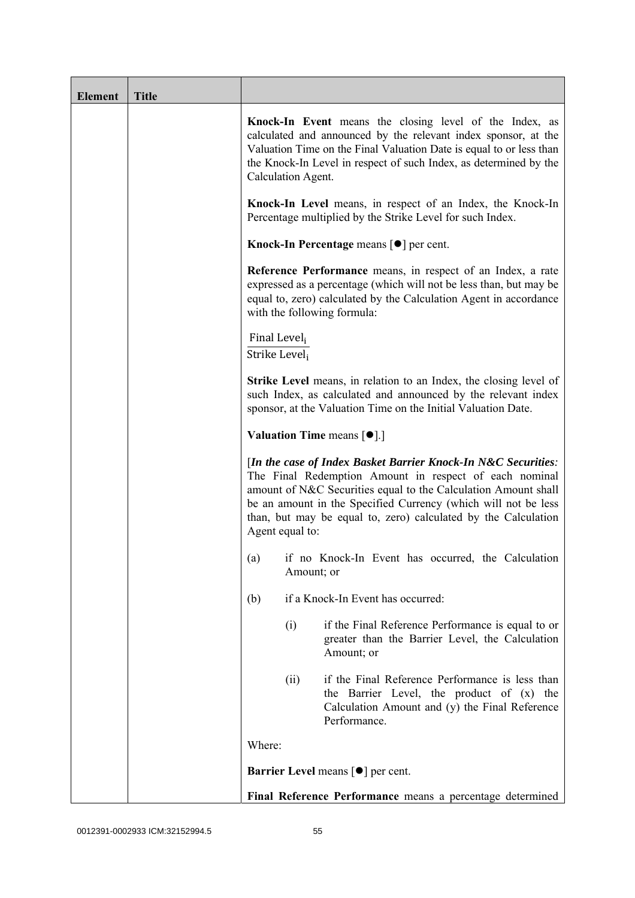| Element | Title | |
|---|---|---|
| | | **Knock-In Event** means the closing level of the Index, as calculated and announced by the relevant index sponsor, at the Valuation Time on the Final Valuation Date is equal to or less than the Knock-In Level in respect of such Index, as determined by the Calculation Agent.<br><br>**Knock-In Level** means, in respect of an Index, the Knock-In Percentage multiplied by the Strike Level for such Index.<br><br>**Knock-In Percentage** means [●] per cent.<br><br>**Reference Performance** means, in respect of an Index, a rate expressed as a percentage (which will not be less than, but may be equal to, zero) calculated by the Calculation Agent in accordance with the following formula:<br><br>$\frac{\text{Final Level}_i}{\text{Strike Level}_i}$<br><br>**Strike Level** means, in relation to an Index, the closing level of such Index, as calculated and announced by the relevant index sponsor, at the Valuation Time on the Initial Valuation Date.<br><br>**Valuation Time** means [●].]<br><br>[***In the case of Index Basket Barrier Knock-In N&C Securities:*** The Final Redemption Amount in respect of each nominal amount of N&C Securities equal to the Calculation Amount shall be an amount in the Specified Currency (which will not be less than, but may be equal to, zero) calculated by the Calculation Agent equal to:<br><br>(a) if no Knock-In Event has occurred, the Calculation Amount; or<br><br>(b) if a Knock-In Event has occurred:<br><br>(i) if the Final Reference Performance is equal to or greater than the Barrier Level, the Calculation Amount; or<br><br>(ii) if the Final Reference Performance is less than the Barrier Level, the product of (x) the Calculation Amount and (y) the Final Reference Performance.<br><br>Where:<br><br>**Barrier Level** means [●] per cent.<br><br>**Final Reference Performance** means a percentage determined |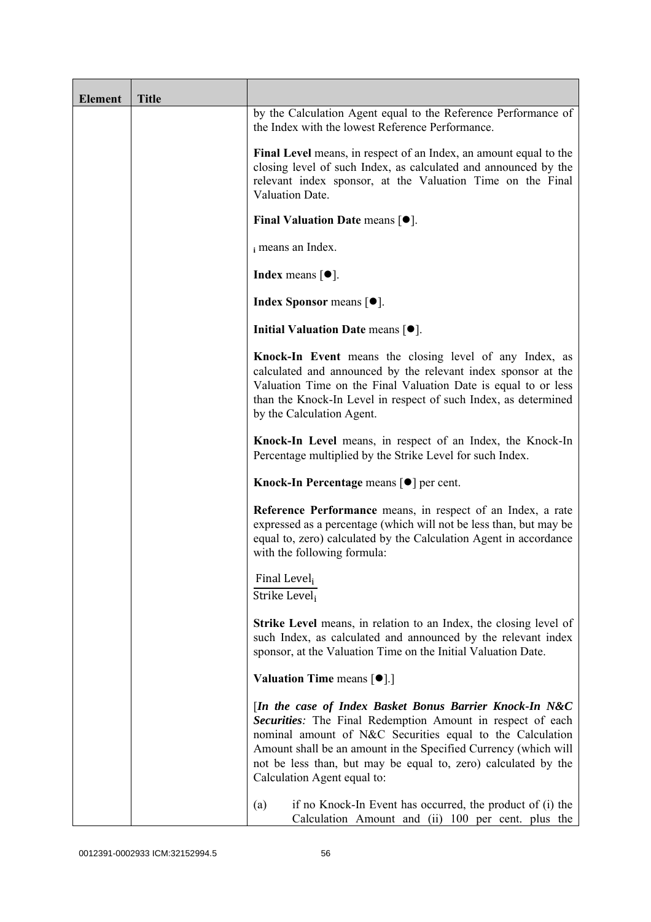| Element | Title | |
|---|---|---|
| | | by the Calculation Agent equal to the Reference Performance of the Index with the lowest Reference Performance.<br><br>**Final Level** means, in respect of an Index, an amount equal to the closing level of such Index, as calculated and announced by the relevant index sponsor, at the Valuation Time on the Final Valuation Date.<br><br>**Final Valuation Date** means [●].<br><br>$_i$ means an Index.<br><br>**Index** means [●].<br><br>**Index Sponsor** means [●].<br><br>**Initial Valuation Date** means [●].<br><br>**Knock-In Event** means the closing level of any Index, as calculated and announced by the relevant index sponsor at the Valuation Time on the Final Valuation Date is equal to or less than the Knock-In Level in respect of such Index, as determined by the Calculation Agent.<br><br>**Knock-In Level** means, in respect of an Index, the Knock-In Percentage multiplied by the Strike Level for such Index.<br><br>**Knock-In Percentage** means [●] per cent.<br><br>**Reference Performance** means, in respect of an Index, a rate expressed as a percentage (which will not be less than, but may be equal to, zero) calculated by the Calculation Agent in accordance with the following formula:<br><br>$\frac{\text{Final Level}_i}{\text{Strike Level}_i}$<br><br>**Strike Level** means, in relation to an Index, the closing level of such Index, as calculated and announced by the relevant index sponsor, at the Valuation Time on the Initial Valuation Date.<br><br>**Valuation Time** means [●].]<br><br>[***In the case of Index Basket Bonus Barrier Knock-In N&C Securities****:* The Final Redemption Amount in respect of each nominal amount of N&C Securities equal to the Calculation Amount shall be an amount in the Specified Currency (which will not be less than, but may be equal to, zero) calculated by the Calculation Agent equal to:<br><br>(a) if no Knock-In Event has occurred, the product of (i) the Calculation Amount and (ii) 100 per cent. plus the |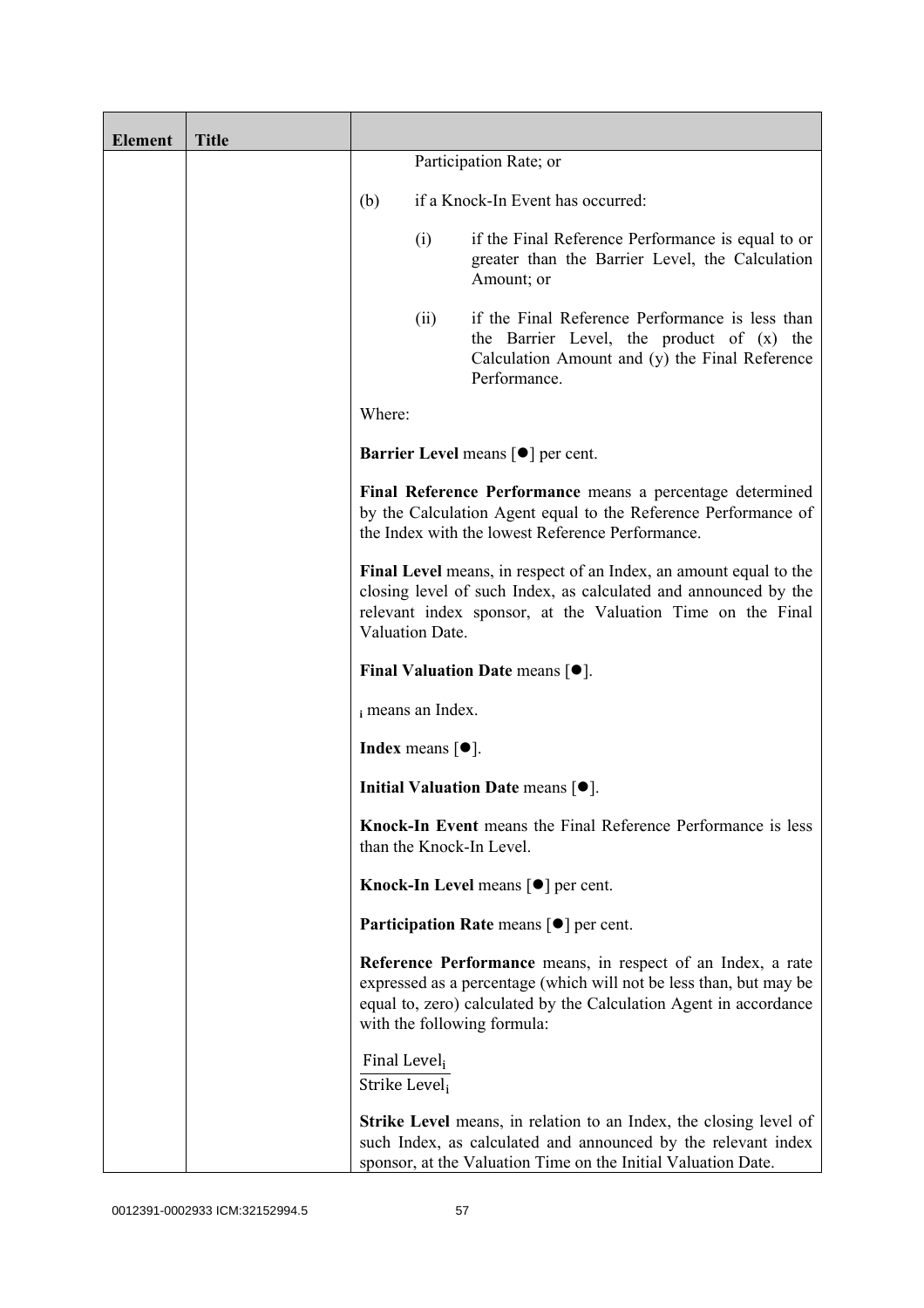| Element | Title | |
|---|---|---|
| | | Participation Rate; or<br><br>(b) if a Knock-In Event has occurred:<br><br>(i) if the Final Reference Performance is equal to or greater than the Barrier Level, the Calculation Amount; or<br><br>(ii) if the Final Reference Performance is less than the Barrier Level, the product of (x) the Calculation Amount and (y) the Final Reference Performance.<br><br>Where:<br><br>**Barrier Level** means [●] per cent.<br><br>**Final Reference Performance** means a percentage determined by the Calculation Agent equal to the Reference Performance of the Index with the lowest Reference Performance.<br><br>**Final Level** means, in respect of an Index, an amount equal to the closing level of such Index, as calculated and announced by the relevant index sponsor, at the Valuation Time on the Final Valuation Date.<br><br>**Final Valuation Date** means [●].<br><br>$_i$ means an Index.<br><br>**Index** means [●].<br><br>**Initial Valuation Date** means [●].<br><br>**Knock-In Event** means the Final Reference Performance is less than the Knock-In Level.<br><br>**Knock-In Level** means [●] per cent.<br><br>**Participation Rate** means [●] per cent.<br><br>**Reference Performance** means, in respect of an Index, a rate expressed as a percentage (which will not be less than, but may be equal to, zero) calculated by the Calculation Agent in accordance with the following formula:<br><br>$\frac{\text{Final Level}_i}{\text{Strike Level}_i}$<br><br>**Strike Level** means, in relation to an Index, the closing level of such Index, as calculated and announced by the relevant index sponsor, at the Valuation Time on the Initial Valuation Date. |

0012391-0002933 ICM:32152994.5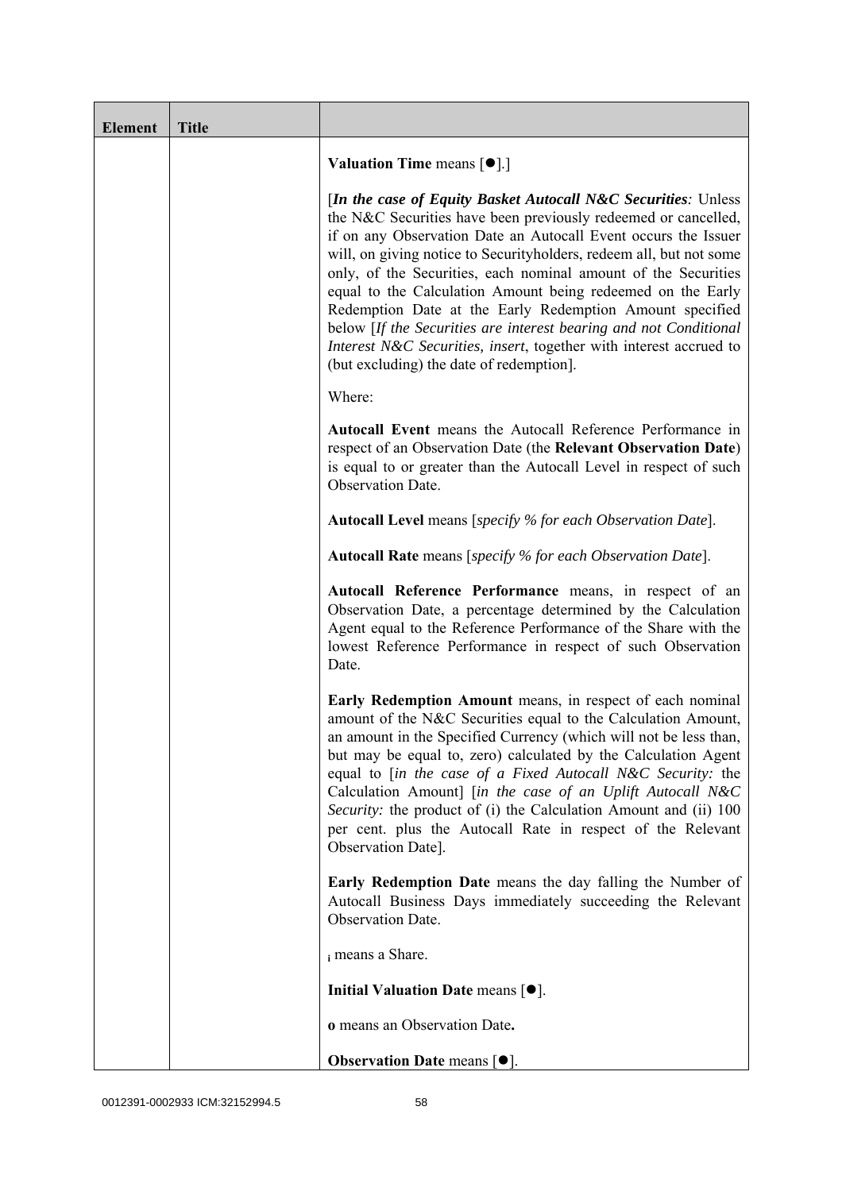| Element | Title | |
|---|---|---|
| | | **Valuation Time** means [●].]<br><br>[***In the case of Equity Basket Autocall N&C Securities****:* Unless the N&C Securities have been previously redeemed or cancelled, if on any Observation Date an Autocall Event occurs the Issuer will, on giving notice to Securityholders, redeem all, but not some only, of the Securities, each nominal amount of the Securities equal to the Calculation Amount being redeemed on the Early Redemption Date at the Early Redemption Amount specified below [*If the Securities are interest bearing and not Conditional Interest N&C Securities, insert*, together with interest accrued to (but excluding) the date of redemption].<br><br>Where:<br><br>**Autocall Event** means the Autocall Reference Performance in respect of an Observation Date (the **Relevant Observation Date**) is equal to or greater than the Autocall Level in respect of such Observation Date.<br><br>**Autocall Level** means [*specify % for each Observation Date*].<br><br>**Autocall Rate** means [*specify % for each Observation Date*].<br><br>**Autocall Reference Performance** means, in respect of an Observation Date, a percentage determined by the Calculation Agent equal to the Reference Performance of the Share with the lowest Reference Performance in respect of such Observation Date.<br><br>**Early Redemption Amount** means, in respect of each nominal amount of the N&C Securities equal to the Calculation Amount, an amount in the Specified Currency (which will not be less than, but may be equal to, zero) calculated by the Calculation Agent equal to [*in the case of a Fixed Autocall N&C Security:* the Calculation Amount] [*in the case of an Uplift Autocall N&C Security:* the product of (i) the Calculation Amount and (ii) 100 per cent. plus the Autocall Rate in respect of the Relevant Observation Date].<br><br>**Early Redemption Date** means the day falling the Number of Autocall Business Days immediately succeeding the Relevant Observation Date.<br><br>$_{\mathbf{i}}$ means a Share.<br><br>**Initial Valuation Date** means [●].<br><br>**o** means an Observation Date**.**<br><br>**Observation Date** means [●]. |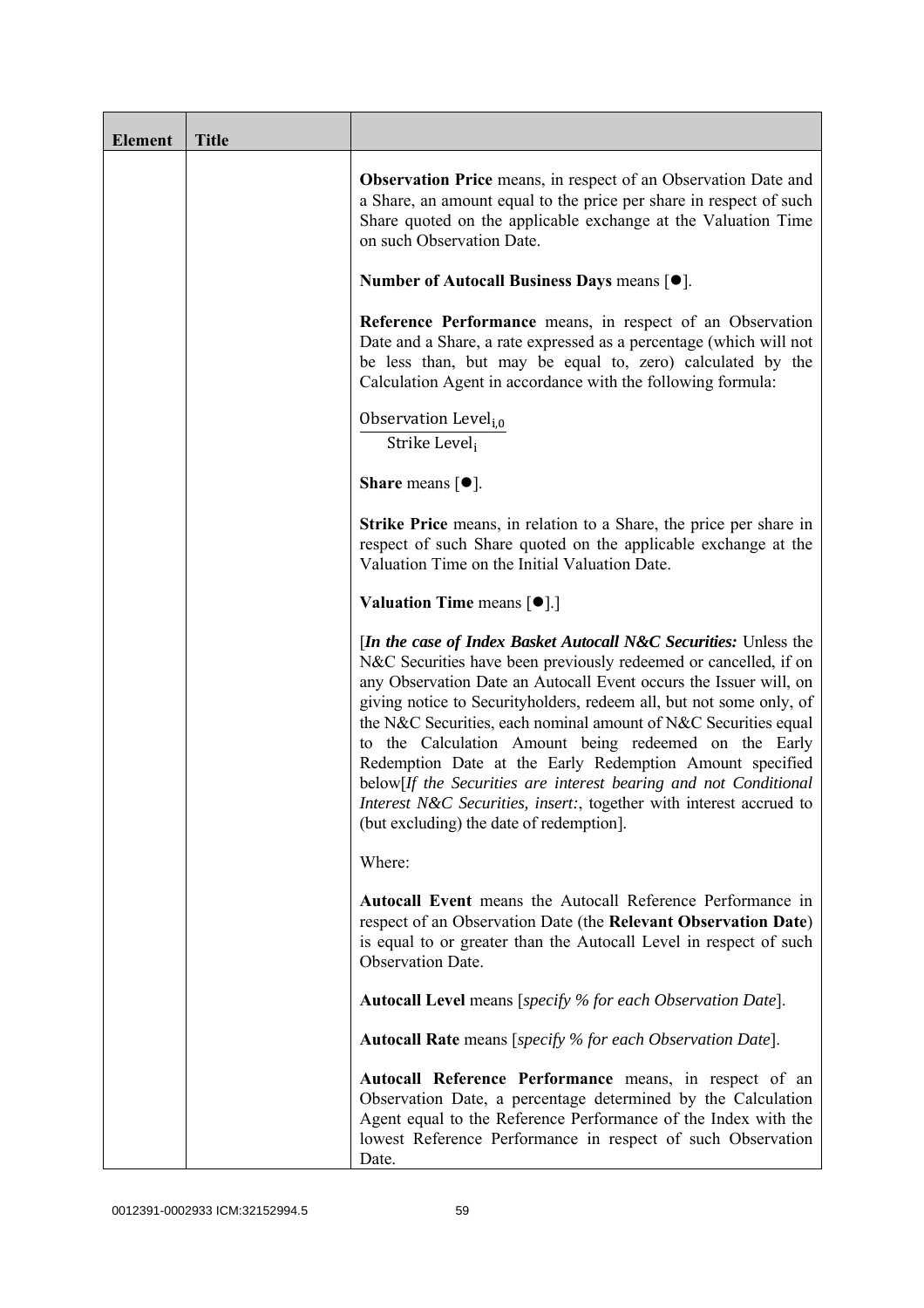| Element | Title | |
|---|---|---|
| | | **Observation Price** means, in respect of an Observation Date and a Share, an amount equal to the price per share in respect of such Share quoted on the applicable exchange at the Valuation Time on such Observation Date.<br><br>**Number of Autocall Business Days** means [●].<br><br>**Reference Performance** means, in respect of an Observation Date and a Share, a rate expressed as a percentage (which will not be less than, but may be equal to, zero) calculated by the Calculation Agent in accordance with the following formula:<br><br>$\frac{\text{Observation Level}_{i,0}}{\text{Strike Level}_i}$<br><br>**Share** means [●].<br><br>**Strike Price** means, in relation to a Share, the price per share in respect of such Share quoted on the applicable exchange at the Valuation Time on the Initial Valuation Date.<br><br>**Valuation Time** means [●].]<br><br>[***In the case of Index Basket Autocall N&C Securities:*** Unless the N&C Securities have been previously redeemed or cancelled, if on any Observation Date an Autocall Event occurs the Issuer will, on giving notice to Securityholders, redeem all, but not some only, of the N&C Securities, each nominal amount of N&C Securities equal to the Calculation Amount being redeemed on the Early Redemption Date at the Early Redemption Amount specified below[*If the Securities are interest bearing and not Conditional Interest N&C Securities, insert:*, together with interest accrued to (but excluding) the date of redemption].<br><br>Where:<br><br>**Autocall Event** means the Autocall Reference Performance in respect of an Observation Date (the **Relevant Observation Date**) is equal to or greater than the Autocall Level in respect of such Observation Date.<br><br>**Autocall Level** means [*specify % for each Observation Date*].<br><br>**Autocall Rate** means [*specify % for each Observation Date*].<br><br>**Autocall Reference Performance** means, in respect of an Observation Date, a percentage determined by the Calculation Agent equal to the Reference Performance of the Index with the lowest Reference Performance in respect of such Observation Date. |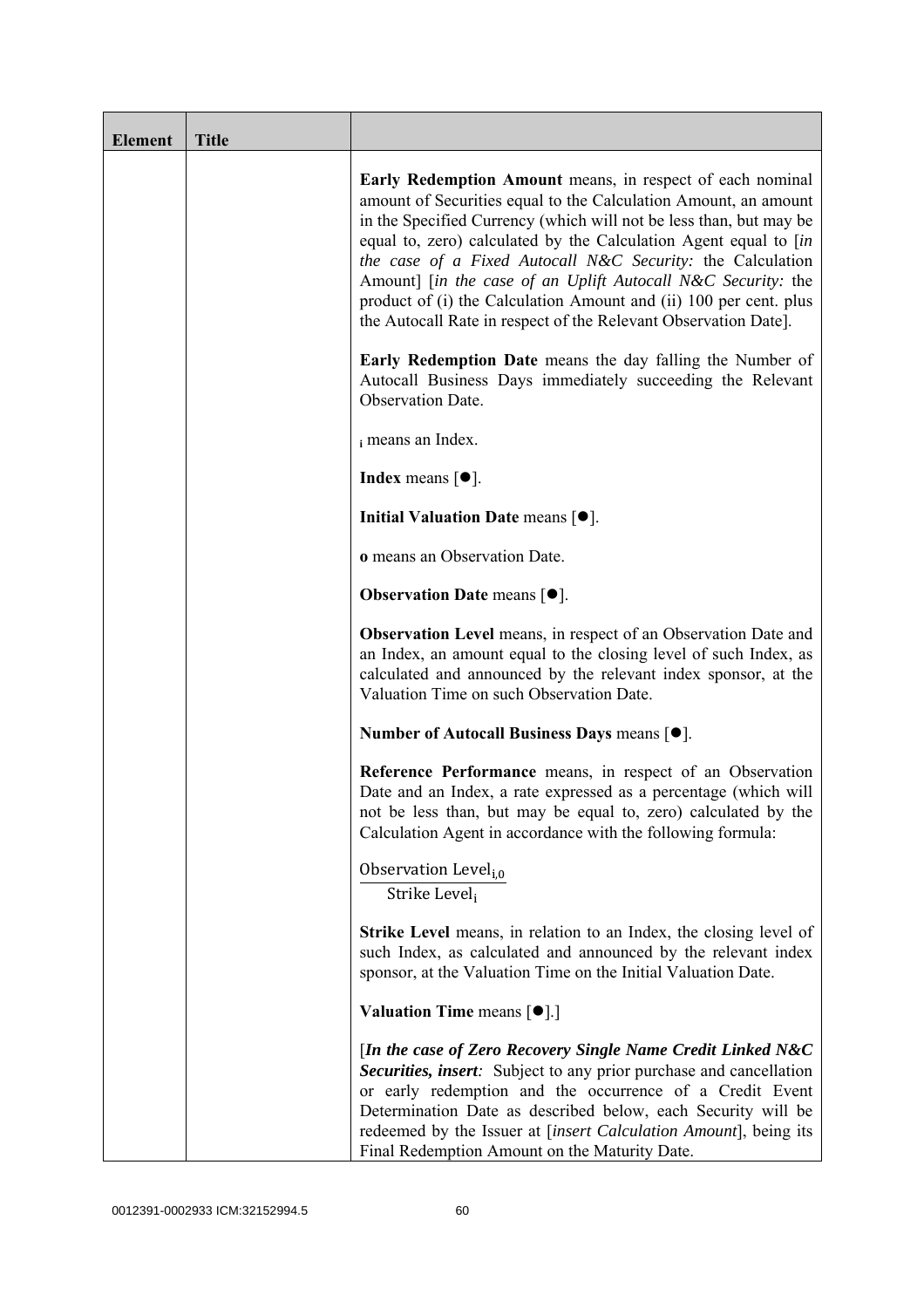| Element | Title | |
|---|---|---|
| | | **Early Redemption Amount** means, in respect of each nominal amount of Securities equal to the Calculation Amount, an amount in the Specified Currency (which will not be less than, but may be equal to, zero) calculated by the Calculation Agent equal to [*in the case of a Fixed Autocall N&C Security:* the Calculation Amount] [*in the case of an Uplift Autocall N&C Security:* the product of (i) the Calculation Amount and (ii) 100 per cent. plus the Autocall Rate in respect of the Relevant Observation Date].<br><br>**Early Redemption Date** means the day falling the Number of Autocall Business Days immediately succeeding the Relevant Observation Date.<br><br>$_i$ means an Index.<br><br>**Index** means [●].<br><br>**Initial Valuation Date** means [●].<br><br>**o** means an Observation Date.<br><br>**Observation Date** means [●].<br><br>**Observation Level** means, in respect of an Observation Date and an Index, an amount equal to the closing level of such Index, as calculated and announced by the relevant index sponsor, at the Valuation Time on such Observation Date.<br><br>**Number of Autocall Business Days** means [●].<br><br>**Reference Performance** means, in respect of an Observation Date and an Index, a rate expressed as a percentage (which will not be less than, but may be equal to, zero) calculated by the Calculation Agent in accordance with the following formula:<br><br>$\frac{\text{Observation Level}_{i,o}}{\text{Strike Level}_i}$<br><br>**Strike Level** means, in relation to an Index, the closing level of such Index, as calculated and announced by the relevant index sponsor, at the Valuation Time on the Initial Valuation Date.<br><br>**Valuation Time** means [●].]<br><br>[***In the case of Zero Recovery Single Name Credit Linked N&C Securities, insert****:* Subject to any prior purchase and cancellation or early redemption and the occurrence of a Credit Event Determination Date as described below, each Security will be redeemed by the Issuer at [*insert Calculation Amount*], being its Final Redemption Amount on the Maturity Date. |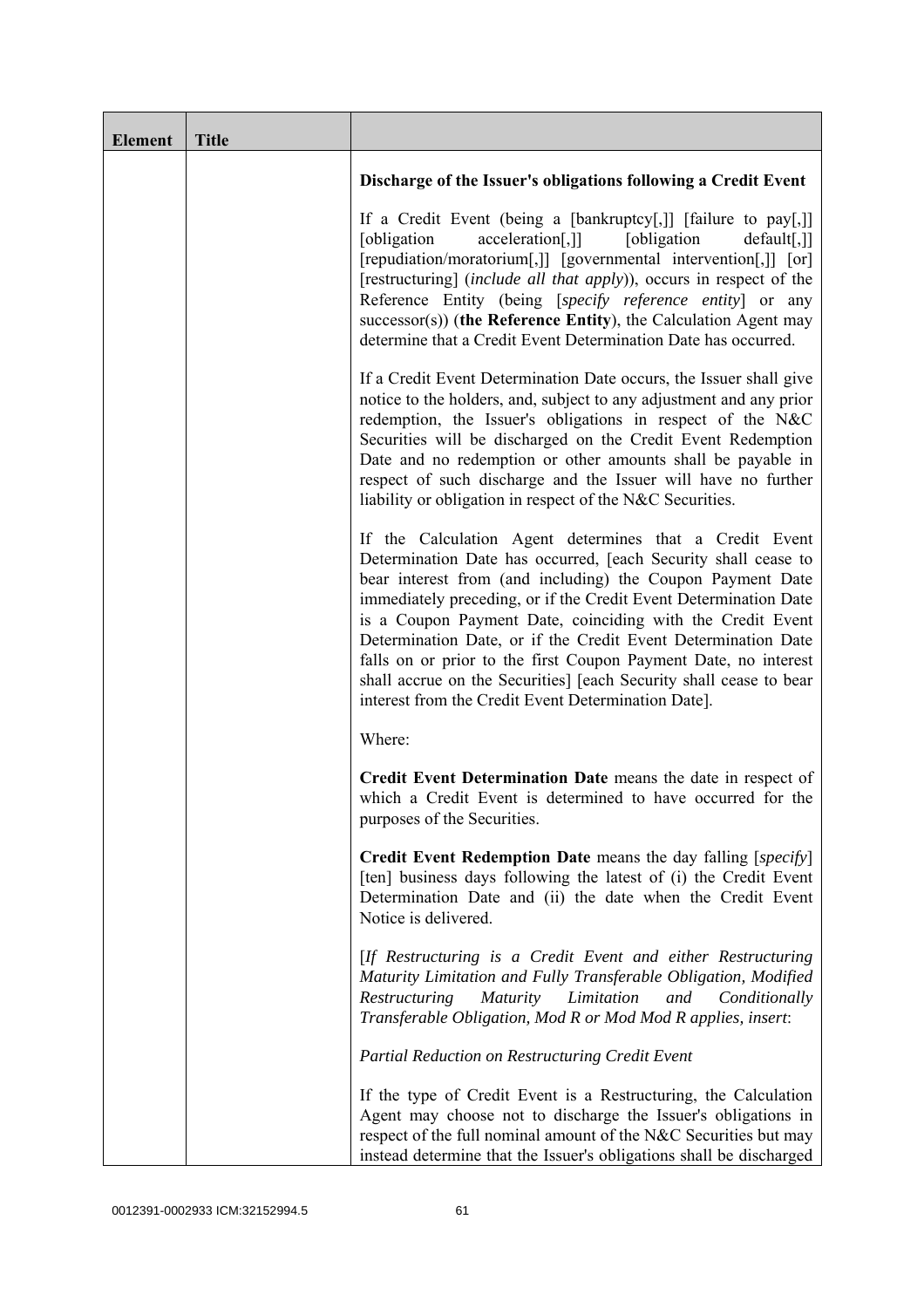| Element | Title | |
|---|---|---|
| | | **Discharge of the Issuer's obligations following a Credit Event**<br><br>If a Credit Event (being a [bankruptcy[,]] [failure to pay[,]] [obligation acceleration[,]] [obligation default[,]] [repudiation/moratorium[,]] [governmental intervention[,]] [or] [restructuring] (*include all that apply*)), occurs in respect of the Reference Entity (being [*specify reference entity*] or any successor(s)) (**the Reference Entity**), the Calculation Agent may determine that a Credit Event Determination Date has occurred.<br><br>If a Credit Event Determination Date occurs, the Issuer shall give notice to the holders, and, subject to any adjustment and any prior redemption, the Issuer's obligations in respect of the N&C Securities will be discharged on the Credit Event Redemption Date and no redemption or other amounts shall be payable in respect of such discharge and the Issuer will have no further liability or obligation in respect of the N&C Securities.<br><br>If the Calculation Agent determines that a Credit Event Determination Date has occurred, [each Security shall cease to bear interest from (and including) the Coupon Payment Date immediately preceding, or if the Credit Event Determination Date is a Coupon Payment Date, coinciding with the Credit Event Determination Date, or if the Credit Event Determination Date falls on or prior to the first Coupon Payment Date, no interest shall accrue on the Securities] [each Security shall cease to bear interest from the Credit Event Determination Date].<br><br>Where:<br><br>**Credit Event Determination Date** means the date in respect of which a Credit Event is determined to have occurred for the purposes of the Securities.<br><br>**Credit Event Redemption Date** means the day falling [*specify*] [ten] business days following the latest of (i) the Credit Event Determination Date and (ii) the date when the Credit Event Notice is delivered.<br><br>[*If Restructuring is a Credit Event and either Restructuring Maturity Limitation and Fully Transferable Obligation, Modified Restructuring Maturity Limitation and Conditionally Transferable Obligation, Mod R or Mod Mod R applies, insert*:<br><br>*Partial Reduction on Restructuring Credit Event*<br><br>If the type of Credit Event is a Restructuring, the Calculation Agent may choose not to discharge the Issuer's obligations in respect of the full nominal amount of the N&C Securities but may instead determine that the Issuer's obligations shall be discharged |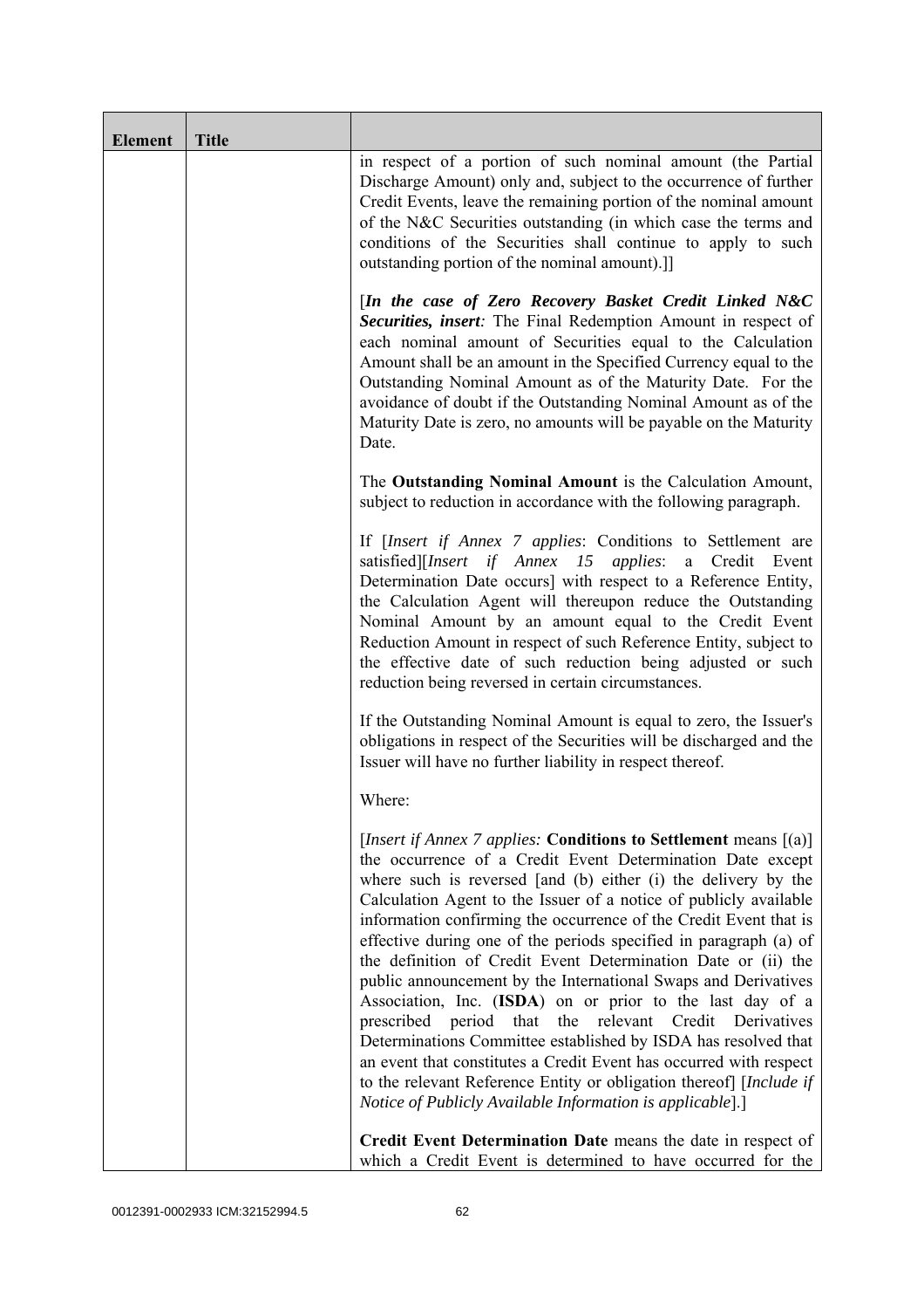| Element | Title | |
|---|---|---|
| | | in respect of a portion of such nominal amount (the Partial Discharge Amount) only and, subject to the occurrence of further Credit Events, leave the remaining portion of the nominal amount of the N&C Securities outstanding (in which case the terms and conditions of the Securities shall continue to apply to such outstanding portion of the nominal amount).]]<br><br>[***In the case of Zero Recovery Basket Credit Linked N&C Securities, insert****:* The Final Redemption Amount in respect of each nominal amount of Securities equal to the Calculation Amount shall be an amount in the Specified Currency equal to the Outstanding Nominal Amount as of the Maturity Date. For the avoidance of doubt if the Outstanding Nominal Amount as of the Maturity Date is zero, no amounts will be payable on the Maturity Date.<br><br>The **Outstanding Nominal Amount** is the Calculation Amount, subject to reduction in accordance with the following paragraph.<br><br>If [*Insert if Annex 7 applies*: Conditions to Settlement are satisfied][*Insert if Annex 15 applies*: a Credit Event Determination Date occurs] with respect to a Reference Entity, the Calculation Agent will thereupon reduce the Outstanding Nominal Amount by an amount equal to the Credit Event Reduction Amount in respect of such Reference Entity, subject to the effective date of such reduction being adjusted or such reduction being reversed in certain circumstances.<br><br>If the Outstanding Nominal Amount is equal to zero, the Issuer's obligations in respect of the Securities will be discharged and the Issuer will have no further liability in respect thereof.<br><br>Where:<br><br>[*Insert if Annex 7 applies:* **Conditions to Settlement** means [(a)] the occurrence of a Credit Event Determination Date except where such is reversed [and (b) either (i) the delivery by the Calculation Agent to the Issuer of a notice of publicly available information confirming the occurrence of the Credit Event that is effective during one of the periods specified in paragraph (a) of the definition of Credit Event Determination Date or (ii) the public announcement by the International Swaps and Derivatives Association, Inc. (**ISDA**) on or prior to the last day of a prescribed period that the relevant Credit Derivatives Determinations Committee established by ISDA has resolved that an event that constitutes a Credit Event has occurred with respect to the relevant Reference Entity or obligation thereof] [*Include if Notice of Publicly Available Information is applicable*].]<br><br>**Credit Event Determination Date** means the date in respect of which a Credit Event is determined to have occurred for the |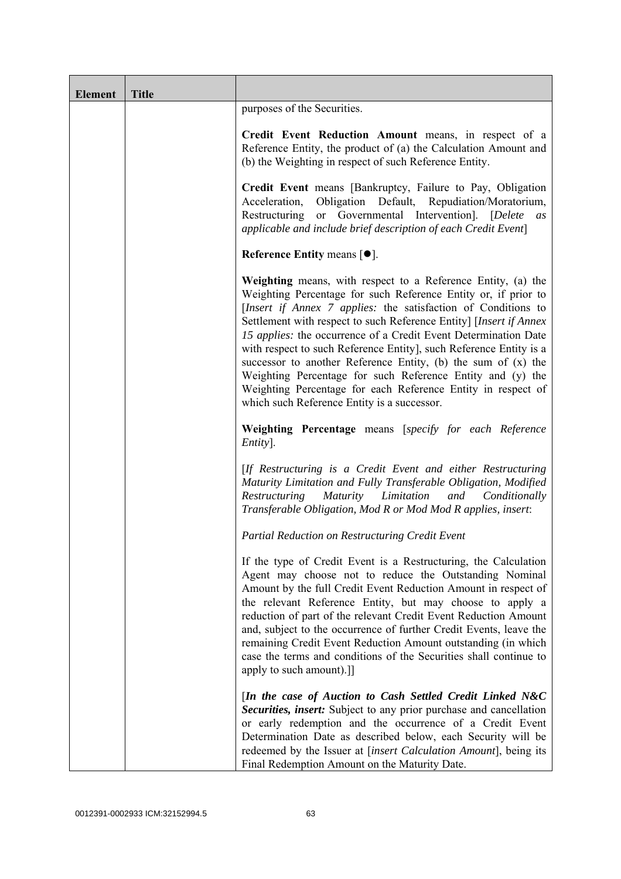| Element | Title | |
|---|---|---|
| | | purposes of the Securities.<br><br>**Credit Event Reduction Amount** means, in respect of a Reference Entity, the product of (a) the Calculation Amount and (b) the Weighting in respect of such Reference Entity.<br><br>**Credit Event** means [Bankruptcy, Failure to Pay, Obligation Acceleration, Obligation Default, Repudiation/Moratorium, Restructuring or Governmental Intervention]. [*Delete as applicable and include brief description of each Credit Event*]<br><br>**Reference Entity** means [●].<br><br>**Weighting** means, with respect to a Reference Entity, (a) the Weighting Percentage for such Reference Entity or, if prior to [*Insert if Annex 7 applies:* the satisfaction of Conditions to Settlement with respect to such Reference Entity] [*Insert if Annex 15 applies:* the occurrence of a Credit Event Determination Date with respect to such Reference Entity], such Reference Entity is a successor to another Reference Entity, (b) the sum of (x) the Weighting Percentage for such Reference Entity and (y) the Weighting Percentage for each Reference Entity in respect of which such Reference Entity is a successor.<br><br>**Weighting Percentage** means [*specify for each Reference Entity*].<br><br>[*If Restructuring is a Credit Event and either Restructuring Maturity Limitation and Fully Transferable Obligation, Modified Restructuring Maturity Limitation and Conditionally Transferable Obligation, Mod R or Mod Mod R applies, insert*:<br><br>*Partial Reduction on Restructuring Credit Event*<br><br>If the type of Credit Event is a Restructuring, the Calculation Agent may choose not to reduce the Outstanding Nominal Amount by the full Credit Event Reduction Amount in respect of the relevant Reference Entity, but may choose to apply a reduction of part of the relevant Credit Event Reduction Amount and, subject to the occurrence of further Credit Events, leave the remaining Credit Event Reduction Amount outstanding (in which case the terms and conditions of the Securities shall continue to apply to such amount).]]<br><br>[***In the case of Auction to Cash Settled Credit Linked N&C Securities, insert:*** Subject to any prior purchase and cancellation or early redemption and the occurrence of a Credit Event Determination Date as described below, each Security will be redeemed by the Issuer at [*insert Calculation Amount*], being its Final Redemption Amount on the Maturity Date. |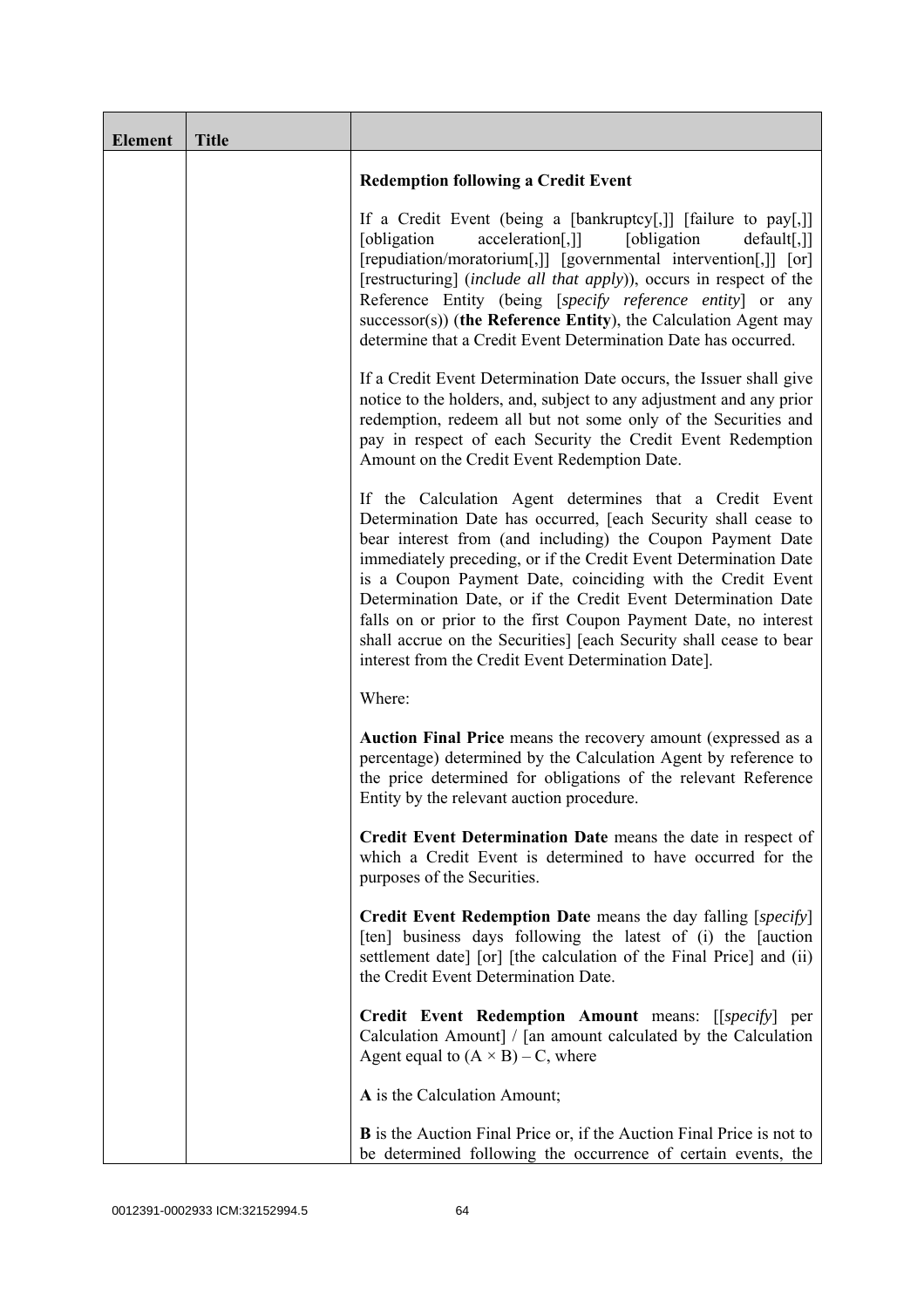| Element | Title | |
|---|---|---|
| | | **Redemption following a Credit Event**<br><br>If a Credit Event (being a [bankruptcy[,]] [failure to pay[,]] [obligation acceleration[,]] [obligation default[,]] [repudiation/moratorium[,]] [governmental intervention[,]] [or] [restructuring] (*include all that apply*)), occurs in respect of the Reference Entity (being [*specify reference entity*] or any successor(s)) (**the Reference Entity**), the Calculation Agent may determine that a Credit Event Determination Date has occurred.<br><br>If a Credit Event Determination Date occurs, the Issuer shall give notice to the holders, and, subject to any adjustment and any prior redemption, redeem all but not some only of the Securities and pay in respect of each Security the Credit Event Redemption Amount on the Credit Event Redemption Date.<br><br>If the Calculation Agent determines that a Credit Event Determination Date has occurred, [each Security shall cease to bear interest from (and including) the Coupon Payment Date immediately preceding, or if the Credit Event Determination Date is a Coupon Payment Date, coinciding with the Credit Event Determination Date, or if the Credit Event Determination Date falls on or prior to the first Coupon Payment Date, no interest shall accrue on the Securities] [each Security shall cease to bear interest from the Credit Event Determination Date].<br><br>Where:<br><br>**Auction Final Price** means the recovery amount (expressed as a percentage) determined by the Calculation Agent by reference to the price determined for obligations of the relevant Reference Entity by the relevant auction procedure.<br><br>**Credit Event Determination Date** means the date in respect of which a Credit Event is determined to have occurred for the purposes of the Securities.<br><br>**Credit Event Redemption Date** means the day falling [*specify*] [ten] business days following the latest of (i) the [auction settlement date] [or] [the calculation of the Final Price] and (ii) the Credit Event Determination Date.<br><br>**Credit Event Redemption Amount** means: [[*specify*] per Calculation Amount] / [an amount calculated by the Calculation Agent equal to $(A \times B) - C$, where<br><br>**A** is the Calculation Amount;<br><br>**B** is the Auction Final Price or, if the Auction Final Price is not to be determined following the occurrence of certain events, the |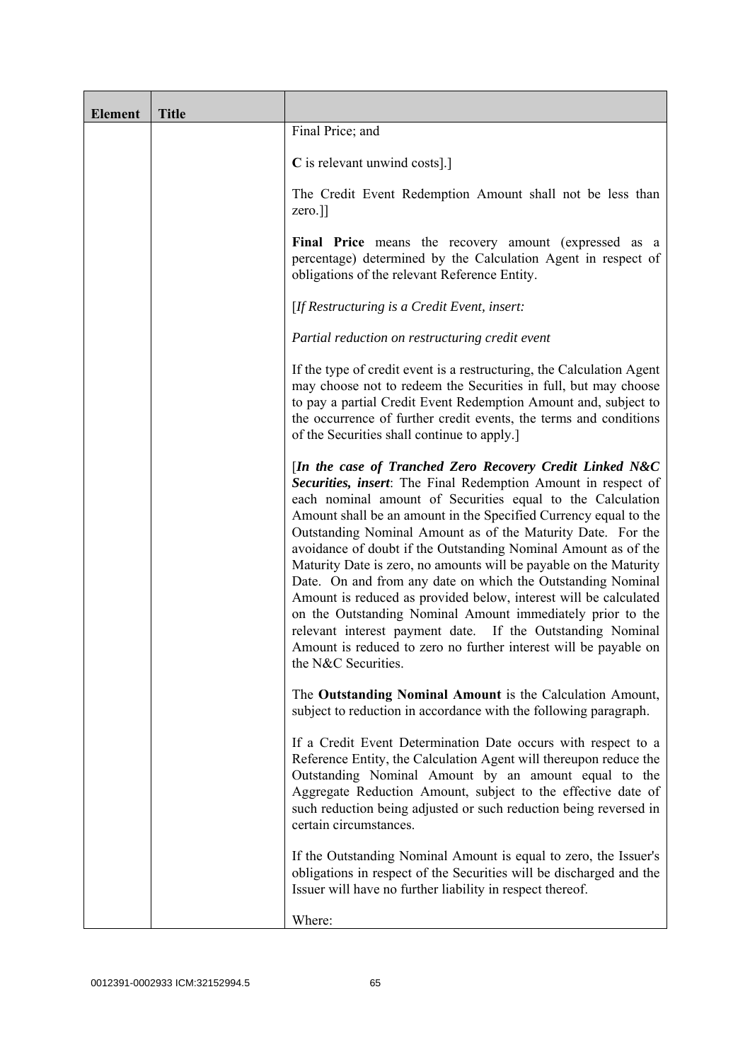| Element | Title | |
|---|---|---|
| | | Final Price; and<br><br>**C** is relevant unwind costs].]<br><br>The Credit Event Redemption Amount shall not be less than zero.]]<br><br>**Final Price** means the recovery amount (expressed as a percentage) determined by the Calculation Agent in respect of obligations of the relevant Reference Entity.<br><br>[*If Restructuring is a Credit Event, insert:*<br><br>*Partial reduction on restructuring credit event*<br><br>If the type of credit event is a restructuring, the Calculation Agent may choose not to redeem the Securities in full, but may choose to pay a partial Credit Event Redemption Amount and, subject to the occurrence of further credit events, the terms and conditions of the Securities shall continue to apply.]<br><br>[***In the case of Tranched Zero Recovery Credit Linked N&C Securities, insert***: The Final Redemption Amount in respect of each nominal amount of Securities equal to the Calculation Amount shall be an amount in the Specified Currency equal to the Outstanding Nominal Amount as of the Maturity Date. For the avoidance of doubt if the Outstanding Nominal Amount as of the Maturity Date is zero, no amounts will be payable on the Maturity Date. On and from any date on which the Outstanding Nominal Amount is reduced as provided below, interest will be calculated on the Outstanding Nominal Amount immediately prior to the relevant interest payment date. If the Outstanding Nominal Amount is reduced to zero no further interest will be payable on the N&C Securities.<br><br>The **Outstanding Nominal Amount** is the Calculation Amount, subject to reduction in accordance with the following paragraph.<br><br>If a Credit Event Determination Date occurs with respect to a Reference Entity, the Calculation Agent will thereupon reduce the Outstanding Nominal Amount by an amount equal to the Aggregate Reduction Amount, subject to the effective date of such reduction being adjusted or such reduction being reversed in certain circumstances.<br><br>If the Outstanding Nominal Amount is equal to zero, the Issuer's obligations in respect of the Securities will be discharged and the Issuer will have no further liability in respect thereof.<br><br>Where: |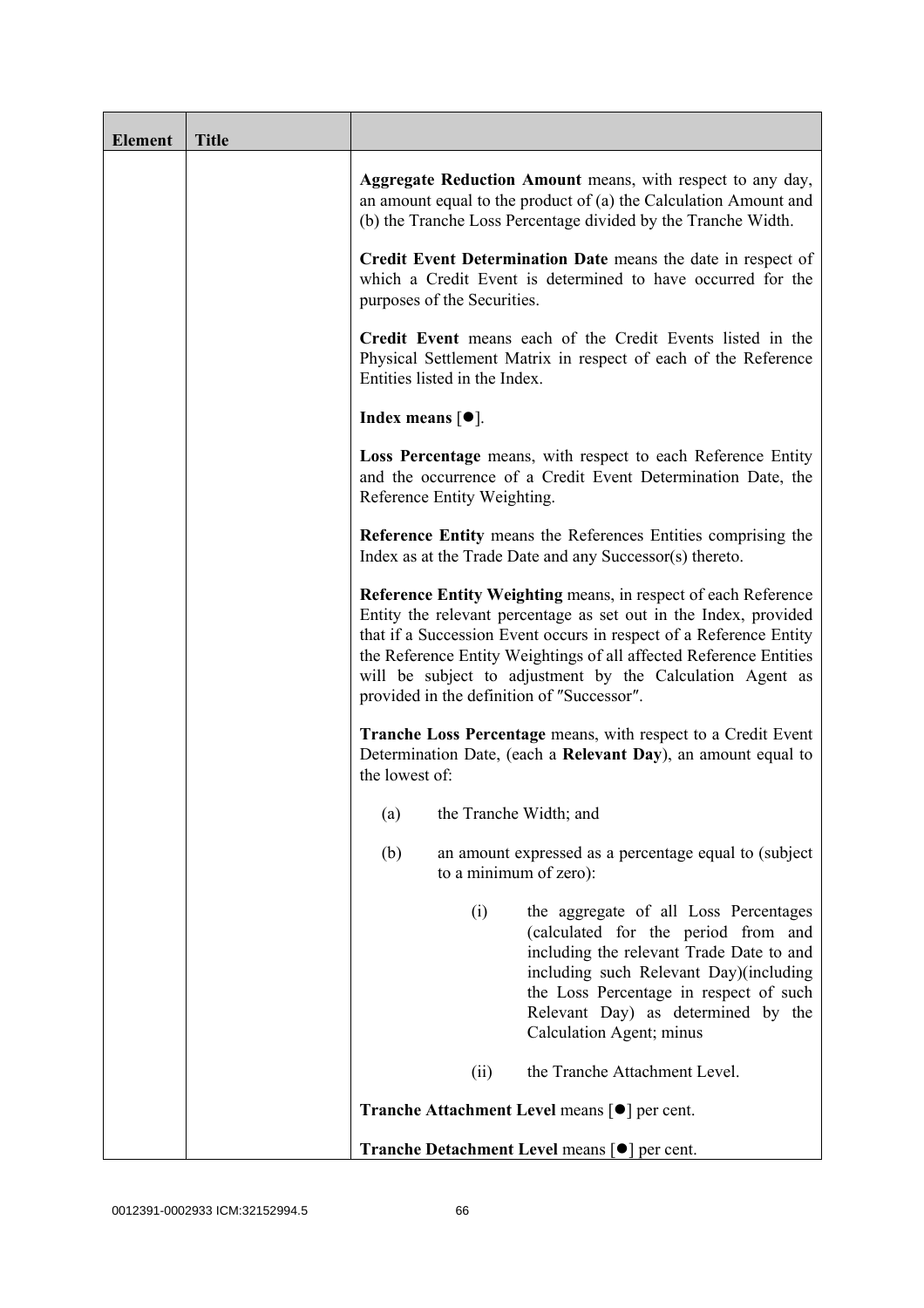| Element | Title | |
|---|---|---|
| | | **Aggregate Reduction Amount** means, with respect to any day, an amount equal to the product of (a) the Calculation Amount and (b) the Tranche Loss Percentage divided by the Tranche Width.<br><br>**Credit Event Determination Date** means the date in respect of which a Credit Event is determined to have occurred for the purposes of the Securities.<br><br>**Credit Event** means each of the Credit Events listed in the Physical Settlement Matrix in respect of each of the Reference Entities listed in the Index.<br><br>**Index means** [●].<br><br>**Loss Percentage** means, with respect to each Reference Entity and the occurrence of a Credit Event Determination Date, the Reference Entity Weighting.<br><br>**Reference Entity** means the References Entities comprising the Index as at the Trade Date and any Successor(s) thereto.<br><br>**Reference Entity Weighting** means, in respect of each Reference Entity the relevant percentage as set out in the Index, provided that if a Succession Event occurs in respect of a Reference Entity the Reference Entity Weightings of all affected Reference Entities will be subject to adjustment by the Calculation Agent as provided in the definition of ″Successor″.<br><br>**Tranche Loss Percentage** means, with respect to a Credit Event Determination Date, (each a **Relevant Day**), an amount equal to the lowest of:<br><br>(a) the Tranche Width; and<br><br>(b) an amount expressed as a percentage equal to (subject to a minimum of zero):<br><br>(i) the aggregate of all Loss Percentages (calculated for the period from and including the relevant Trade Date to and including such Relevant Day)(including the Loss Percentage in respect of such Relevant Day) as determined by the Calculation Agent; minus<br><br>(ii) the Tranche Attachment Level.<br><br>**Tranche Attachment Level** means [●] per cent.<br><br>**Tranche Detachment Level** means [●] per cent. |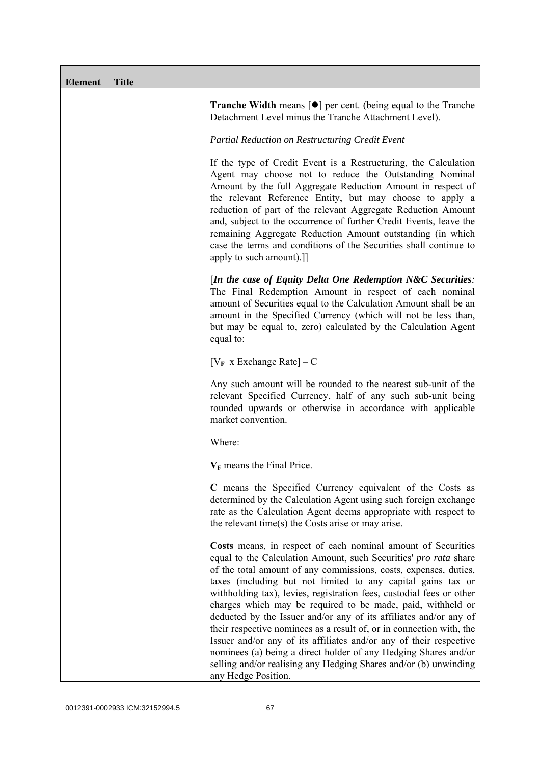| Element | Title | |
|---|---|---|
| | | **Tranche Width** means [●] per cent. (being equal to the Tranche Detachment Level minus the Tranche Attachment Level).<br><br>*Partial Reduction on Restructuring Credit Event*<br><br>If the type of Credit Event is a Restructuring, the Calculation Agent may choose not to reduce the Outstanding Nominal Amount by the full Aggregate Reduction Amount in respect of the relevant Reference Entity, but may choose to apply a reduction of part of the relevant Aggregate Reduction Amount and, subject to the occurrence of further Credit Events, leave the remaining Aggregate Reduction Amount outstanding (in which case the terms and conditions of the Securities shall continue to apply to such amount).]]<br><br>[***In the case of Equity Delta One Redemption N&C Securities****:* The Final Redemption Amount in respect of each nominal amount of Securities equal to the Calculation Amount shall be an amount in the Specified Currency (which will not be less than, but may be equal to, zero) calculated by the Calculation Agent equal to:<br><br>$[V_F \text{ x Exchange Rate}] - C$<br><br>Any such amount will be rounded to the nearest sub-unit of the relevant Specified Currency, half of any such sub-unit being rounded upwards or otherwise in accordance with applicable market convention.<br><br>Where:<br><br>$\mathbf{V_F}$ means the Final Price.<br><br>**C** means the Specified Currency equivalent of the Costs as determined by the Calculation Agent using such foreign exchange rate as the Calculation Agent deems appropriate with respect to the relevant time(s) the Costs arise or may arise.<br><br>**Costs** means, in respect of each nominal amount of Securities equal to the Calculation Amount, such Securities' *pro rata* share of the total amount of any commissions, costs, expenses, duties, taxes (including but not limited to any capital gains tax or withholding tax), levies, registration fees, custodial fees or other charges which may be required to be made, paid, withheld or deducted by the Issuer and/or any of its affiliates and/or any of their respective nominees as a result of, or in connection with, the Issuer and/or any of its affiliates and/or any of their respective nominees (a) being a direct holder of any Hedging Shares and/or selling and/or realising any Hedging Shares and/or (b) unwinding any Hedge Position. |

0012391-0002933 ICM:32152994.5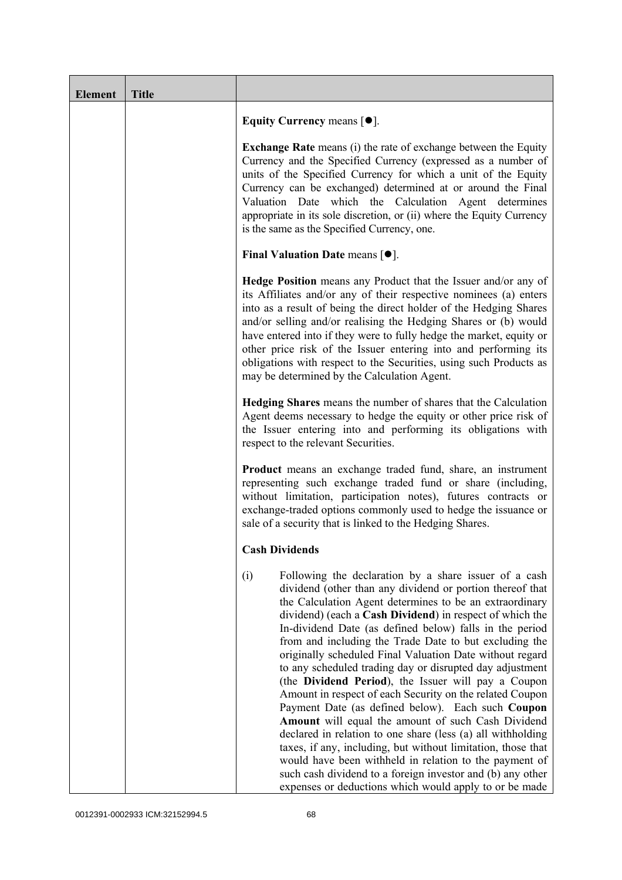| Element | Title | |
|---|---|---|
| | | **Equity Currency** means [●].<br><br>**Exchange Rate** means (i) the rate of exchange between the Equity Currency and the Specified Currency (expressed as a number of units of the Specified Currency for which a unit of the Equity Currency can be exchanged) determined at or around the Final Valuation Date which the Calculation Agent determines appropriate in its sole discretion, or (ii) where the Equity Currency is the same as the Specified Currency, one.<br><br>**Final Valuation Date** means [●].<br><br>**Hedge Position** means any Product that the Issuer and/or any of its Affiliates and/or any of their respective nominees (a) enters into as a result of being the direct holder of the Hedging Shares and/or selling and/or realising the Hedging Shares or (b) would have entered into if they were to fully hedge the market, equity or other price risk of the Issuer entering into and performing its obligations with respect to the Securities, using such Products as may be determined by the Calculation Agent.<br><br>**Hedging Shares** means the number of shares that the Calculation Agent deems necessary to hedge the equity or other price risk of the Issuer entering into and performing its obligations with respect to the relevant Securities.<br><br>**Product** means an exchange traded fund, share, an instrument representing such exchange traded fund or share (including, without limitation, participation notes), futures contracts or exchange-traded options commonly used to hedge the issuance or sale of a security that is linked to the Hedging Shares.<br><br>**Cash Dividends**<br><br>(i) Following the declaration by a share issuer of a cash dividend (other than any dividend or portion thereof that the Calculation Agent determines to be an extraordinary dividend) (each a **Cash Dividend**) in respect of which the In-dividend Date (as defined below) falls in the period from and including the Trade Date to but excluding the originally scheduled Final Valuation Date without regard to any scheduled trading day or disrupted day adjustment (the **Dividend Period**), the Issuer will pay a Coupon Amount in respect of each Security on the related Coupon Payment Date (as defined below). Each such **Coupon Amount** will equal the amount of such Cash Dividend declared in relation to one share (less (a) all withholding taxes, if any, including, but without limitation, those that would have been withheld in relation to the payment of such cash dividend to a foreign investor and (b) any other expenses or deductions which would apply to or be made |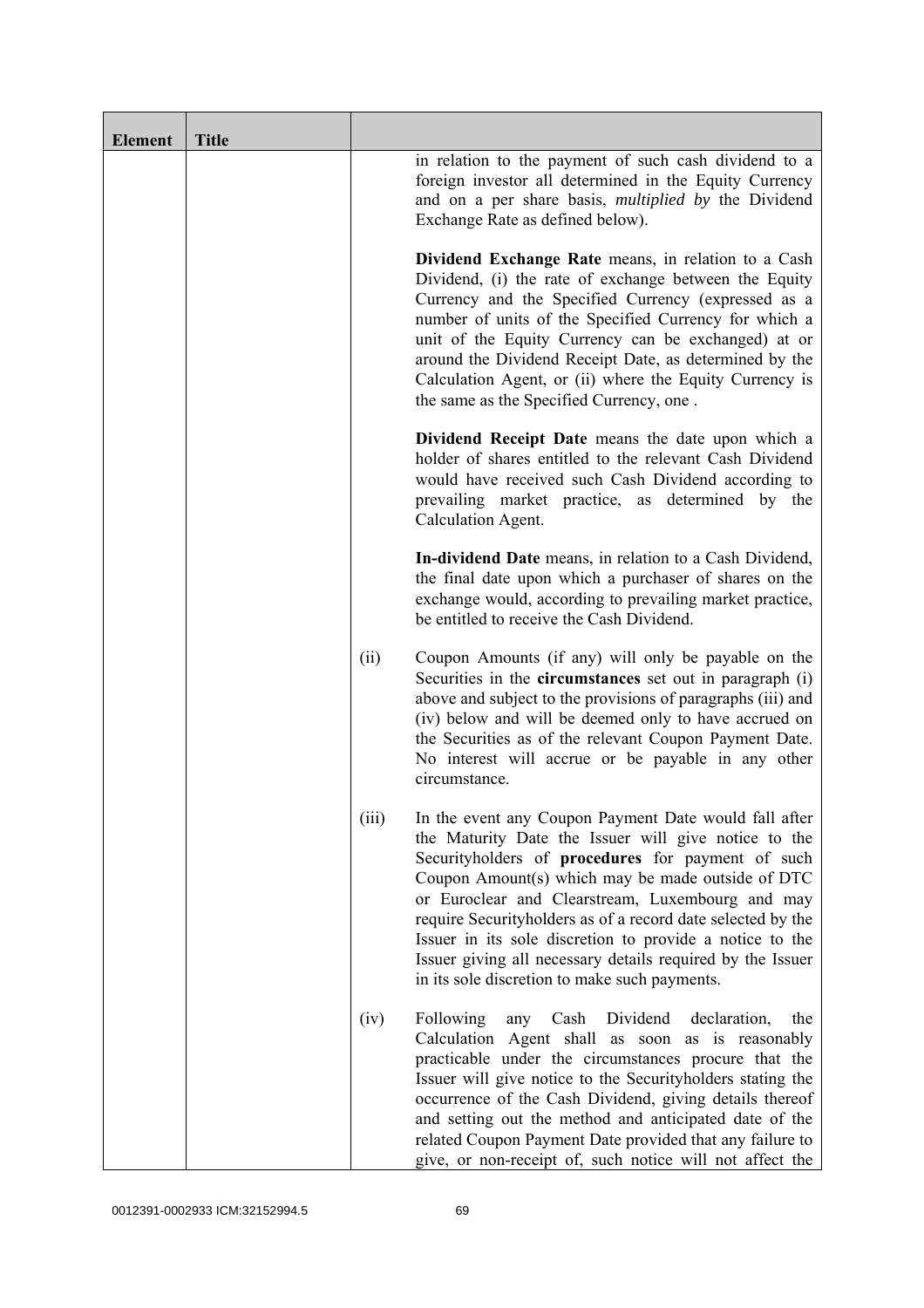| Element | Title | | |
|---|---|---|---|
| | | | in relation to the payment of such cash dividend to a foreign investor all determined in the Equity Currency and on a per share basis, *multiplied by* the Dividend Exchange Rate as defined below).<br><br>**Dividend Exchange Rate** means, in relation to a Cash Dividend, (i) the rate of exchange between the Equity Currency and the Specified Currency (expressed as a number of units of the Specified Currency for which a unit of the Equity Currency can be exchanged) at or around the Dividend Receipt Date, as determined by the Calculation Agent, or (ii) where the Equity Currency is the same as the Specified Currency, one .<br><br>**Dividend Receipt Date** means the date upon which a holder of shares entitled to the relevant Cash Dividend would have received such Cash Dividend according to prevailing market practice, as determined by the Calculation Agent.<br><br>**In-dividend Date** means, in relation to a Cash Dividend, the final date upon which a purchaser of shares on the exchange would, according to prevailing market practice, be entitled to receive the Cash Dividend. |
| | | (ii) | Coupon Amounts (if any) will only be payable on the Securities in the **circumstances** set out in paragraph (i) above and subject to the provisions of paragraphs (iii) and (iv) below and will be deemed only to have accrued on the Securities as of the relevant Coupon Payment Date. No interest will accrue or be payable in any other circumstance. |
| | | (iii) | In the event any Coupon Payment Date would fall after the Maturity Date the Issuer will give notice to the Securityholders of **procedures** for payment of such Coupon Amount(s) which may be made outside of DTC or Euroclear and Clearstream, Luxembourg and may require Securityholders as of a record date selected by the Issuer in its sole discretion to provide a notice to the Issuer giving all necessary details required by the Issuer in its sole discretion to make such payments. |
| | | (iv) | Following any Cash Dividend declaration, the Calculation Agent shall as soon as is reasonably practicable under the circumstances procure that the Issuer will give notice to the Securityholders stating the occurrence of the Cash Dividend, giving details thereof and setting out the method and anticipated date of the related Coupon Payment Date provided that any failure to give, or non-receipt of, such notice will not affect the |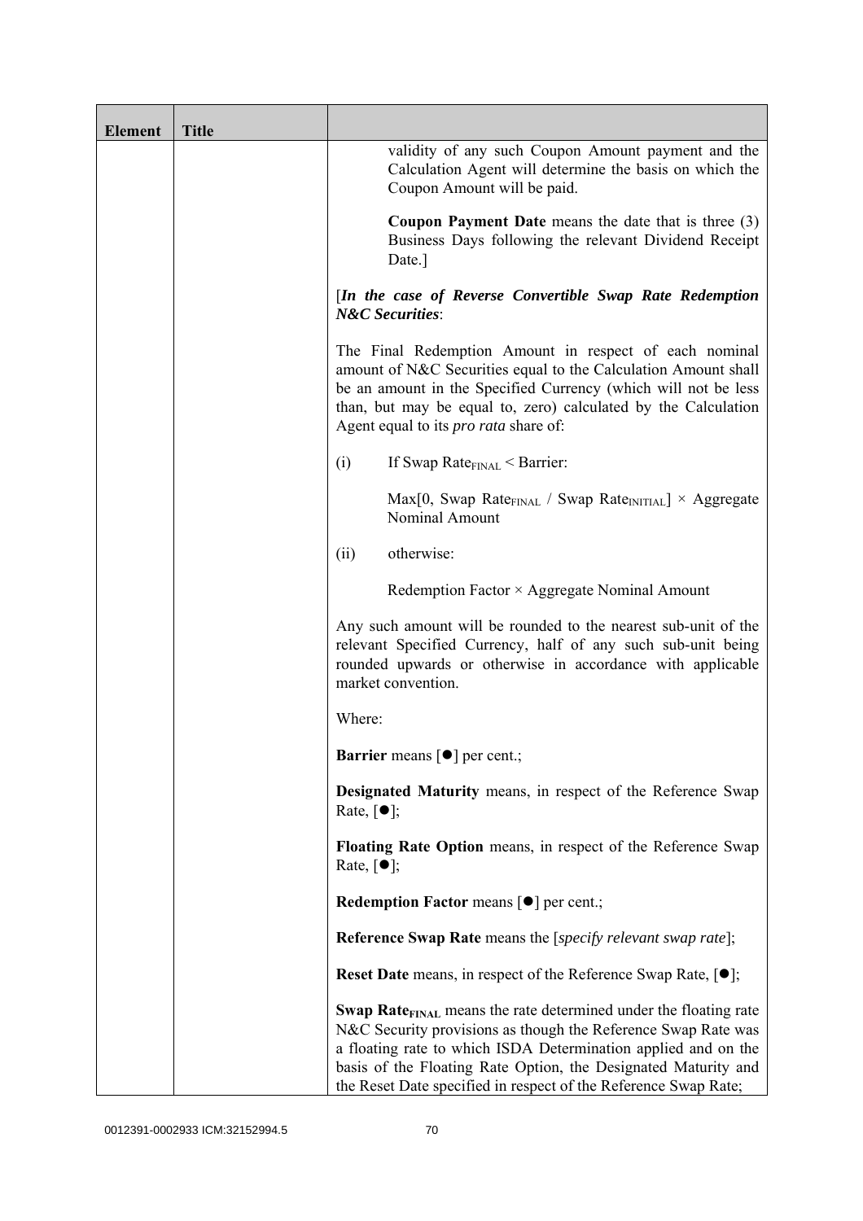| Element | Title | |
|---|---|---|
| | | validity of any such Coupon Amount payment and the Calculation Agent will determine the basis on which the Coupon Amount will be paid.<br><br>**Coupon Payment Date** means the date that is three (3) Business Days following the relevant Dividend Receipt Date.]<br><br>[***In the case of Reverse Convertible Swap Rate Redemption N&C Securities***:<br><br>The Final Redemption Amount in respect of each nominal amount of N&C Securities equal to the Calculation Amount shall be an amount in the Specified Currency (which will not be less than, but may be equal to, zero) calculated by the Calculation Agent equal to its *pro rata* share of:<br><br>(i) If Swap $\text{Rate}_{\text{FINAL}}$ < Barrier:<br><br>Max[0, Swap $\text{Rate}_{\text{FINAL}}$ / Swap $\text{Rate}_{\text{INITIAL}}$] × Aggregate Nominal Amount<br><br>(ii) otherwise:<br><br>Redemption Factor × Aggregate Nominal Amount<br><br>Any such amount will be rounded to the nearest sub-unit of the relevant Specified Currency, half of any such sub-unit being rounded upwards or otherwise in accordance with applicable market convention.<br><br>Where:<br><br>**Barrier** means [●] per cent.;<br><br>**Designated Maturity** means, in respect of the Reference Swap Rate, [●];<br><br>**Floating Rate Option** means, in respect of the Reference Swap Rate, [●];<br><br>**Redemption Factor** means [●] per cent.;<br><br>**Reference Swap Rate** means the [*specify relevant swap rate*];<br><br>**Reset Date** means, in respect of the Reference Swap Rate, [●];<br><br>**Swap** $\textbf{Rate}_{\textbf{FINAL}}$ means the rate determined under the floating rate N&C Security provisions as though the Reference Swap Rate was a floating rate to which ISDA Determination applied and on the basis of the Floating Rate Option, the Designated Maturity and the Reset Date specified in respect of the Reference Swap Rate; |

0012391-0002933 ICM:32152994.5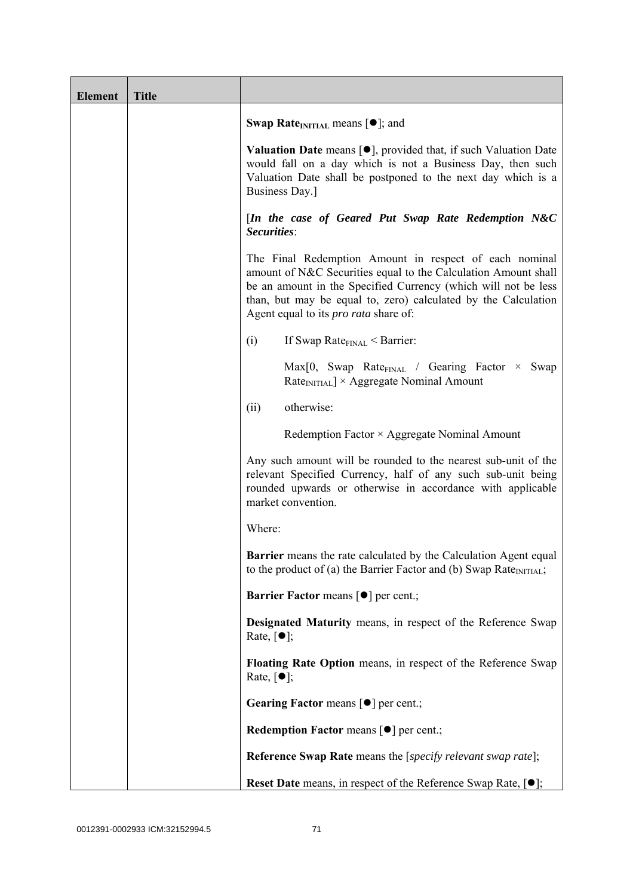| Element | Title | |
|---|---|---|
| | | **Swap Rate$_{INITIAL}$** means [●]; and<br><br>**Valuation Date** means [●], provided that, if such Valuation Date would fall on a day which is not a Business Day, then such Valuation Date shall be postponed to the next day which is a Business Day.]<br><br>[***In the case of Geared Put Swap Rate Redemption N&C Securities***:<br><br>The Final Redemption Amount in respect of each nominal amount of N&C Securities equal to the Calculation Amount shall be an amount in the Specified Currency (which will not be less than, but may be equal to, zero) calculated by the Calculation Agent equal to its *pro rata* share of:<br><br>(i) If Swap Rate$_{FINAL}$ < Barrier:<br><br>Max[0, Swap Rate$_{FINAL}$ / Gearing Factor × Swap Rate$_{INITIAL}$] × Aggregate Nominal Amount<br><br>(ii) otherwise:<br><br>Redemption Factor × Aggregate Nominal Amount<br><br>Any such amount will be rounded to the nearest sub-unit of the relevant Specified Currency, half of any such sub-unit being rounded upwards or otherwise in accordance with applicable market convention.<br><br>Where:<br><br>**Barrier** means the rate calculated by the Calculation Agent equal to the product of (a) the Barrier Factor and (b) Swap Rate$_{INITIAL}$;<br><br>**Barrier Factor** means [●] per cent.;<br><br>**Designated Maturity** means, in respect of the Reference Swap Rate, [●];<br><br>**Floating Rate Option** means, in respect of the Reference Swap Rate, [●];<br><br>**Gearing Factor** means [●] per cent.;<br><br>**Redemption Factor** means [●] per cent.;<br><br>**Reference Swap Rate** means the [*specify relevant swap rate*];<br><br>**Reset Date** means, in respect of the Reference Swap Rate, [●]; |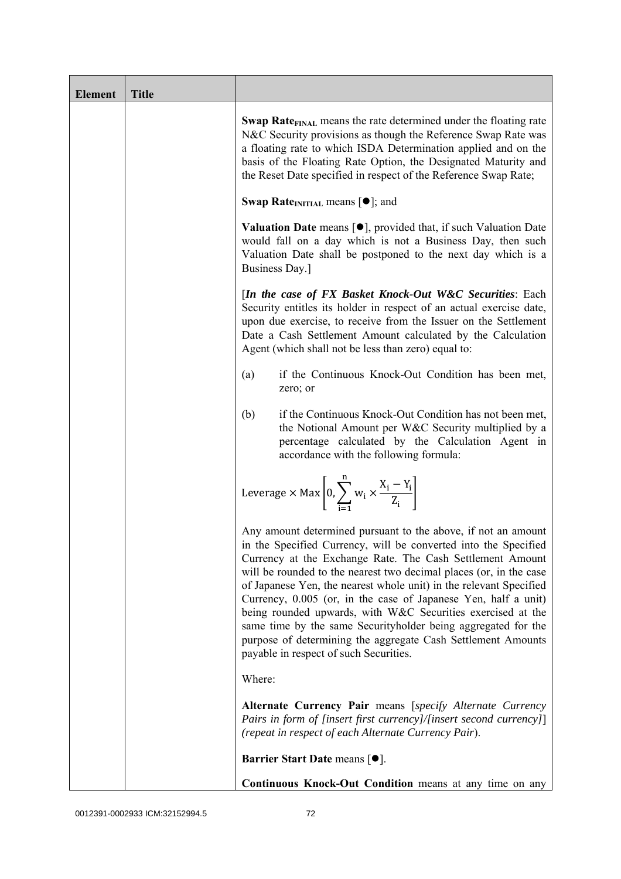| Element | Title | |
|---|---|---|
| | | **Swap Rate$_{FINAL}$** means the rate determined under the floating rate N&C Security provisions as though the Reference Swap Rate was a floating rate to which ISDA Determination applied and on the basis of the Floating Rate Option, the Designated Maturity and the Reset Date specified in respect of the Reference Swap Rate;<br><br>**Swap Rate$_{INITIAL}$** means [●]; and<br><br>**Valuation Date** means [●], provided that, if such Valuation Date would fall on a day which is not a Business Day, then such Valuation Date shall be postponed to the next day which is a Business Day.]<br><br>[***In the case of FX Basket Knock-Out W&C Securities***: Each Security entitles its holder in respect of an actual exercise date, upon due exercise, to receive from the Issuer on the Settlement Date a Cash Settlement Amount calculated by the Calculation Agent (which shall not be less than zero) equal to:<br><br>(a) if the Continuous Knock-Out Condition has been met, zero; or<br><br>(b) if the Continuous Knock-Out Condition has not been met, the Notional Amount per W&C Security multiplied by a percentage calculated by the Calculation Agent in accordance with the following formula:<br><br>$\text{Leverage} \times \text{Max}\left[0, \sum_{i=1}^{n} w_i \times \frac{X_i - Y_i}{Z_i}\right]$<br><br>Any amount determined pursuant to the above, if not an amount in the Specified Currency, will be converted into the Specified Currency at the Exchange Rate. The Cash Settlement Amount will be rounded to the nearest two decimal places (or, in the case of Japanese Yen, the nearest whole unit) in the relevant Specified Currency, 0.005 (or, in the case of Japanese Yen, half a unit) being rounded upwards, with W&C Securities exercised at the same time by the same Securityholder being aggregated for the purpose of determining the aggregate Cash Settlement Amounts payable in respect of such Securities.<br><br>Where:<br><br>**Alternate Currency Pair** means [*specify Alternate Currency Pairs in form of [insert first currency]/[insert second currency]*] *(repeat in respect of each Alternate Currency Pair*).<br><br>**Barrier Start Date** means [●].<br><br>**Continuous Knock-Out Condition** means at any time on any |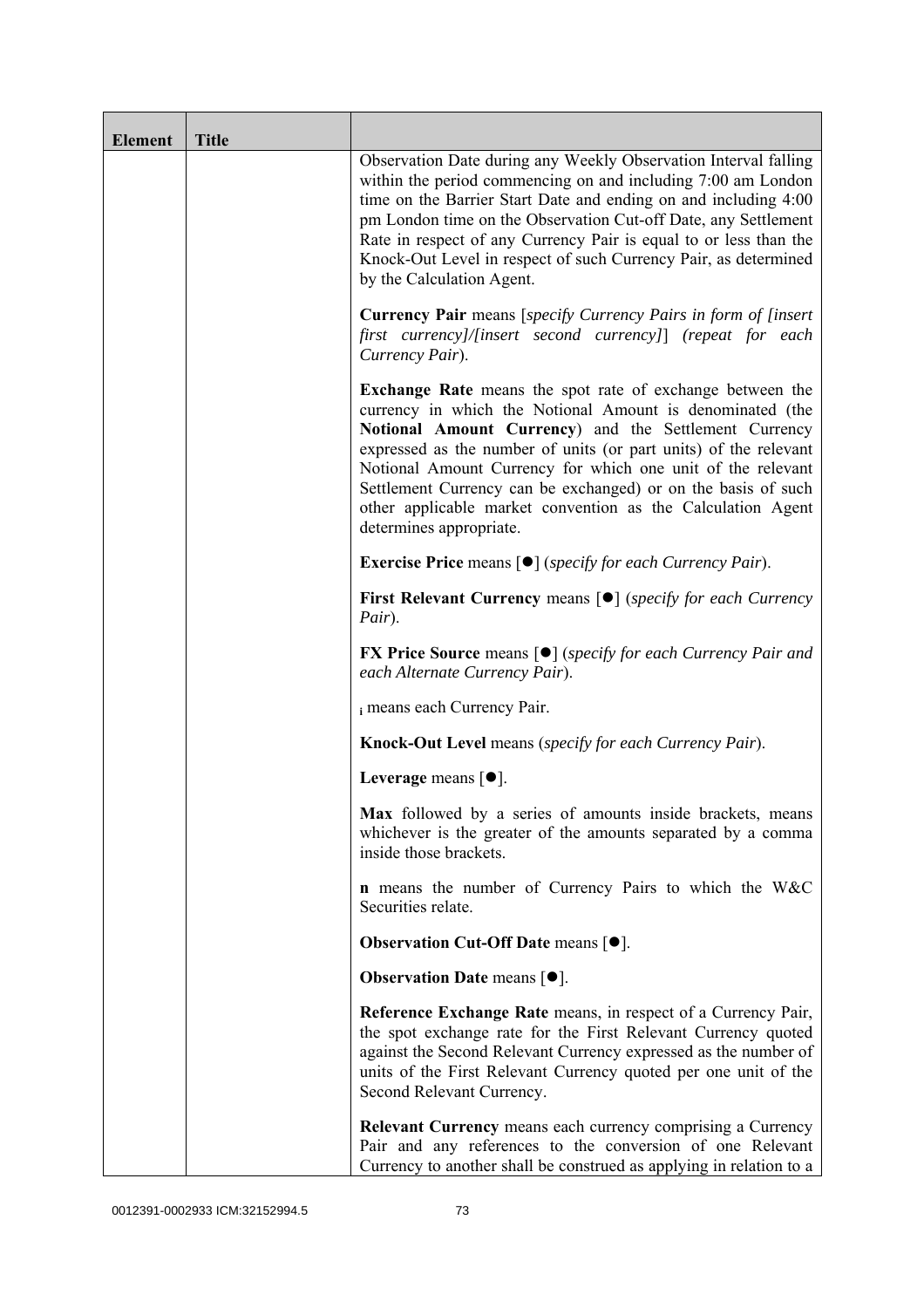| Element | Title | |
|---|---|---|
| | | Observation Date during any Weekly Observation Interval falling within the period commencing on and including 7:00 am London time on the Barrier Start Date and ending on and including 4:00 pm London time on the Observation Cut-off Date, any Settlement Rate in respect of any Currency Pair is equal to or less than the Knock-Out Level in respect of such Currency Pair, as determined by the Calculation Agent.<br><br>**Currency Pair** means [*specify Currency Pairs in form of [insert first currency]/[insert second currency]*] (*repeat for each Currency Pair*).<br><br>**Exchange Rate** means the spot rate of exchange between the currency in which the Notional Amount is denominated (the **Notional Amount Currency**) and the Settlement Currency expressed as the number of units (or part units) of the relevant Notional Amount Currency for which one unit of the relevant Settlement Currency can be exchanged) or on the basis of such other applicable market convention as the Calculation Agent determines appropriate.<br><br>**Exercise Price** means [●] (*specify for each Currency Pair*).<br><br>**First Relevant Currency** means [●] (*specify for each Currency Pair*).<br><br>**FX Price Source** means [●] (*specify for each Currency Pair and each Alternate Currency Pair*).<br><br>$_i$ means each Currency Pair.<br><br>**Knock-Out Level** means (*specify for each Currency Pair*).<br><br>**Leverage** means [●].<br><br>**Max** followed by a series of amounts inside brackets, means whichever is the greater of the amounts separated by a comma inside those brackets.<br><br>**n** means the number of Currency Pairs to which the W&C Securities relate.<br><br>**Observation Cut-Off Date** means [●].<br><br>**Observation Date** means [●].<br><br>**Reference Exchange Rate** means, in respect of a Currency Pair, the spot exchange rate for the First Relevant Currency quoted against the Second Relevant Currency expressed as the number of units of the First Relevant Currency quoted per one unit of the Second Relevant Currency.<br><br>**Relevant Currency** means each currency comprising a Currency Pair and any references to the conversion of one Relevant Currency to another shall be construed as applying in relation to a |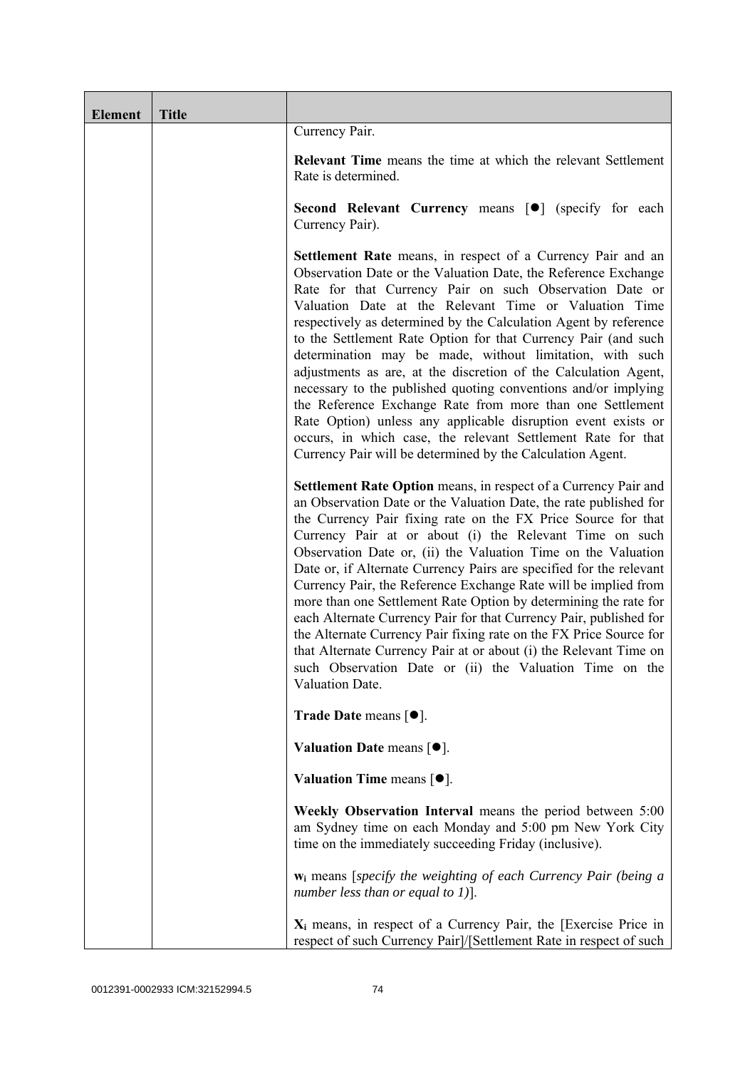| Element | Title | |
|---|---|---|
| | | Currency Pair.<br><br>**Relevant Time** means the time at which the relevant Settlement Rate is determined.<br><br>**Second Relevant Currency** means [●] (specify for each Currency Pair).<br><br>**Settlement Rate** means, in respect of a Currency Pair and an Observation Date or the Valuation Date, the Reference Exchange Rate for that Currency Pair on such Observation Date or Valuation Date at the Relevant Time or Valuation Time respectively as determined by the Calculation Agent by reference to the Settlement Rate Option for that Currency Pair (and such determination may be made, without limitation, with such adjustments as are, at the discretion of the Calculation Agent, necessary to the published quoting conventions and/or implying the Reference Exchange Rate from more than one Settlement Rate Option) unless any applicable disruption event exists or occurs, in which case, the relevant Settlement Rate for that Currency Pair will be determined by the Calculation Agent.<br><br>**Settlement Rate Option** means, in respect of a Currency Pair and an Observation Date or the Valuation Date, the rate published for the Currency Pair fixing rate on the FX Price Source for that Currency Pair at or about (i) the Relevant Time on such Observation Date or, (ii) the Valuation Time on the Valuation Date or, if Alternate Currency Pairs are specified for the relevant Currency Pair, the Reference Exchange Rate will be implied from more than one Settlement Rate Option by determining the rate for each Alternate Currency Pair for that Currency Pair, published for the Alternate Currency Pair fixing rate on the FX Price Source for that Alternate Currency Pair at or about (i) the Relevant Time on such Observation Date or (ii) the Valuation Time on the Valuation Date.<br><br>**Trade Date** means [●].<br><br>**Valuation Date** means [●].<br><br>**Valuation Time** means [●].<br><br>**Weekly Observation Interval** means the period between 5:00 am Sydney time on each Monday and 5:00 pm New York City time on the immediately succeeding Friday (inclusive).<br><br>$\mathbf{w_i}$ means [*specify the weighting of each Currency Pair (being a number less than or equal to 1)*].<br><br>$\mathbf{X_i}$ means, in respect of a Currency Pair, the [Exercise Price in respect of such Currency Pair]/[Settlement Rate in respect of such |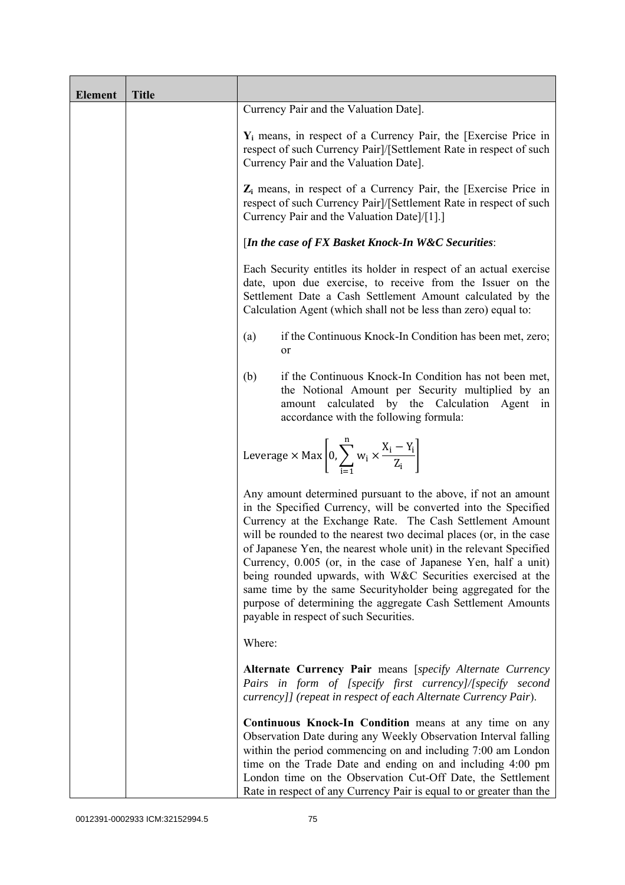| Element | Title | |
|---|---|---|
| | | Currency Pair and the Valuation Date].<br><br>$Y_i$ means, in respect of a Currency Pair, the [Exercise Price in respect of such Currency Pair]/[Settlement Rate in respect of such Currency Pair and the Valuation Date].<br><br>$Z_i$ means, in respect of a Currency Pair, the [Exercise Price in respect of such Currency Pair]/[Settlement Rate in respect of such Currency Pair and the Valuation Date]/[1].]<br><br>[*In the case of FX Basket Knock-In W&C Securities*:<br><br>Each Security entitles its holder in respect of an actual exercise date, upon due exercise, to receive from the Issuer on the Settlement Date a Cash Settlement Amount calculated by the Calculation Agent (which shall not be less than zero) equal to:<br><br>(a) if the Continuous Knock-In Condition has been met, zero; or<br><br>(b) if the Continuous Knock-In Condition has not been met, the Notional Amount per Security multiplied by an amount calculated by the Calculation Agent in accordance with the following formula:<br><br>$$\text{Leverage} \times \text{Max}\left[0, \sum_{i=1}^{n} w_i \times \frac{X_i - Y_i}{Z_i}\right]$$<br><br>Any amount determined pursuant to the above, if not an amount in the Specified Currency, will be converted into the Specified Currency at the Exchange Rate. The Cash Settlement Amount will be rounded to the nearest two decimal places (or, in the case of Japanese Yen, the nearest whole unit) in the relevant Specified Currency, 0.005 (or, in the case of Japanese Yen, half a unit) being rounded upwards, with W&C Securities exercised at the same time by the same Securityholder being aggregated for the purpose of determining the aggregate Cash Settlement Amounts payable in respect of such Securities.<br><br>Where:<br><br>**Alternate Currency Pair** means [*specify Alternate Currency Pairs in form of [specify first currency]/[specify second currency]] (repeat in respect of each Alternate Currency Pair*).<br><br>**Continuous Knock-In Condition** means at any time on any Observation Date during any Weekly Observation Interval falling within the period commencing on and including 7:00 am London time on the Trade Date and ending on and including 4:00 pm London time on the Observation Cut-Off Date, the Settlement Rate in respect of any Currency Pair is equal to or greater than the |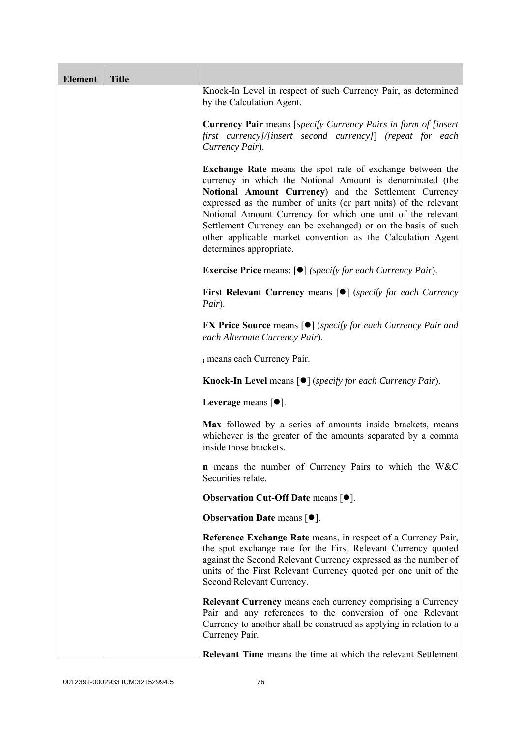| Element | Title | |
|---|---|---|
| | | Knock-In Level in respect of such Currency Pair, as determined by the Calculation Agent.<br><br>**Currency Pair** means [*specify Currency Pairs in form of [insert first currency]/[insert second currency]*] *(repeat for each Currency Pair*).<br><br>**Exchange Rate** means the spot rate of exchange between the currency in which the Notional Amount is denominated (the **Notional Amount Currency**) and the Settlement Currency expressed as the number of units (or part units) of the relevant Notional Amount Currency for which one unit of the relevant Settlement Currency can be exchanged) or on the basis of such other applicable market convention as the Calculation Agent determines appropriate.<br><br>**Exercise Price** means: [●] *(specify for each Currency Pair*).<br><br>**First Relevant Currency** means [●] (*specify for each Currency Pair*).<br><br>**FX Price Source** means [●] (*specify for each Currency Pair and each Alternate Currency Pair*).<br><br>$_i$ means each Currency Pair.<br><br>**Knock-In Level** means [●] (*specify for each Currency Pair*).<br><br>**Leverage** means [●].<br><br>**Max** followed by a series of amounts inside brackets, means whichever is the greater of the amounts separated by a comma inside those brackets.<br><br>**n** means the number of Currency Pairs to which the W&C Securities relate.<br><br>**Observation Cut-Off Date** means [●].<br><br>**Observation Date** means [●].<br><br>**Reference Exchange Rate** means, in respect of a Currency Pair, the spot exchange rate for the First Relevant Currency quoted against the Second Relevant Currency expressed as the number of units of the First Relevant Currency quoted per one unit of the Second Relevant Currency.<br><br>**Relevant Currency** means each currency comprising a Currency Pair and any references to the conversion of one Relevant Currency to another shall be construed as applying in relation to a Currency Pair.<br><br>**Relevant Time** means the time at which the relevant Settlement |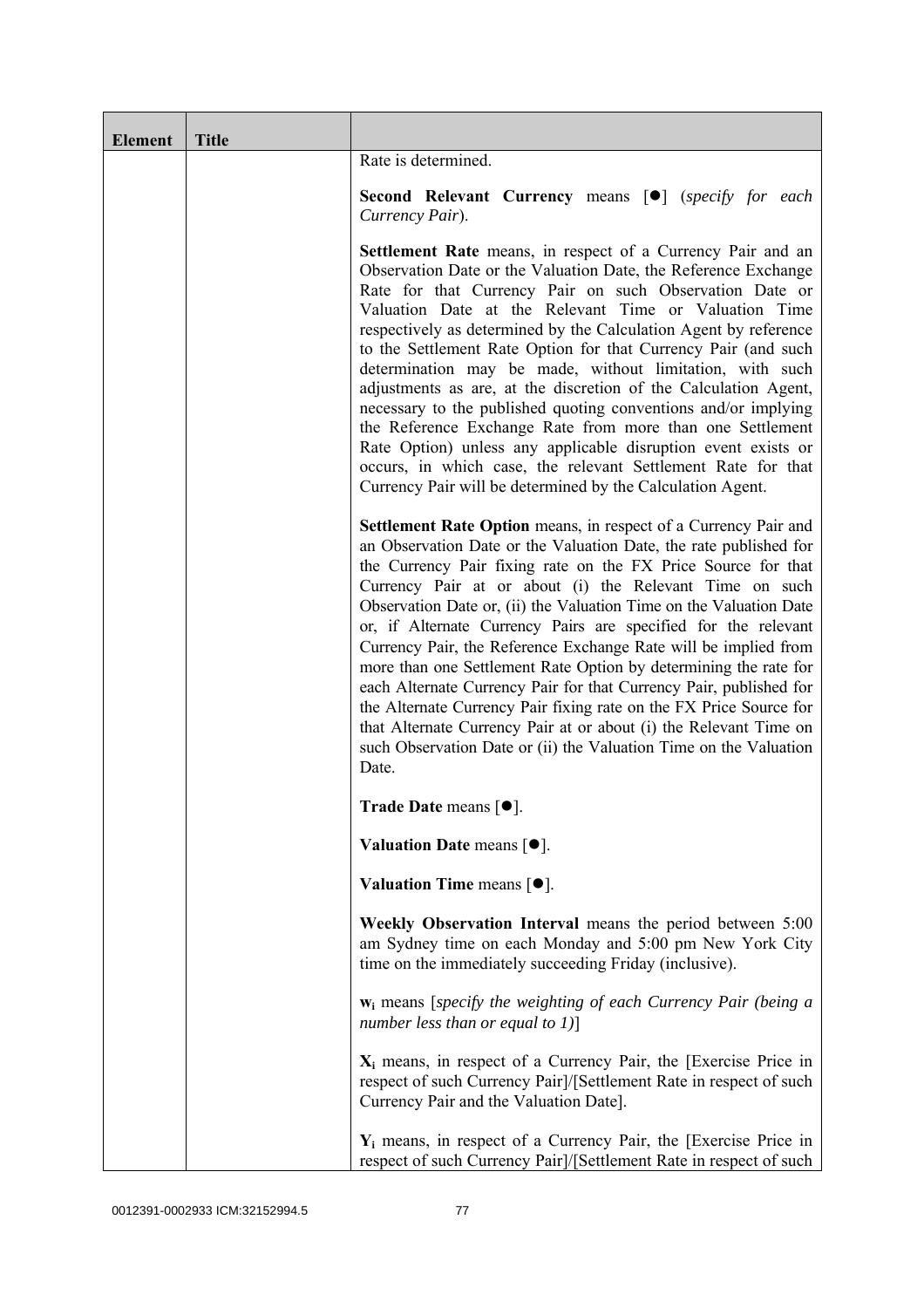| Element | Title | |
|---|---|---|
| | | Rate is determined.<br><br>**Second Relevant Currency** means [●] (*specify for each Currency Pair*).<br><br>**Settlement Rate** means, in respect of a Currency Pair and an Observation Date or the Valuation Date, the Reference Exchange Rate for that Currency Pair on such Observation Date or Valuation Date at the Relevant Time or Valuation Time respectively as determined by the Calculation Agent by reference to the Settlement Rate Option for that Currency Pair (and such determination may be made, without limitation, with such adjustments as are, at the discretion of the Calculation Agent, necessary to the published quoting conventions and/or implying the Reference Exchange Rate from more than one Settlement Rate Option) unless any applicable disruption event exists or occurs, in which case, the relevant Settlement Rate for that Currency Pair will be determined by the Calculation Agent.<br><br>**Settlement Rate Option** means, in respect of a Currency Pair and an Observation Date or the Valuation Date, the rate published for the Currency Pair fixing rate on the FX Price Source for that Currency Pair at or about (i) the Relevant Time on such Observation Date or, (ii) the Valuation Time on the Valuation Date or, if Alternate Currency Pairs are specified for the relevant Currency Pair, the Reference Exchange Rate will be implied from more than one Settlement Rate Option by determining the rate for each Alternate Currency Pair for that Currency Pair, published for the Alternate Currency Pair fixing rate on the FX Price Source for that Alternate Currency Pair at or about (i) the Relevant Time on such Observation Date or (ii) the Valuation Time on the Valuation Date.<br><br>**Trade Date** means [●].<br><br>**Valuation Date** means [●].<br><br>**Valuation Time** means [●].<br><br>**Weekly Observation Interval** means the period between 5:00 am Sydney time on each Monday and 5:00 pm New York City time on the immediately succeeding Friday (inclusive).<br><br>$\mathbf{w_i}$ means [*specify the weighting of each Currency Pair (being a number less than or equal to 1)*]<br><br>$\mathbf{X_i}$ means, in respect of a Currency Pair, the [Exercise Price in respect of such Currency Pair]/[Settlement Rate in respect of such Currency Pair and the Valuation Date].<br><br>$\mathbf{Y_i}$ means, in respect of a Currency Pair, the [Exercise Price in respect of such Currency Pair]/[Settlement Rate in respect of such |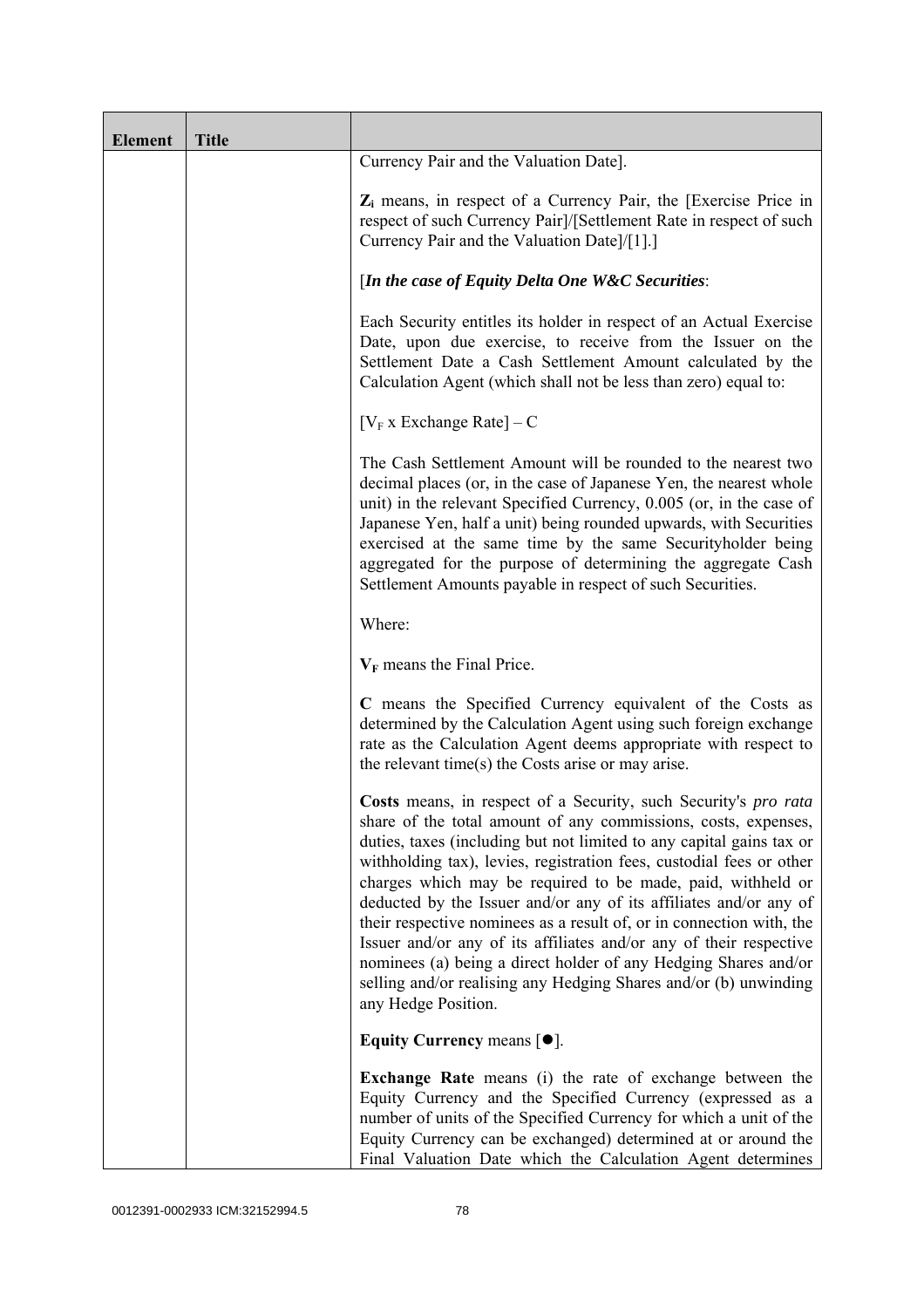| Element | Title | |
|---|---|---|
| | | Currency Pair and the Valuation Date].<br><br>$Z_i$ means, in respect of a Currency Pair, the [Exercise Price in respect of such Currency Pair]/[Settlement Rate in respect of such Currency Pair and the Valuation Date]/[1].]<br><br>[***In the case of Equity Delta One W&C Securities***:<br><br>Each Security entitles its holder in respect of an Actual Exercise Date, upon due exercise, to receive from the Issuer on the Settlement Date a Cash Settlement Amount calculated by the Calculation Agent (which shall not be less than zero) equal to:<br><br>$[V_F \times \text{Exchange Rate}] - C$<br><br>The Cash Settlement Amount will be rounded to the nearest two decimal places (or, in the case of Japanese Yen, the nearest whole unit) in the relevant Specified Currency, 0.005 (or, in the case of Japanese Yen, half a unit) being rounded upwards, with Securities exercised at the same time by the same Securityholder being aggregated for the purpose of determining the aggregate Cash Settlement Amounts payable in respect of such Securities.<br><br>Where:<br><br>$V_F$ means the Final Price.<br><br>**C** means the Specified Currency equivalent of the Costs as determined by the Calculation Agent using such foreign exchange rate as the Calculation Agent deems appropriate with respect to the relevant time(s) the Costs arise or may arise.<br><br>**Costs** means, in respect of a Security, such Security's *pro rata* share of the total amount of any commissions, costs, expenses, duties, taxes (including but not limited to any capital gains tax or withholding tax), levies, registration fees, custodial fees or other charges which may be required to be made, paid, withheld or deducted by the Issuer and/or any of its affiliates and/or any of their respective nominees as a result of, or in connection with, the Issuer and/or any of its affiliates and/or any of their respective nominees (a) being a direct holder of any Hedging Shares and/or selling and/or realising any Hedging Shares and/or (b) unwinding any Hedge Position.<br><br>**Equity Currency** means [●].<br><br>**Exchange Rate** means (i) the rate of exchange between the Equity Currency and the Specified Currency (expressed as a number of units of the Specified Currency for which a unit of the Equity Currency can be exchanged) determined at or around the Final Valuation Date which the Calculation Agent determines |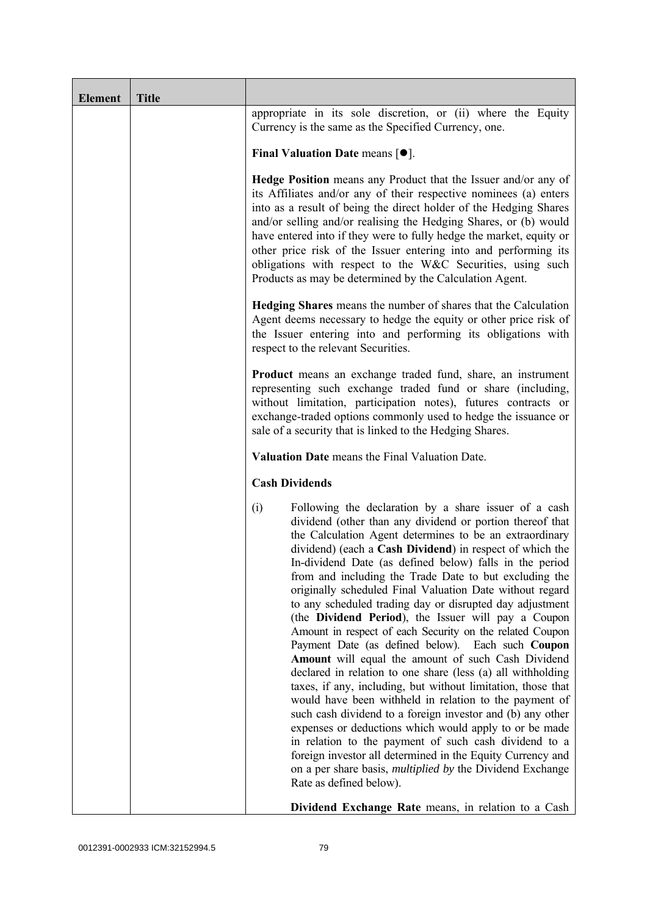| Element | Title | |
|---|---|---|
| | | appropriate in its sole discretion, or (ii) where the Equity Currency is the same as the Specified Currency, one.<br><br>**Final Valuation Date** means [●].<br><br>**Hedge Position** means any Product that the Issuer and/or any of its Affiliates and/or any of their respective nominees (a) enters into as a result of being the direct holder of the Hedging Shares and/or selling and/or realising the Hedging Shares, or (b) would have entered into if they were to fully hedge the market, equity or other price risk of the Issuer entering into and performing its obligations with respect to the W&C Securities, using such Products as may be determined by the Calculation Agent.<br><br>**Hedging Shares** means the number of shares that the Calculation Agent deems necessary to hedge the equity or other price risk of the Issuer entering into and performing its obligations with respect to the relevant Securities.<br><br>**Product** means an exchange traded fund, share, an instrument representing such exchange traded fund or share (including, without limitation, participation notes), futures contracts or exchange-traded options commonly used to hedge the issuance or sale of a security that is linked to the Hedging Shares.<br><br>**Valuation Date** means the Final Valuation Date.<br><br>**Cash Dividends**<br><br>(i) Following the declaration by a share issuer of a cash dividend (other than any dividend or portion thereof that the Calculation Agent determines to be an extraordinary dividend) (each a **Cash Dividend**) in respect of which the In-dividend Date (as defined below) falls in the period from and including the Trade Date to but excluding the originally scheduled Final Valuation Date without regard to any scheduled trading day or disrupted day adjustment (the **Dividend Period**), the Issuer will pay a Coupon Amount in respect of each Security on the related Coupon Payment Date (as defined below). Each such **Coupon Amount** will equal the amount of such Cash Dividend declared in relation to one share (less (a) all withholding taxes, if any, including, but without limitation, those that would have been withheld in relation to the payment of such cash dividend to a foreign investor and (b) any other expenses or deductions which would apply to or be made in relation to the payment of such cash dividend to a foreign investor all determined in the Equity Currency and on a per share basis, *multiplied by* the Dividend Exchange Rate as defined below).<br><br>**Dividend Exchange Rate** means, in relation to a Cash |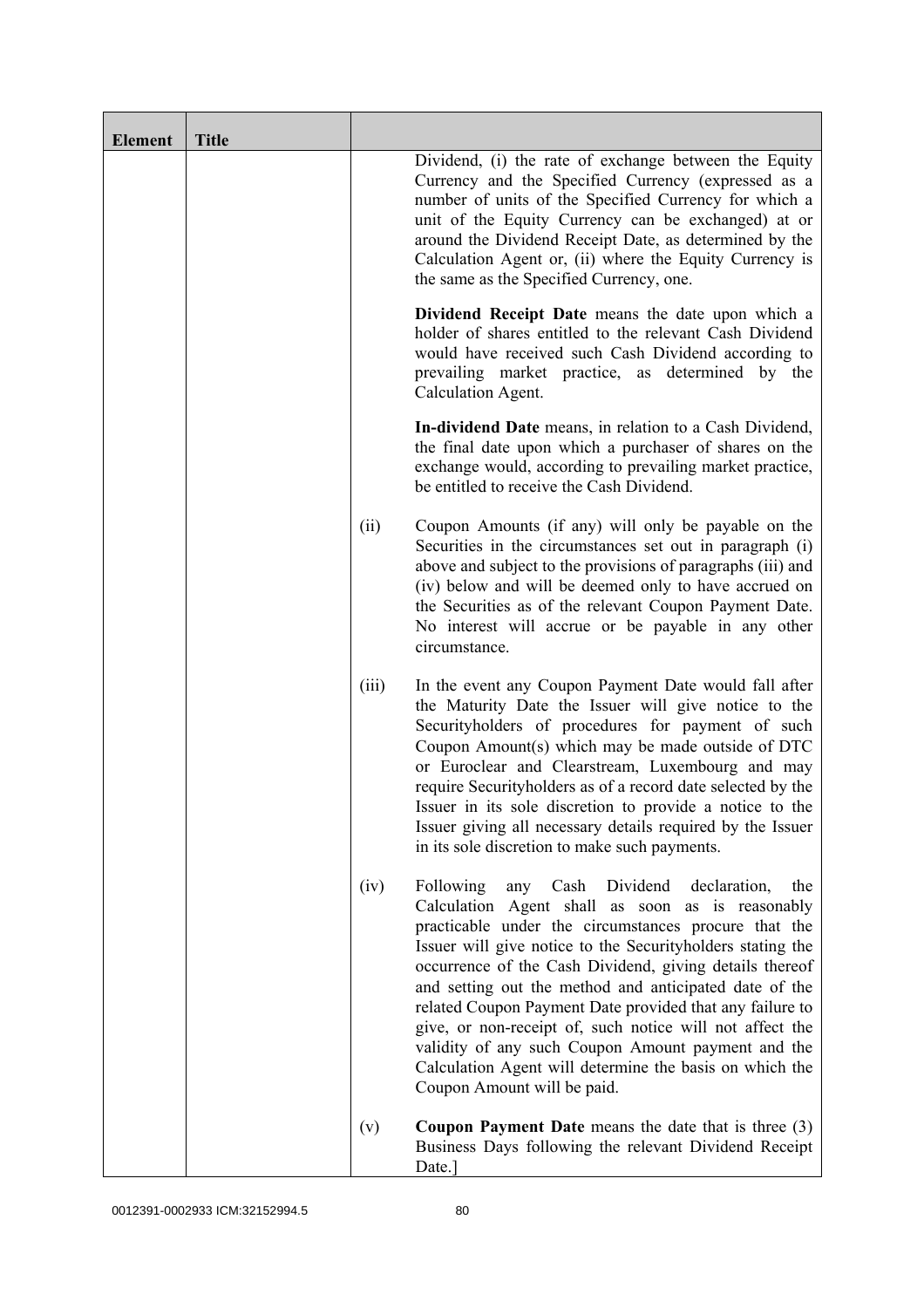| Element | Title | | |
|---|---|---|---|
| | | | Dividend, (i) the rate of exchange between the Equity Currency and the Specified Currency (expressed as a number of units of the Specified Currency for which a unit of the Equity Currency can be exchanged) at or around the Dividend Receipt Date, as determined by the Calculation Agent or, (ii) where the Equity Currency is the same as the Specified Currency, one.<br><br>**Dividend Receipt Date** means the date upon which a holder of shares entitled to the relevant Cash Dividend would have received such Cash Dividend according to prevailing market practice, as determined by the Calculation Agent.<br><br>**In-dividend Date** means, in relation to a Cash Dividend, the final date upon which a purchaser of shares on the exchange would, according to prevailing market practice, be entitled to receive the Cash Dividend. |
| | | (ii) | Coupon Amounts (if any) will only be payable on the Securities in the circumstances set out in paragraph (i) above and subject to the provisions of paragraphs (iii) and (iv) below and will be deemed only to have accrued on the Securities as of the relevant Coupon Payment Date. No interest will accrue or be payable in any other circumstance. |
| | | (iii) | In the event any Coupon Payment Date would fall after the Maturity Date the Issuer will give notice to the Securityholders of procedures for payment of such Coupon Amount(s) which may be made outside of DTC or Euroclear and Clearstream, Luxembourg and may require Securityholders as of a record date selected by the Issuer in its sole discretion to provide a notice to the Issuer giving all necessary details required by the Issuer in its sole discretion to make such payments. |
| | | (iv) | Following any Cash Dividend declaration, the Calculation Agent shall as soon as is reasonably practicable under the circumstances procure that the Issuer will give notice to the Securityholders stating the occurrence of the Cash Dividend, giving details thereof and setting out the method and anticipated date of the related Coupon Payment Date provided that any failure to give, or non-receipt of, such notice will not affect the validity of any such Coupon Amount payment and the Calculation Agent will determine the basis on which the Coupon Amount will be paid. |
| | | (v) | **Coupon Payment Date** means the date that is three (3) Business Days following the relevant Dividend Receipt Date.] |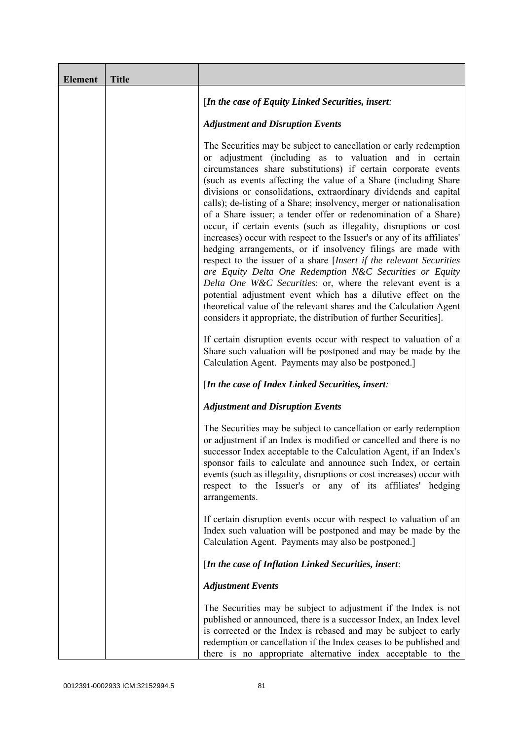| Element | Title | |
|---|---|---|
| | | [*In the case of Equity Linked Securities, insert:*<br><br>***Adjustment and Disruption Events***<br><br>The Securities may be subject to cancellation or early redemption or adjustment (including as to valuation and in certain circumstances share substitutions) if certain corporate events (such as events affecting the value of a Share (including Share divisions or consolidations, extraordinary dividends and capital calls); de-listing of a Share; insolvency, merger or nationalisation of a Share issuer; a tender offer or redenomination of a Share) occur, if certain events (such as illegality, disruptions or cost increases) occur with respect to the Issuer's or any of its affiliates' hedging arrangements, or if insolvency filings are made with respect to the issuer of a share [*Insert if the relevant Securities are Equity Delta One Redemption N&C Securities or Equity Delta One W&C Securities*: or, where the relevant event is a potential adjustment event which has a dilutive effect on the theoretical value of the relevant shares and the Calculation Agent considers it appropriate, the distribution of further Securities].<br><br>If certain disruption events occur with respect to valuation of a Share such valuation will be postponed and may be made by the Calculation Agent. Payments may also be postponed.]<br><br>[*In the case of Index Linked Securities, insert:*<br><br>***Adjustment and Disruption Events***<br><br>The Securities may be subject to cancellation or early redemption or adjustment if an Index is modified or cancelled and there is no successor Index acceptable to the Calculation Agent, if an Index's sponsor fails to calculate and announce such Index, or certain events (such as illegality, disruptions or cost increases) occur with respect to the Issuer's or any of its affiliates' hedging arrangements.<br><br>If certain disruption events occur with respect to valuation of an Index such valuation will be postponed and may be made by the Calculation Agent. Payments may also be postponed.]<br><br>[*In the case of Inflation Linked Securities, insert*:<br><br>***Adjustment Events***<br><br>The Securities may be subject to adjustment if the Index is not published or announced, there is a successor Index, an Index level is corrected or the Index is rebased and may be subject to early redemption or cancellation if the Index ceases to be published and there is no appropriate alternative index acceptable to the |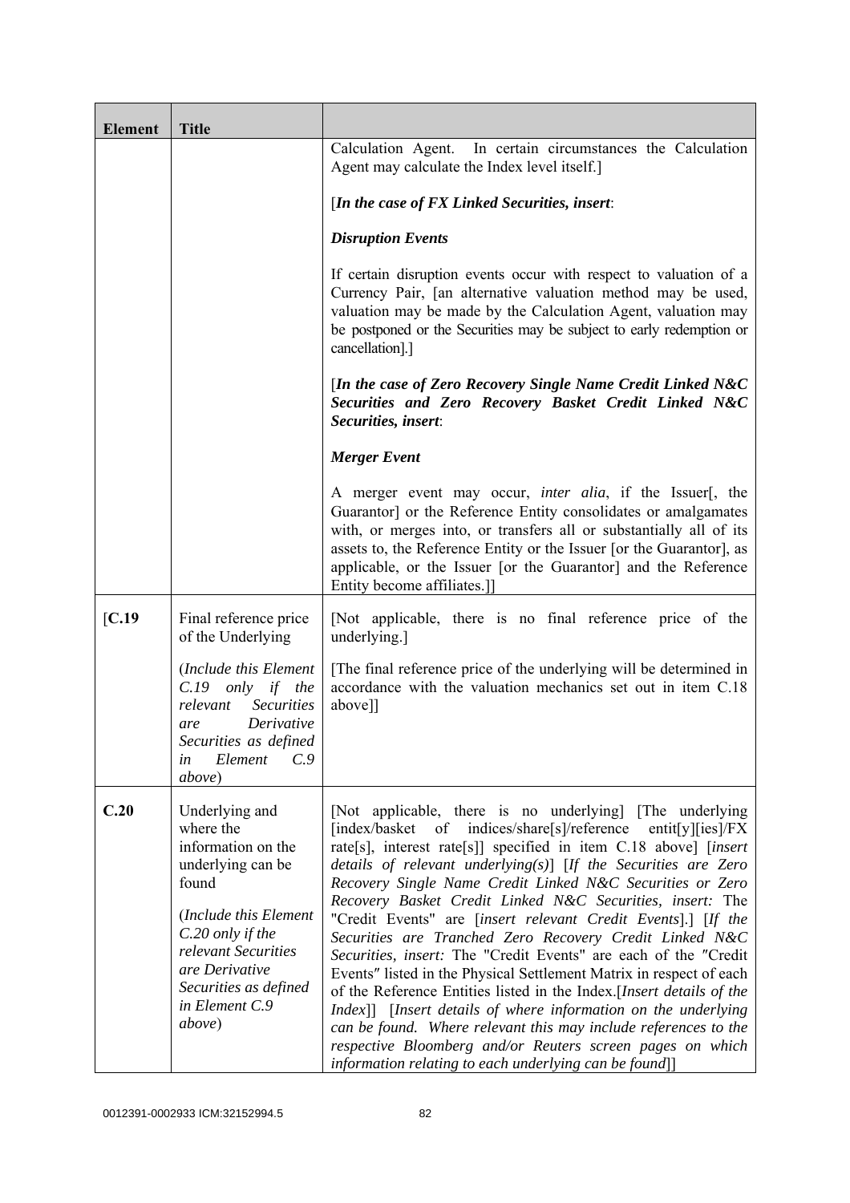| Element | Title | |
|---|---|---|
| | | Calculation Agent. In certain circumstances the Calculation Agent may calculate the Index level itself.]<br><br>[***In the case of FX Linked Securities, insert***:<br><br>***Disruption Events***<br><br>If certain disruption events occur with respect to valuation of a Currency Pair, [an alternative valuation method may be used, valuation may be made by the Calculation Agent, valuation may be postponed or the Securities may be subject to early redemption or cancellation].]<br><br>[***In the case of Zero Recovery Single Name Credit Linked N&C Securities and Zero Recovery Basket Credit Linked N&C Securities, insert***:<br><br>***Merger Event***<br><br>A merger event may occur, *inter alia*, if the Issuer[, the Guarantor] or the Reference Entity consolidates or amalgamates with, or merges into, or transfers all or substantially all of its assets to, the Reference Entity or the Issuer [or the Guarantor], as applicable, or the Issuer [or the Guarantor] and the Reference Entity become affiliates.]] |
| [**C.19** | Final reference price of the Underlying<br><br>(*Include this Element C.19 only if the relevant Securities are Derivative Securities as defined in Element C.9 above*) | [Not applicable, there is no final reference price of the underlying.]<br><br>[The final reference price of the underlying will be determined in accordance with the valuation mechanics set out in item C.18 above]] |
| **C.20** | Underlying and where the information on the underlying can be found<br><br>(*Include this Element C.20 only if the relevant Securities are Derivative Securities as defined in Element C.9 above*) | [Not applicable, there is no underlying] [The underlying [index/basket of indices/share[s]/reference entit[y][ies]/FX rate[s], interest rate[s]] specified in item C.18 above] [*insert details of relevant underlying(s)*] [*If the Securities are Zero Recovery Single Name Credit Linked N&C Securities or Zero Recovery Basket Credit Linked N&C Securities, insert:* The "Credit Events" are [*insert relevant Credit Events*].] [*If the Securities are Tranched Zero Recovery Credit Linked N&C Securities, insert:* The "Credit Events" are each of the "Credit Events" listed in the Physical Settlement Matrix in respect of each of the Reference Entities listed in the Index.[*Insert details of the Index*]] [*Insert details of where information on the underlying can be found. Where relevant this may include references to the respective Bloomberg and/or Reuters screen pages on which information relating to each underlying can be found*]] |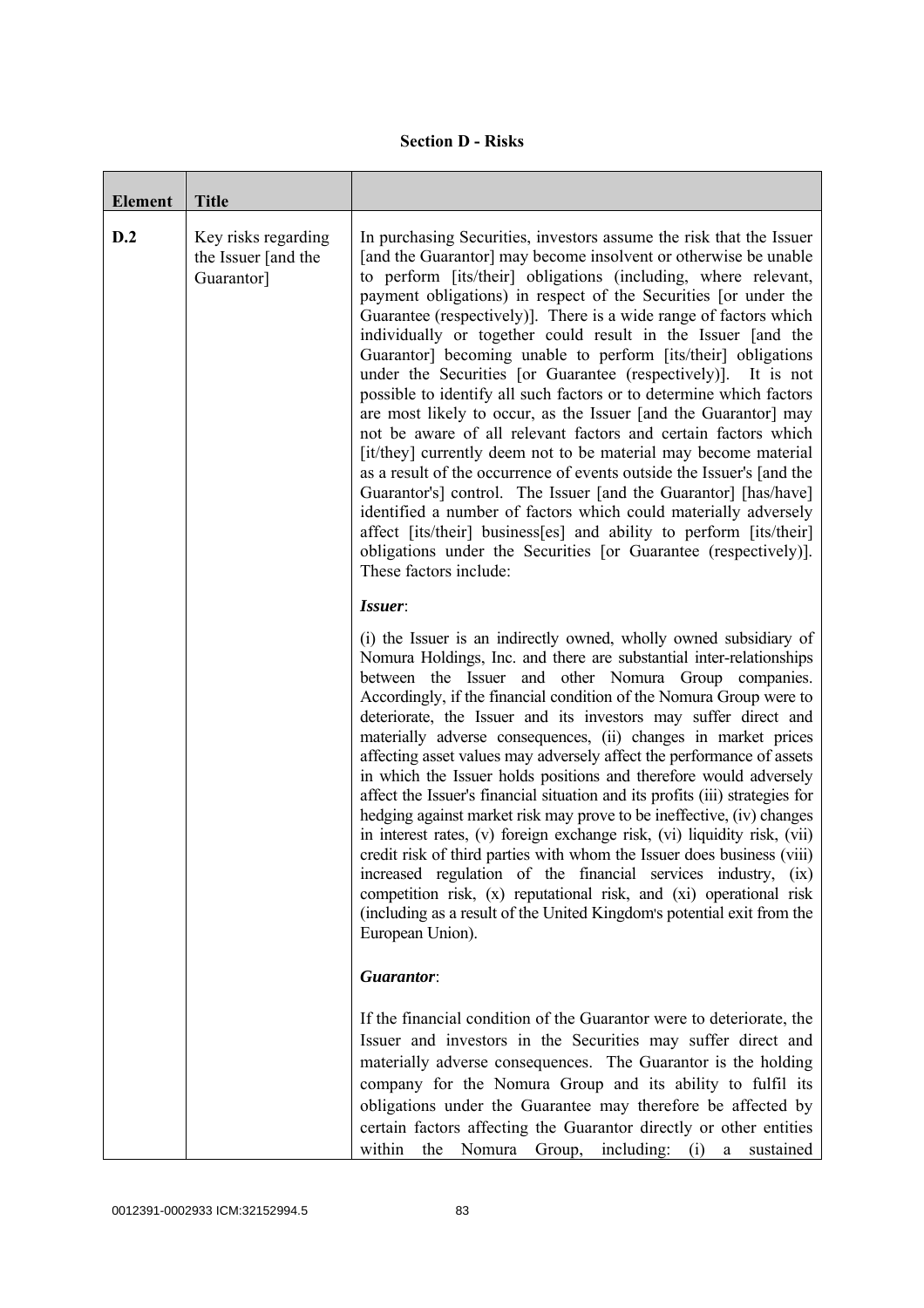**Section D - Risks**

| Element | Title | |
|---|---|---|
| **D.2** | Key risks regarding the Issuer [and the Guarantor] | In purchasing Securities, investors assume the risk that the Issuer [and the Guarantor] may become insolvent or otherwise be unable to perform [its/their] obligations (including, where relevant, payment obligations) in respect of the Securities [or under the Guarantee (respectively)]. There is a wide range of factors which individually or together could result in the Issuer [and the Guarantor] becoming unable to perform [its/their] obligations under the Securities [or Guarantee (respectively)]. It is not possible to identify all such factors or to determine which factors are most likely to occur, as the Issuer [and the Guarantor] may not be aware of all relevant factors and certain factors which [it/they] currently deem not to be material may become material as a result of the occurrence of events outside the Issuer's [and the Guarantor's] control. The Issuer [and the Guarantor] [has/have] identified a number of factors which could materially adversely affect [its/their] business[es] and ability to perform [its/their] obligations under the Securities [or Guarantee (respectively)]. These factors include:<br><br>***Issuer*:**<br><br>(i) the Issuer is an indirectly owned, wholly owned subsidiary of Nomura Holdings, Inc. and there are substantial inter-relationships between the Issuer and other Nomura Group companies. Accordingly, if the financial condition of the Nomura Group were to deteriorate, the Issuer and its investors may suffer direct and materially adverse consequences, (ii) changes in market prices affecting asset values may adversely affect the performance of assets in which the Issuer holds positions and therefore would adversely affect the Issuer's financial situation and its profits (iii) strategies for hedging against market risk may prove to be ineffective, (iv) changes in interest rates, (v) foreign exchange risk, (vi) liquidity risk, (vii) credit risk of third parties with whom the Issuer does business (viii) increased regulation of the financial services industry, (ix) competition risk, (x) reputational risk, and (xi) operational risk (including as a result of the United Kingdom's potential exit from the European Union).<br><br>***Guarantor*:**<br><br>If the financial condition of the Guarantor were to deteriorate, the Issuer and investors in the Securities may suffer direct and materially adverse consequences. The Guarantor is the holding company for the Nomura Group and its ability to fulfil its obligations under the Guarantee may therefore be affected by certain factors affecting the Guarantor directly or other entities within the Nomura Group, including: (i) a sustained |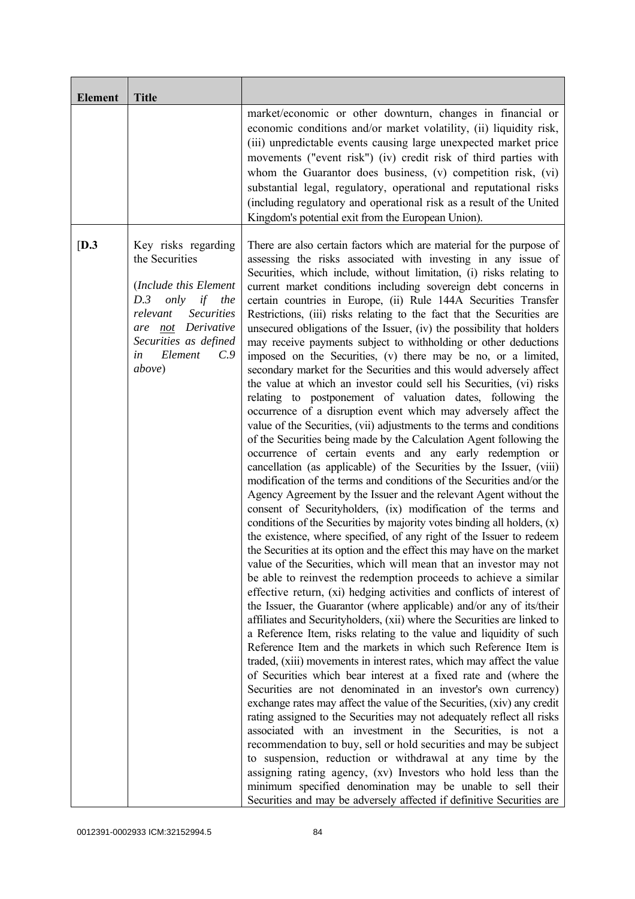| Element | Title | |
|---|---|---|
| | | market/economic or other downturn, changes in financial or economic conditions and/or market volatility, (ii) liquidity risk, (iii) unpredictable events causing large unexpected market price movements ("event risk") (iv) credit risk of third parties with whom the Guarantor does business, (v) competition risk, (vi) substantial legal, regulatory, operational and reputational risks (including regulatory and operational risk as a result of the United Kingdom's potential exit from the European Union). |
| [D.3 | Key risks regarding the Securities<br><br>(*Include this Element D.3 only if the relevant Securities are <u>not</u> Derivative Securities as defined in Element C.9 above*) | There are also certain factors which are material for the purpose of assessing the risks associated with investing in any issue of Securities, which include, without limitation, (i) risks relating to current market conditions including sovereign debt concerns in certain countries in Europe, (ii) Rule 144A Securities Transfer Restrictions, (iii) risks relating to the fact that the Securities are unsecured obligations of the Issuer, (iv) the possibility that holders may receive payments subject to withholding or other deductions imposed on the Securities, (v) there may be no, or a limited, secondary market for the Securities and this would adversely affect the value at which an investor could sell his Securities, (vi) risks relating to postponement of valuation dates, following the occurrence of a disruption event which may adversely affect the value of the Securities, (vii) adjustments to the terms and conditions of the Securities being made by the Calculation Agent following the occurrence of certain events and any early redemption or cancellation (as applicable) of the Securities by the Issuer, (viii) modification of the terms and conditions of the Securities and/or the Agency Agreement by the Issuer and the relevant Agent without the consent of Securityholders, (ix) modification of the terms and conditions of the Securities by majority votes binding all holders, (x) the existence, where specified, of any right of the Issuer to redeem the Securities at its option and the effect this may have on the market value of the Securities, which will mean that an investor may not be able to reinvest the redemption proceeds to achieve a similar effective return, (xi) hedging activities and conflicts of interest of the Issuer, the Guarantor (where applicable) and/or any of its/their affiliates and Securityholders, (xii) where the Securities are linked to a Reference Item, risks relating to the value and liquidity of such Reference Item and the markets in which such Reference Item is traded, (xiii) movements in interest rates, which may affect the value of Securities which bear interest at a fixed rate and (where the Securities are not denominated in an investor's own currency) exchange rates may affect the value of the Securities, (xiv) any credit rating assigned to the Securities may not adequately reflect all risks associated with an investment in the Securities, is not a recommendation to buy, sell or hold securities and may be subject to suspension, reduction or withdrawal at any time by the assigning rating agency, (xv) Investors who hold less than the minimum specified denomination may be unable to sell their Securities and may be adversely affected if definitive Securities are |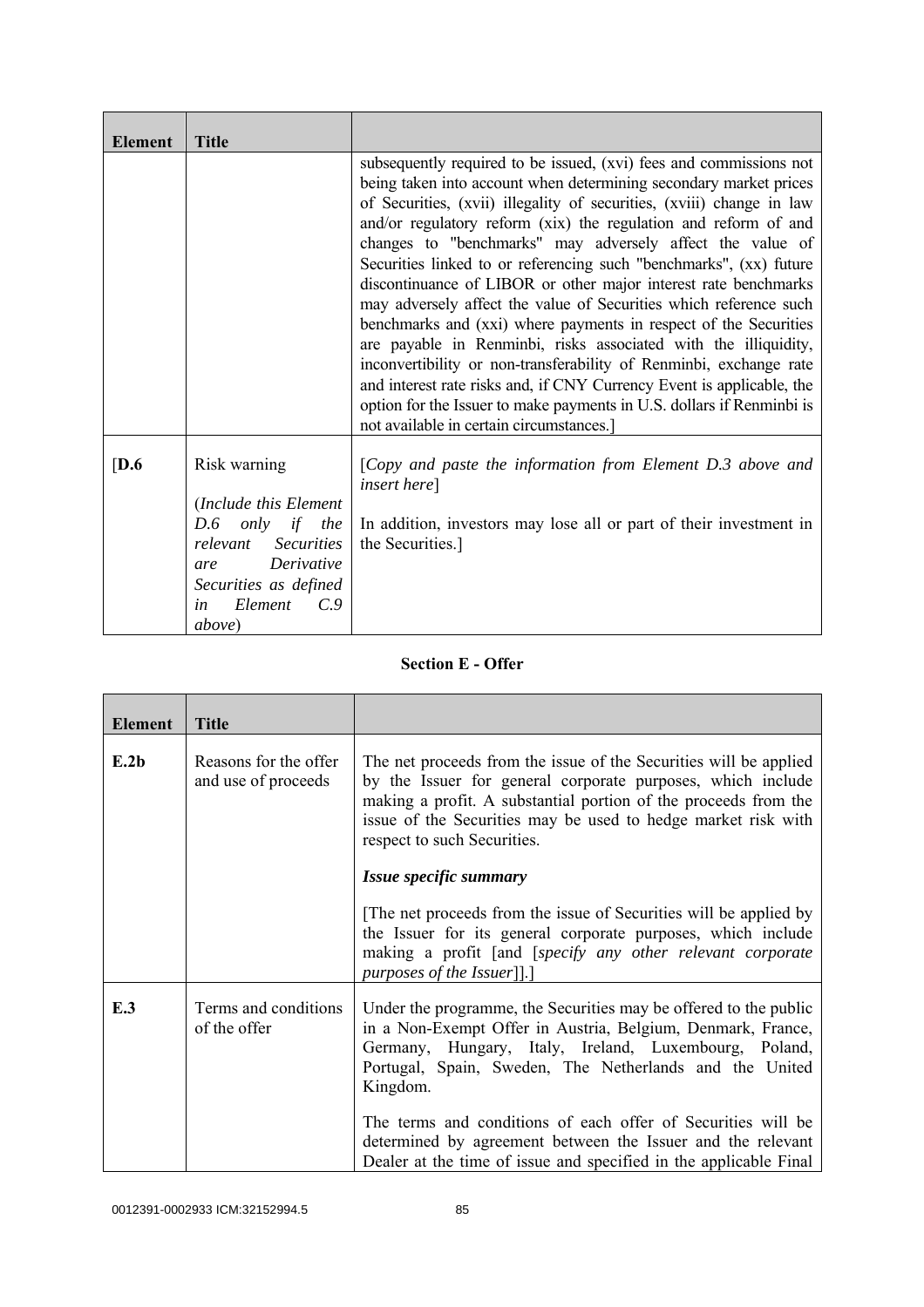| Element | Title | |
|---|---|---|
| | | subsequently required to be issued, (xvi) fees and commissions not being taken into account when determining secondary market prices of Securities, (xvii) illegality of securities, (xviii) change in law and/or regulatory reform (xix) the regulation and reform of and changes to "benchmarks" may adversely affect the value of Securities linked to or referencing such "benchmarks", (xx) future discontinuance of LIBOR or other major interest rate benchmarks may adversely affect the value of Securities which reference such benchmarks and (xxi) where payments in respect of the Securities are payable in Renminbi, risks associated with the illiquidity, inconvertibility or non-transferability of Renminbi, exchange rate and interest rate risks and, if CNY Currency Event is applicable, the option for the Issuer to make payments in U.S. dollars if Renminbi is not available in certain circumstances.] |
| [**D.6** | Risk warning<br><br>(*Include this Element D.6 only if the relevant Securities are Derivative Securities as defined in Element C.9 above*) | [*Copy and paste the information from Element D.3 above and insert here*]<br><br>In addition, investors may lose all or part of their investment in the Securities.] |

## Section E - Offer

| Element | Title | |
|---|---|---|
| **E.2b** | Reasons for the offer and use of proceeds | The net proceeds from the issue of the Securities will be applied by the Issuer for general corporate purposes, which include making a profit. A substantial portion of the proceeds from the issue of the Securities may be used to hedge market risk with respect to such Securities.<br><br>***Issue specific summary***<br><br>[The net proceeds from the issue of Securities will be applied by the Issuer for its general corporate purposes, which include making a profit [and [*specify any other relevant corporate purposes of the Issuer*]].] |
| **E.3** | Terms and conditions of the offer | Under the programme, the Securities may be offered to the public in a Non-Exempt Offer in Austria, Belgium, Denmark, France, Germany, Hungary, Italy, Ireland, Luxembourg, Poland, Portugal, Spain, Sweden, The Netherlands and the United Kingdom.<br><br>The terms and conditions of each offer of Securities will be determined by agreement between the Issuer and the relevant Dealer at the time of issue and specified in the applicable Final |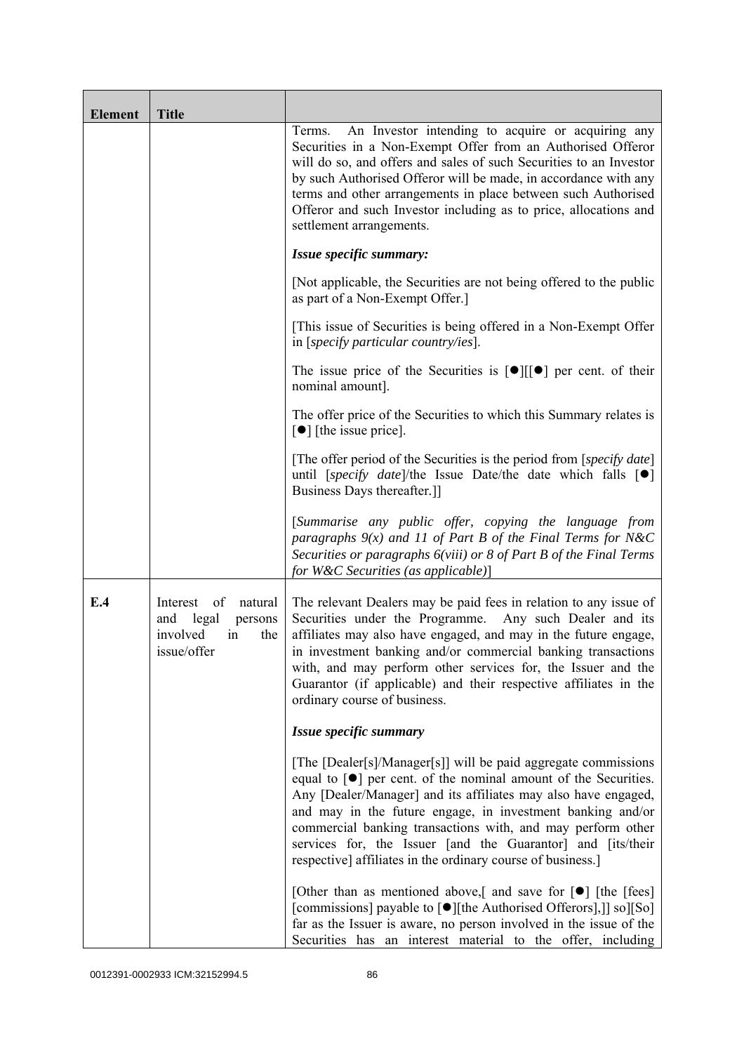| Element | Title | |
|---|---|---|
| | | Terms. An Investor intending to acquire or acquiring any Securities in a Non-Exempt Offer from an Authorised Offeror will do so, and offers and sales of such Securities to an Investor by such Authorised Offeror will be made, in accordance with any terms and other arrangements in place between such Authorised Offeror and such Investor including as to price, allocations and settlement arrangements.<br><br>***Issue specific summary:***<br><br>[Not applicable, the Securities are not being offered to the public as part of a Non-Exempt Offer.]<br><br>[This issue of Securities is being offered in a Non-Exempt Offer in [*specify particular country/ies*].<br><br>The issue price of the Securities is [●][[●] per cent. of their nominal amount].<br><br>The offer price of the Securities to which this Summary relates is [●] [the issue price].<br><br>[The offer period of the Securities is the period from [*specify date*] until [*specify date*]/the Issue Date/the date which falls [●] Business Days thereafter.]]<br><br>[*Summarise any public offer, copying the language from paragraphs 9(x) and 11 of Part B of the Final Terms for N&C Securities or paragraphs 6(viii) or 8 of Part B of the Final Terms for W&C Securities (as applicable)*] |
| **E.4** | Interest of natural and legal persons involved in the issue/offer | The relevant Dealers may be paid fees in relation to any issue of Securities under the Programme. Any such Dealer and its affiliates may also have engaged, and may in the future engage, in investment banking and/or commercial banking transactions with, and may perform other services for, the Issuer and the Guarantor (if applicable) and their respective affiliates in the ordinary course of business.<br><br>***Issue specific summary***<br><br>[The [Dealer[s]/Manager[s]] will be paid aggregate commissions equal to [●] per cent. of the nominal amount of the Securities. Any [Dealer/Manager] and its affiliates may also have engaged, and may in the future engage, in investment banking and/or commercial banking transactions with, and may perform other services for, the Issuer [and the Guarantor] and [its/their respective] affiliates in the ordinary course of business.]<br><br>[Other than as mentioned above,[ and save for [●] [the [fees] [commissions] payable to [●][the Authorised Offerors],]] so][So] far as the Issuer is aware, no person involved in the issue of the Securities has an interest material to the offer, including |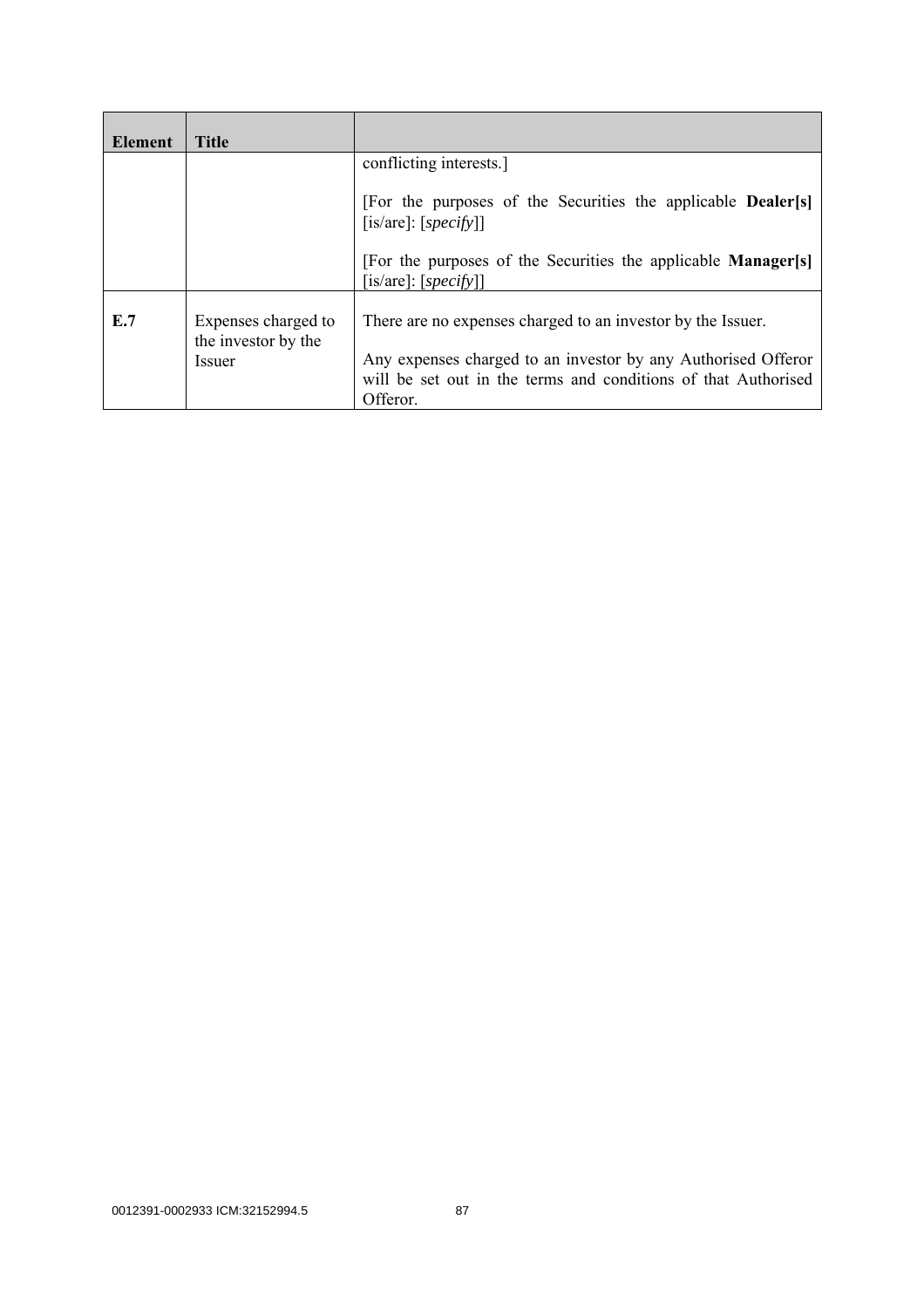| Element | Title | |
|---|---|---|
| | | conflicting interests.]<br><br>[For the purposes of the Securities the applicable **Dealer[s]** [is/are]: [*specify*]]<br><br>[For the purposes of the Securities the applicable **Manager[s]** [is/are]: [*specify*]] |
| **E.7** | Expenses charged to the investor by the Issuer | There are no expenses charged to an investor by the Issuer.<br><br>Any expenses charged to an investor by any Authorised Offeror will be set out in the terms and conditions of that Authorised Offeror. |

0012391-0002933 ICM:32152994.5